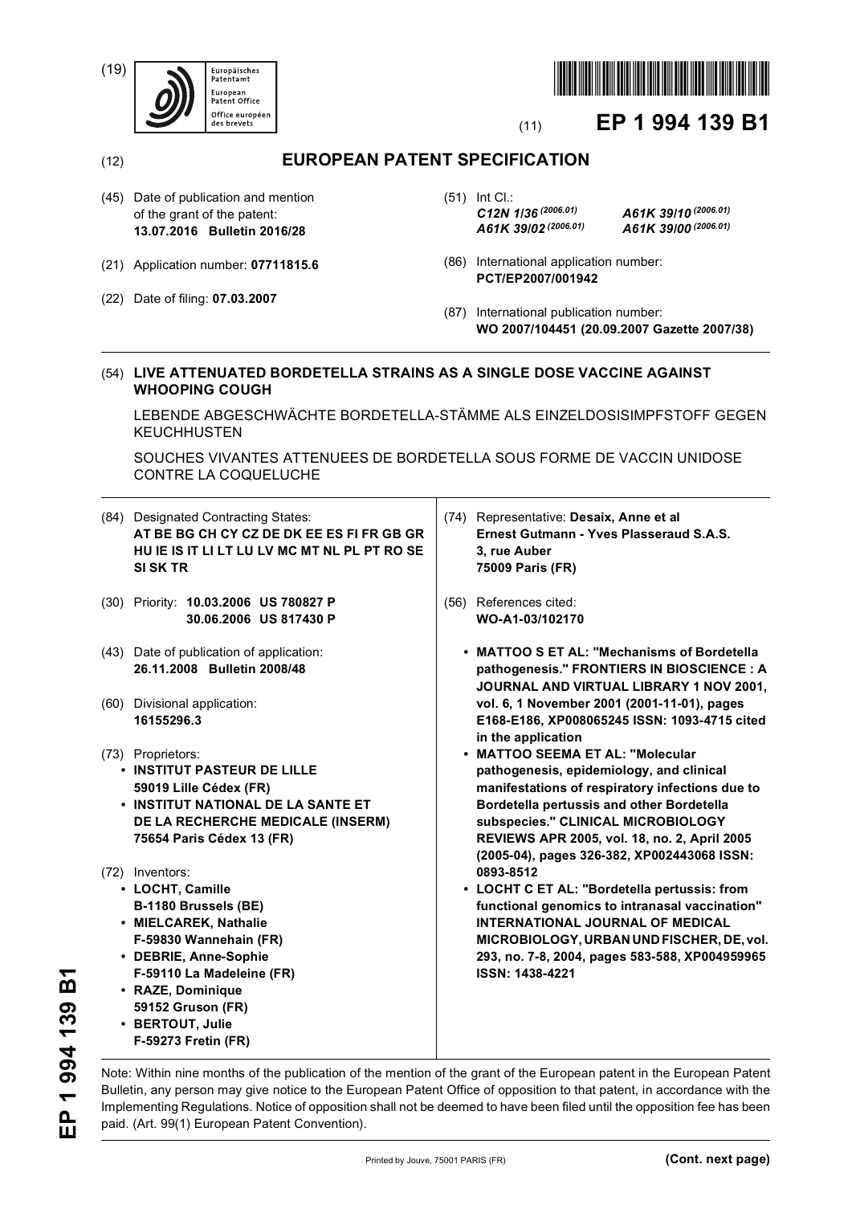(19) Europäisches Patentamt / European Patent Office / Office européen des brevets

(11) **EP 1 994 139 B1**

(12) **EUROPEAN PATENT SPECIFICATION**

(45) Date of publication and mention of the grant of the patent: **13.07.2016 Bulletin 2016/28**

(21) Application number: **07711815.6**

(22) Date of filing: **07.03.2007**

(51) Int Cl.:
***C12N 1/36*** *(2006.01)* ***A61K 39/10*** *(2006.01)*
***A61K 39/02*** *(2006.01)* ***A61K 39/00*** *(2006.01)*

(86) International application number: **PCT/EP2007/001942**

(87) International publication number: **WO 2007/104451 (20.09.2007 Gazette 2007/38)**

(54) **LIVE ATTENUATED BORDETELLA STRAINS AS A SINGLE DOSE VACCINE AGAINST WHOOPING COUGH**

LEBENDE ABGESCHWÄCHTE BORDETELLA-STÄMME ALS EINZELDOSISIMPFSTOFF GEGEN KEUCHHUSTEN

SOUCHES VIVANTES ATTENUEES DE BORDETELLA SOUS FORME DE VACCIN UNIDOSE CONTRE LA COQUELUCHE

(84) Designated Contracting States: **AT BE BG CH CY CZ DE DK EE ES FI FR GB GR HU IE IS IT LI LT LU LV MC MT NL PL PT RO SE SI SK TR**

(30) Priority: **10.03.2006 US 780827 P**
**30.06.2006 US 817430 P**

(43) Date of publication of application: **26.11.2008 Bulletin 2008/48**

(60) Divisional application: **16155296.3**

(73) Proprietors:
- **INSTITUT PASTEUR DE LILLE 59019 Lille Cédex (FR)**
- **INSTITUT NATIONAL DE LA SANTE ET DE LA RECHERCHE MEDICALE (INSERM) 75654 Paris Cédex 13 (FR)**

(72) Inventors:
- **LOCHT, Camille B-1180 Brussels (BE)**
- **MIELCAREK, Nathalie F-59830 Wannehain (FR)**
- **DEBRIE, Anne-Sophie F-59110 La Madeleine (FR)**
- **RAZE, Dominique 59152 Gruson (FR)**
- **BERTOUT, Julie F-59273 Fretin (FR)**

(74) Representative: **Desaix, Anne et al Ernest Gutmann - Yves Plasseraud S.A.S. 3, rue Auber 75009 Paris (FR)**

(56) References cited:
**WO-A1-03/102170**

- **MATTOO S ET AL: "Mechanisms of Bordetella pathogenesis." FRONTIERS IN BIOSCIENCE : A JOURNAL AND VIRTUAL LIBRARY 1 NOV 2001, vol. 6, 1 November 2001 (2001-11-01), pages E168-E186, XP008065245 ISSN: 1093-4715 cited in the application**
- **MATTOO SEEMA ET AL: "Molecular pathogenesis, epidemiology, and clinical manifestations of respiratory infections due to Bordetella pertussis and other Bordetella subspecies." CLINICAL MICROBIOLOGY REVIEWS APR 2005, vol. 18, no. 2, April 2005 (2005-04), pages 326-382, XP002443068 ISSN: 0893-8512**
- **LOCHT C ET AL: "Bordetella pertussis: from functional genomics to intranasal vaccination" INTERNATIONAL JOURNAL OF MEDICAL MICROBIOLOGY, URBAN UND FISCHER, DE, vol. 293, no. 7-8, 2004, pages 583-588, XP004959965 ISSN: 1438-4221**

Note: Within nine months of the publication of the mention of the grant of the European patent in the European Patent Bulletin, any person may give notice to the European Patent Office of opposition to that patent, in accordance with the Implementing Regulations. Notice of opposition shall not be deemed to have been filed until the opposition fee has been paid. (Art. 99(1) European Patent Convention).

Printed by Jouve, 75001 PARIS (FR) **(Cont. next page)**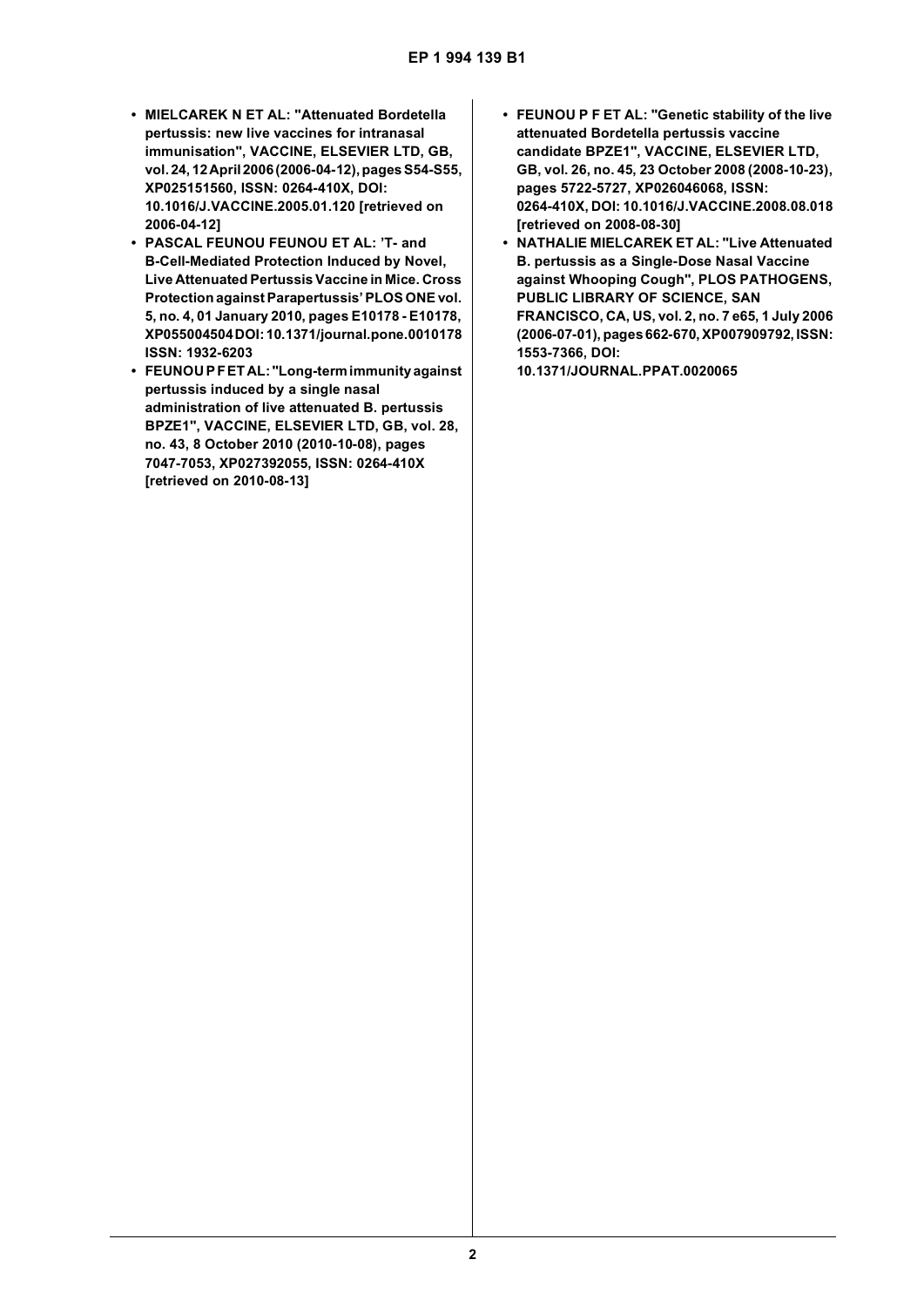- **MIELCAREK N ET AL: "Attenuated Bordetella pertussis: new live vaccines for intranasal immunisation", VACCINE, ELSEVIER LTD, GB, vol. 24, 12 April 2006 (2006-04-12), pages S54-S55, XP025151560, ISSN: 0264-410X, DOI: 10.1016/J.VACCINE.2005.01.120 [retrieved on 2006-04-12]**
- **PASCAL FEUNOU FEUNOU ET AL: 'T- and B-Cell-Mediated Protection Induced by Novel, Live Attenuated Pertussis Vaccine in Mice. Cross Protection against Parapertussis' PLOS ONE vol. 5, no. 4, 01 January 2010, pages E10178 - E10178, XP055004504 DOI: 10.1371/journal.pone.0010178 ISSN: 1932-6203**
- **FEUNOU P F ET AL: "Long-term immunity against pertussis induced by a single nasal administration of live attenuated B. pertussis BPZE1", VACCINE, ELSEVIER LTD, GB, vol. 28, no. 43, 8 October 2010 (2010-10-08), pages 7047-7053, XP027392055, ISSN: 0264-410X [retrieved on 2010-08-13]**
- **FEUNOU P F ET AL: "Genetic stability of the live attenuated Bordetella pertussis vaccine candidate BPZE1", VACCINE, ELSEVIER LTD, GB, vol. 26, no. 45, 23 October 2008 (2008-10-23), pages 5722-5727, XP026046068, ISSN: 0264-410X, DOI: 10.1016/J.VACCINE.2008.08.018 [retrieved on 2008-08-30]**
- **NATHALIE MIELCAREK ET AL: "Live Attenuated B. pertussis as a Single-Dose Nasal Vaccine against Whooping Cough", PLOS PATHOGENS, PUBLIC LIBRARY OF SCIENCE, SAN FRANCISCO, CA, US, vol. 2, no. 7 e65, 1 July 2006 (2006-07-01), pages 662-670, XP007909792, ISSN: 1553-7366, DOI: 10.1371/JOURNAL.PPAT.0020065**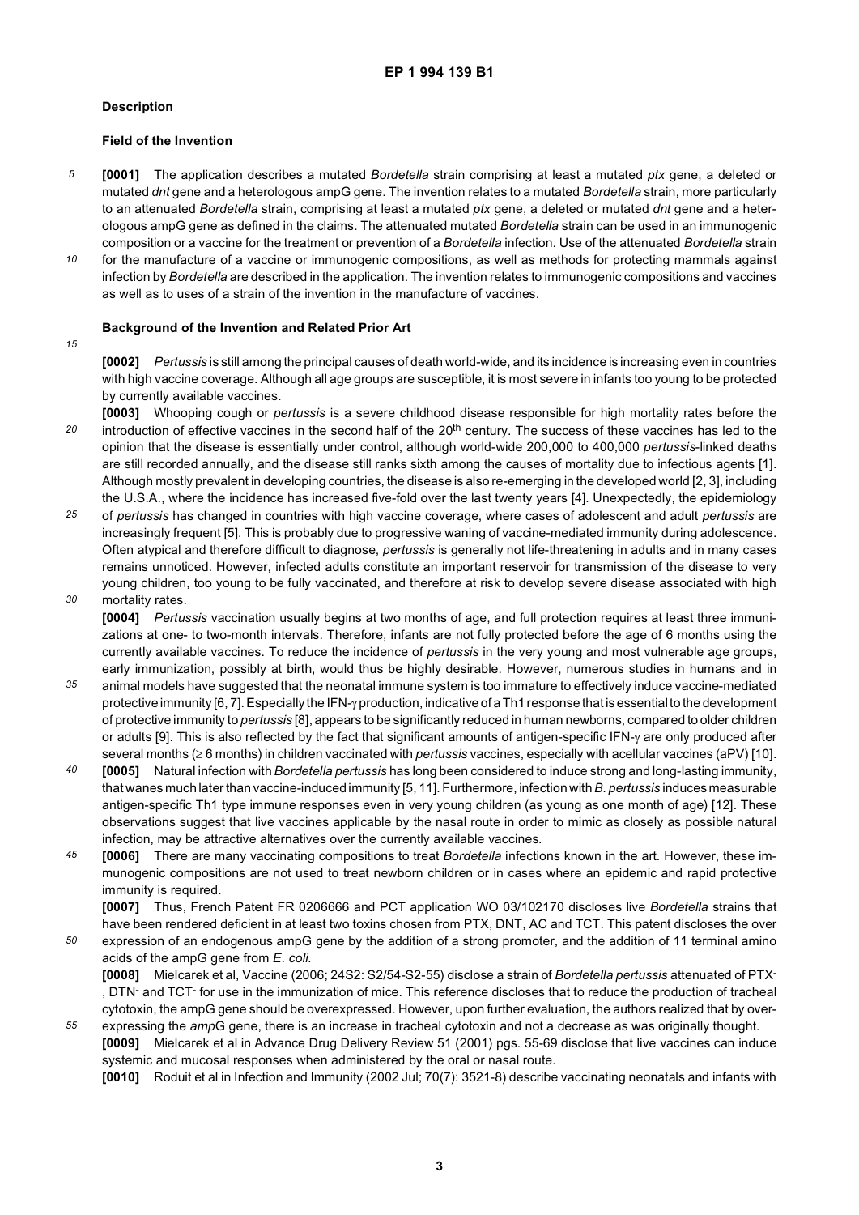## Description

### Field of the Invention

**[0001]** The application describes a mutated *Bordetella* strain comprising at least a mutated *ptx* gene, a deleted or mutated *dnt* gene and a heterologous ampG gene. The invention relates to a mutated *Bordetella* strain, more particularly to an attenuated *Bordetella* strain, comprising at least a mutated *ptx* gene, a deleted or mutated *dnt* gene and a heterologous ampG gene as defined in the claims. The attenuated mutated *Bordetella* strain can be used in an immunogenic composition or a vaccine for the treatment or prevention of a *Bordetella* infection. Use of the attenuated *Bordetella* strain for the manufacture of a vaccine or immunogenic compositions, as well as methods for protecting mammals against infection by *Bordetella* are described in the application. The invention relates to immunogenic compositions and vaccines as well as to uses of a strain of the invention in the manufacture of vaccines.

### Background of the Invention and Related Prior Art

**[0002]** *Pertussis* is still among the principal causes of death world-wide, and its incidence is increasing even in countries with high vaccine coverage. Although all age groups are susceptible, it is most severe in infants too young to be protected by currently available vaccines.

**[0003]** Whooping cough or *pertussis* is a severe childhood disease responsible for high mortality rates before the introduction of effective vaccines in the second half of the 20[th] century. The success of these vaccines has led to the opinion that the disease is essentially under control, although world-wide 200,000 to 400,000 *pertussis*-linked deaths are still recorded annually, and the disease still ranks sixth among the causes of mortality due to infectious agents [1]. Although mostly prevalent in developing countries, the disease is also re-emerging in the developed world [2, 3], including the U.S.A., where the incidence has increased five-fold over the last twenty years [4]. Unexpectedly, the epidemiology of *pertussis* has changed in countries with high vaccine coverage, where cases of adolescent and adult *pertussis* are increasingly frequent [5]. This is probably due to progressive waning of vaccine-mediated immunity during adolescence. Often atypical and therefore difficult to diagnose, *pertussis* is generally not life-threatening in adults and in many cases remains unnoticed. However, infected adults constitute an important reservoir for transmission of the disease to very young children, too young to be fully vaccinated, and therefore at risk to develop severe disease associated with high mortality rates.

**[0004]** *Pertussis* vaccination usually begins at two months of age, and full protection requires at least three immunizations at one- to two-month intervals. Therefore, infants are not fully protected before the age of 6 months using the currently available vaccines. To reduce the incidence of *pertussis* in the very young and most vulnerable age groups, early immunization, possibly at birth, would thus be highly desirable. However, numerous studies in humans and in animal models have suggested that the neonatal immune system is too immature to effectively induce vaccine-mediated protective immunity [6, 7]. Especially the IFN-$\gamma$ production, indicative of a Th1 response that is essential to the development of protective immunity to *pertussis* [8], appears to be significantly reduced in human newborns, compared to older children or adults [9]. This is also reflected by the fact that significant amounts of antigen-specific IFN-$\gamma$ are only produced after several months ($\geq$ 6 months) in children vaccinated with *pertussis* vaccines, especially with acellular vaccines (aPV) [10].

**[0005]** Natural infection with *Bordetella pertussis* has long been considered to induce strong and long-lasting immunity, that wanes much later than vaccine-induced immunity [5, 11]. Furthermore, infection with *B. pertussis* induces measurable antigen-specific Th1 type immune responses even in very young children (as young as one month of age) [12]. These observations suggest that live vaccines applicable by the nasal route in order to mimic as closely as possible natural infection, may be attractive alternatives over the currently available vaccines.

**[0006]** There are many vaccinating compositions to treat *Bordetella* infections known in the art. However, these immunogenic compositions are not used to treat newborn children or in cases where an epidemic and rapid protective immunity is required.

**[0007]** Thus, French Patent FR 0206666 and PCT application WO 03/102170 discloses live *Bordetella* strains that have been rendered deficient in at least two toxins chosen from PTX, DNT, AC and TCT. This patent discloses the over expression of an endogenous ampG gene by the addition of a strong promoter, and the addition of 11 terminal amino acids of the ampG gene from *E. coli.*

**[0008]** Mielcarek et al, Vaccine (2006; 24S2: S2/54-S2-55) disclose a strain of *Bordetella pertussis* attenuated of PTX$^-$, DTN$^-$ and TCT$^-$ for use in the immunization of mice. This reference discloses that to reduce the production of tracheal cytotoxin, the ampG gene should be overexpressed. However, upon further evaluation, the authors realized that by overexpressing the *amp*G gene, there is an increase in tracheal cytotoxin and not a decrease as was originally thought.

**[0009]** Mielcarek et al in Advance Drug Delivery Review 51 (2001) pgs. 55-69 disclose that live vaccines can induce systemic and mucosal responses when administered by the oral or nasal route.

**[0010]** Roduit et al in Infection and Immunity (2002 Jul; 70(7): 3521-8) describe vaccinating neonatals and infants with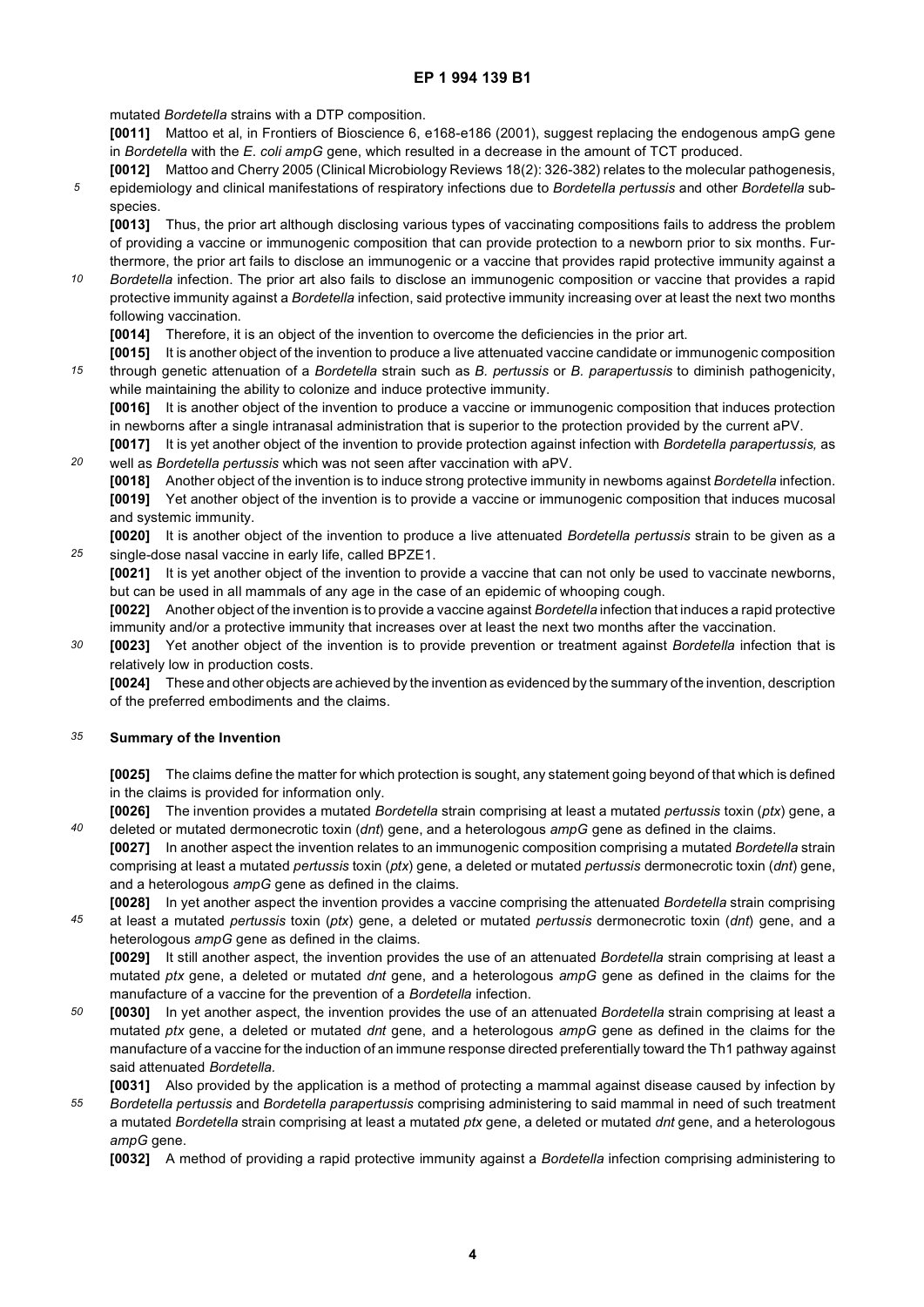mutated *Bordetella* strains with a DTP composition.

**[0011]** Mattoo et al, in Frontiers of Bioscience 6, e168-e186 (2001), suggest replacing the endogenous ampG gene in *Bordetella* with the *E. coli ampG* gene, which resulted in a decrease in the amount of TCT produced.

**[0012]** Mattoo and Cherry 2005 (Clinical Microbiology Reviews 18(2): 326-382) relates to the molecular pathogenesis, epidemiology and clinical manifestations of respiratory infections due to *Bordetella pertussis* and other *Bordetella* subspecies.

**[0013]** Thus, the prior art although disclosing various types of vaccinating compositions fails to address the problem of providing a vaccine or immunogenic composition that can provide protection to a newborn prior to six months. Furthermore, the prior art fails to disclose an immunogenic or a vaccine that provides rapid protective immunity against a *Bordetella* infection. The prior art also fails to disclose an immunogenic composition or vaccine that provides a rapid protective immunity against a *Bordetella* infection, said protective immunity increasing over at least the next two months following vaccination.

**[0014]** Therefore, it is an object of the invention to overcome the deficiencies in the prior art.

**[0015]** It is another object of the invention to produce a live attenuated vaccine candidate or immunogenic composition through genetic attenuation of a *Bordetella* strain such as *B. pertussis* or *B. parapertussis* to diminish pathogenicity, while maintaining the ability to colonize and induce protective immunity.

**[0016]** It is another object of the invention to produce a vaccine or immunogenic composition that induces protection in newborns after a single intranasal administration that is superior to the protection provided by the current aPV.

**[0017]** It is yet another object of the invention to provide protection against infection with *Bordetella parapertussis,* as well as *Bordetella pertussis* which was not seen after vaccination with aPV.

**[0018]** Another object of the invention is to induce strong protective immunity in newborns against *Bordetella* infection.

**[0019]** Yet another object of the invention is to provide a vaccine or immunogenic composition that induces mucosal and systemic immunity.

**[0020]** It is another object of the invention to produce a live attenuated *Bordetella pertussis* strain to be given as a single-dose nasal vaccine in early life, called BPZE1.

**[0021]** It is yet another object of the invention to provide a vaccine that can not only be used to vaccinate newborns, but can be used in all mammals of any age in the case of an epidemic of whooping cough.

**[0022]** Another object of the invention is to provide a vaccine against *Bordetella* infection that induces a rapid protective immunity and/or a protective immunity that increases over at least the next two months after the vaccination.

**[0023]** Yet another object of the invention is to provide prevention or treatment against *Bordetella* infection that is relatively low in production costs.

**[0024]** These and other objects are achieved by the invention as evidenced by the summary of the invention, description of the preferred embodiments and the claims.

## Summary of the Invention

**[0025]** The claims define the matter for which protection is sought, any statement going beyond of that which is defined in the claims is provided for information only.

**[0026]** The invention provides a mutated *Bordetella* strain comprising at least a mutated *pertussis* toxin (*ptx*) gene, a deleted or mutated dermonecrotic toxin (*dnt*) gene, and a heterologous *ampG* gene as defined in the claims.

**[0027]** In another aspect the invention relates to an immunogenic composition comprising a mutated *Bordetella* strain comprising at least a mutated *pertussis* toxin (*ptx*) gene, a deleted or mutated *pertussis* dermonecrotic toxin (*dnt*) gene, and a heterologous *ampG* gene as defined in the claims.

**[0028]** In yet another aspect the invention provides a vaccine comprising the attenuated *Bordetella* strain comprising at least a mutated *pertussis* toxin (*ptx*) gene, a deleted or mutated *pertussis* dermonecrotic toxin (*dnt*) gene, and a heterologous *ampG* gene as defined in the claims.

**[0029]** It still another aspect, the invention provides the use of an attenuated *Bordetella* strain comprising at least a mutated *ptx* gene, a deleted or mutated *dnt* gene, and a heterologous *ampG* gene as defined in the claims for the manufacture of a vaccine for the prevention of a *Bordetella* infection.

**[0030]** In yet another aspect, the invention provides the use of an attenuated *Bordetella* strain comprising at least a mutated *ptx* gene, a deleted or mutated *dnt* gene, and a heterologous *ampG* gene as defined in the claims for the manufacture of a vaccine for the induction of an immune response directed preferentially toward the Th1 pathway against said attenuated *Bordetella.*

**[0031]** Also provided by the application is a method of protecting a mammal against disease caused by infection by *Bordetella pertussis* and *Bordetella parapertussis* comprising administering to said mammal in need of such treatment a mutated *Bordetella* strain comprising at least a mutated *ptx* gene, a deleted or mutated *dnt* gene, and a heterologous *ampG* gene.

**[0032]** A method of providing a rapid protective immunity against a *Bordetella* infection comprising administering to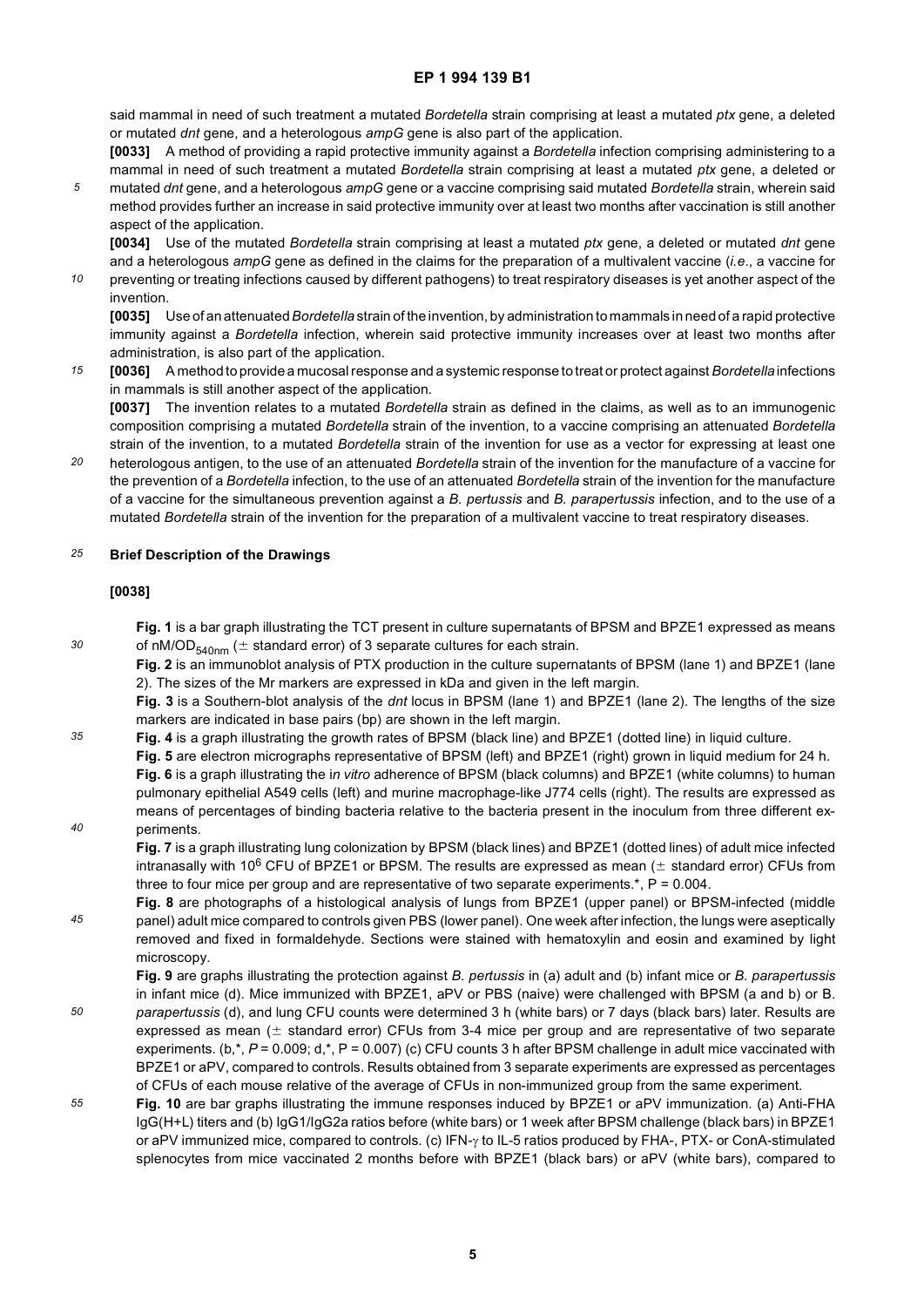said mammal in need of such treatment a mutated *Bordetella* strain comprising at least a mutated *ptx* gene, a deleted or mutated *dnt* gene, and a heterologous *ampG* gene is also part of the application.

**[0033]** A method of providing a rapid protective immunity against a *Bordetella* infection comprising administering to a mammal in need of such treatment a mutated *Bordetella* strain comprising at least a mutated *ptx* gene, a deleted or mutated *dnt* gene, and a heterologous *ampG* gene or a vaccine comprising said mutated *Bordetella* strain, wherein said method provides further an increase in said protective immunity over at least two months after vaccination is still another aspect of the application.

**[0034]** Use of the mutated *Bordetella* strain comprising at least a mutated *ptx* gene, a deleted or mutated *dnt* gene and a heterologous *ampG* gene as defined in the claims for the preparation of a multivalent vaccine (*i.e.*, a vaccine for preventing or treating infections caused by different pathogens) to treat respiratory diseases is yet another aspect of the invention.

**[0035]** Use of an attenuated *Bordetella* strain of the invention, by administration to mammals in need of a rapid protective immunity against a *Bordetella* infection, wherein said protective immunity increases over at least two months after administration, is also part of the application.

**[0036]** A method to provide a mucosal response and a systemic response to treat or protect against *Bordetella* infections in mammals is still another aspect of the application.

**[0037]** The invention relates to a mutated *Bordetella* strain as defined in the claims, as well as to an immunogenic composition comprising a mutated *Bordetella* strain of the invention, to a vaccine comprising an attenuated *Bordetella* strain of the invention, to a mutated *Bordetella* strain of the invention for use as a vector for expressing at least one heterologous antigen, to the use of an attenuated *Bordetella* strain of the invention for the manufacture of a vaccine for the prevention of a *Bordetella* infection, to the use of an attenuated *Bordetella* strain of the invention for the manufacture of a vaccine for the simultaneous prevention against a *B. pertussis* and *B. parapertussis* infection, and to the use of a mutated *Bordetella* strain of the invention for the preparation of a multivalent vaccine to treat respiratory diseases.

## Brief Description of the Drawings

**[0038]**

**Fig. 1** is a bar graph illustrating the TCT present in culture supernatants of BPSM and BPZE1 expressed as means of nM/$OD_{540nm}$ ($\pm$ standard error) of 3 separate cultures for each strain.

**Fig. 2** is an immunoblot analysis of PTX production in the culture supernatants of BPSM (lane 1) and BPZE1 (lane 2). The sizes of the Mr markers are expressed in kDa and given in the left margin.

**Fig. 3** is a Southern-blot analysis of the *dnt* locus in BPSM (lane 1) and BPZE1 (lane 2). The lengths of the size markers are indicated in base pairs (bp) are shown in the left margin.

**Fig. 4** is a graph illustrating the growth rates of BPSM (black line) and BPZE1 (dotted line) in liquid culture.

**Fig. 5** are electron micrographs representative of BPSM (left) and BPZE1 (right) grown in liquid medium for 24 h.

**Fig. 6** is a graph illustrating the i*n vitro* adherence of BPSM (black columns) and BPZE1 (white columns) to human pulmonary epithelial A549 cells (left) and murine macrophage-like J774 cells (right). The results are expressed as means of percentages of binding bacteria relative to the bacteria present in the inoculum from three different experiments.

**Fig. 7** is a graph illustrating lung colonization by BPSM (black lines) and BPZE1 (dotted lines) of adult mice infected intranasally with $10^6$ CFU of BPZE1 or BPSM. The results are expressed as mean ($\pm$ standard error) CFUs from three to four mice per group and are representative of two separate experiments.*, P = 0.004.

**Fig. 8** are photographs of a histological analysis of lungs from BPZE1 (upper panel) or BPSM-infected (middle panel) adult mice compared to controls given PBS (lower panel). One week after infection, the lungs were aseptically removed and fixed in formaldehyde. Sections were stained with hematoxylin and eosin and examined by light microscopy.

**Fig. 9** are graphs illustrating the protection against *B. pertussis* in (a) adult and (b) infant mice or *B. parapertussis* in infant mice (d). Mice immunized with BPZE1, aPV or PBS (naive) were challenged with BPSM (a and b) or B. *parapertussis* (d), and lung CFU counts were determined 3 h (white bars) or 7 days (black bars) later. Results are expressed as mean ($\pm$ standard error) CFUs from 3-4 mice per group and are representative of two separate experiments. (b,*, *P* = 0.009; d,*, P = 0.007) (c) CFU counts 3 h after BPSM challenge in adult mice vaccinated with BPZE1 or aPV, compared to controls. Results obtained from 3 separate experiments are expressed as percentages of CFUs of each mouse relative of the average of CFUs in non-immunized group from the same experiment.

**Fig. 10** are bar graphs illustrating the immune responses induced by BPZE1 or aPV immunization. (a) Anti-FHA IgG(H+L) titers and (b) IgG1/IgG2a ratios before (white bars) or 1 week after BPSM challenge (black bars) in BPZE1 or aPV immunized mice, compared to controls. (c) IFN-$\gamma$ to IL-5 ratios produced by FHA-, PTX- or ConA-stimulated splenocytes from mice vaccinated 2 months before with BPZE1 (black bars) or aPV (white bars), compared to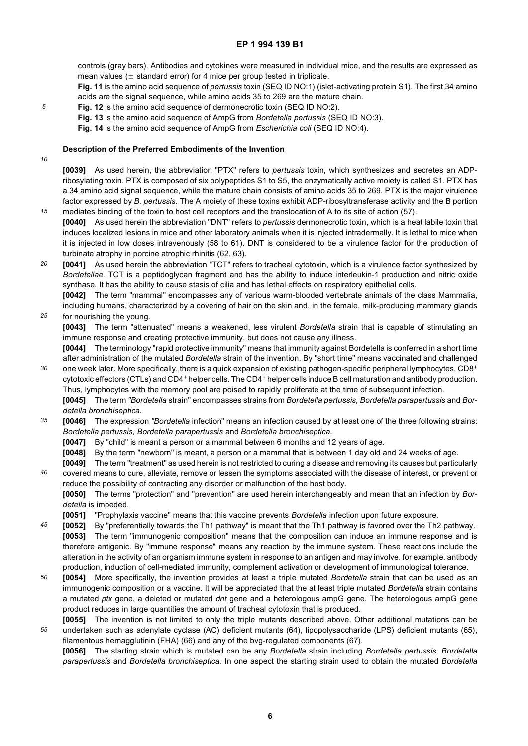controls (gray bars). Antibodies and cytokines were measured in individual mice, and the results are expressed as mean values (± standard error) for 4 mice per group tested in triplicate.

**Fig. 11** is the amino acid sequence of *pertussis* toxin (SEQ ID NO:1) (islet-activating protein S1). The first 34 amino acids are the signal sequence, while amino acids 35 to 269 are the mature chain.

**Fig. 12** is the amino acid sequence of dermonecrotic toxin (SEQ ID NO:2).

**Fig. 13** is the amino acid sequence of AmpG from *Bordetella pertussis* (SEQ ID NO:3).

**Fig. 14** is the amino acid sequence of AmpG from *Escherichia coli* (SEQ ID NO:4).

## Description of the Preferred Embodiments of the Invention

**[0039]** As used herein, the abbreviation "PTX" refers to *pertussis* toxin, which synthesizes and secretes an ADP-ribosylating toxin. PTX is composed of six polypeptides S1 to S5, the enzymatically active moiety is called S1. PTX has a 34 amino acid signal sequence, while the mature chain consists of amino acids 35 to 269. PTX is the major virulence factor expressed by *B. pertussis.* The A moiety of these toxins exhibit ADP-ribosyltransferase activity and the B portion mediates binding of the toxin to host cell receptors and the translocation of A to its site of action (57).

**[0040]** As used herein the abbreviation "DNT" refers to *pertussis* dermonecrotic toxin, which is a heat labile toxin that induces localized lesions in mice and other laboratory animals when it is injected intradermally. It is lethal to mice when it is injected in low doses intravenously (58 to 61). DNT is considered to be a virulence factor for the production of turbinate atrophy in porcine atrophic rhinitis (62, 63).

**[0041]** As used herein the abbreviation "TCT" refers to tracheal cytotoxin, which is a virulence factor synthesized by *Bordetellae.* TCT is a peptidoglycan fragment and has the ability to induce interleukin-1 production and nitric oxide synthase. It has the ability to cause stasis of cilia and has lethal effects on respiratory epithelial cells.

**[0042]** The term "mammal" encompasses any of various warm-blooded vertebrate animals of the class Mammalia, including humans, characterized by a covering of hair on the skin and, in the female, milk-producing mammary glands for nourishing the young.

**[0043]** The term "attenuated" means a weakened, less virulent *Bordetella* strain that is capable of stimulating an immune response and creating protective immunity, but does not cause any illness.

**[0044]** The terminology "rapid protective immunity" means that immunity against Bordetella is conferred in a short time after administration of the mutated *Bordetella* strain of the invention. By "short time" means vaccinated and challenged one week later. More specifically, there is a quick expansion of existing pathogen-specific peripheral lymphocytes, $CD8^+$ cytotoxic effectors (CTLs) and $CD4^+$ helper cells. The $CD4^+$ helper cells induce B cell maturation and antibody production. Thus, lymphocytes with the memory pool are poised to rapidly proliferate at the time of subsequent infection.

**[0045]** The term *"Bordetella* strain" encompasses strains from *Bordetella pertussis, Bordetella parapertussis* and *Bordetella bronchiseptica.*

**[0046]** The expression *"Bordetella* infection" means an infection caused by at least one of the three following strains: *Bordetella pertussis, Bordetella parapertussis* and *Bordetella bronchiseptica.*

**[0047]** By "child" is meant a person or a mammal between 6 months and 12 years of age.

**[0048]** By the term "newborn" is meant, a person or a mammal that is between 1 day old and 24 weeks of age.

**[0049]** The term "treatment" as used herein is not restricted to curing a disease and removing its causes but particularly covered means to cure, alleviate, remove or lessen the symptoms associated with the disease of interest, or prevent or reduce the possibility of contracting any disorder or malfunction of the host body.

**[0050]** The terms "protection" and "prevention" are used herein interchangeably and mean that an infection by *Bordetella* is impeded.

**[0051]** "Prophylaxis vaccine" means that this vaccine prevents *Bordetella* infection upon future exposure.

**[0052]** By "preferentially towards the Th1 pathway" is meant that the Th1 pathway is favored over the Th2 pathway.

**[0053]** The term "immunogenic composition" means that the composition can induce an immune response and is therefore antigenic. By "immune response" means any reaction by the immune system. These reactions include the alteration in the activity of an organism immune system in response to an antigen and may involve, for example, antibody production, induction of cell-mediated immunity, complement activation or development of immunological tolerance.

**[0054]** More specifically, the invention provides at least a triple mutated *Bordetella* strain that can be used as an immunogenic composition or a vaccine. It will be appreciated that the at least triple mutated *Bordetella* strain contains a mutated *ptx* gene, a deleted or mutated *dnt* gene and a heterologous ampG gene. The heterologous ampG gene product reduces in large quantities the amount of tracheal cytotoxin that is produced.

**[0055]** The invention is not limited to only the triple mutants described above. Other additional mutations can be undertaken such as adenylate cyclase (AC) deficient mutants (64), lipopolysaccharide (LPS) deficient mutants (65), filamentous hemagglutinin (FHA) (66) and any of the bvg-regulated components (67).

**[0056]** The starting strain which is mutated can be any *Bordetella* strain including *Bordetella pertussis, Bordetella parapertussis* and *Bordetella bronchiseptica.* In one aspect the starting strain used to obtain the mutated *Bordetella*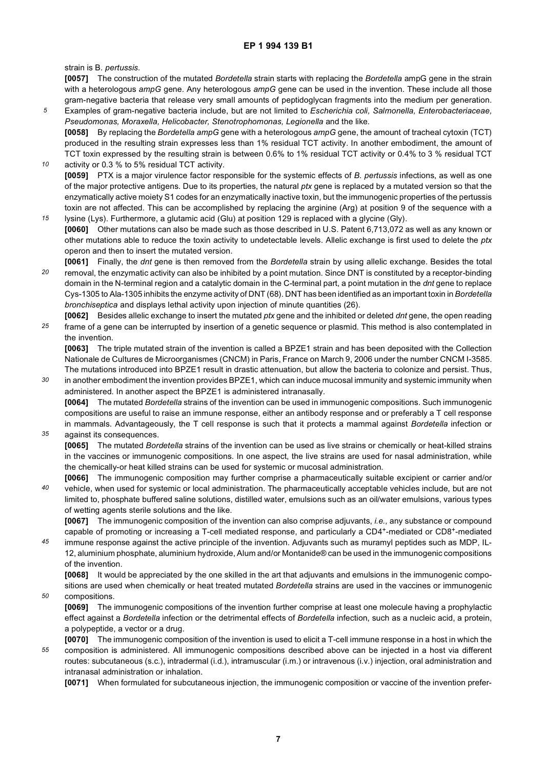strain is B. *pertussis*.

**[0057]** The construction of the mutated *Bordetella* strain starts with replacing the *Bordetella* ampG gene in the strain with a heterologous *ampG* gene. Any heterologous *ampG* gene can be used in the invention. These include all those gram-negative bacteria that release very small amounts of peptidoglycan fragments into the medium per generation. Examples of gram-negative bacteria include, but are not limited to *Escherichia coli, Salmonella, Enterobacteriaceae, Pseudomonas, Moraxella, Helicobacter, Stenotrophomonas, Legionella* and the like.

**[0058]** By replacing the *Bordetella ampG* gene with a heterologous *ampG* gene, the amount of tracheal cytoxin (TCT) produced in the resulting strain expresses less than 1% residual TCT activity. In another embodiment, the amount of TCT toxin expressed by the resulting strain is between 0.6% to 1% residual TCT activity or 0.4% to 3 % residual TCT activity or 0.3 % to 5% residual TCT activity.

**[0059]** PTX is a major virulence factor responsible for the systemic effects of *B. pertussis* infections, as well as one of the major protective antigens. Due to its properties, the natural *ptx* gene is replaced by a mutated version so that the enzymatically active moiety S1 codes for an enzymatically inactive toxin, but the immunogenic properties of the pertussis toxin are not affected. This can be accomplished by replacing the arginine (Arg) at position 9 of the sequence with a lysine (Lys). Furthermore, a glutamic acid (Glu) at position 129 is replaced with a glycine (Gly).

**[0060]** Other mutations can also be made such as those described in U.S. Patent 6,713,072 as well as any known or other mutations able to reduce the toxin activity to undetectable levels. Allelic exchange is first used to delete the *ptx* operon and then to insert the mutated version.

**[0061]** Finally, the *dnt* gene is then removed from the *Bordetella* strain by using allelic exchange. Besides the total removal, the enzymatic activity can also be inhibited by a point mutation. Since DNT is constituted by a receptor-binding domain in the N-terminal region and a catalytic domain in the C-terminal part, a point mutation in the *dnt* gene to replace Cys-1305 to Ala-1305 inhibits the enzyme activity of DNT (68). DNT has been identified as an important toxin in *Bordetella bronchiseptica* and displays lethal activity upon injection of minute quantities (26).

**[0062]** Besides allelic exchange to insert the mutated *ptx* gene and the inhibited or deleted *dnt* gene, the open reading frame of a gene can be interrupted by insertion of a genetic sequence or plasmid. This method is also contemplated in the invention.

**[0063]** The triple mutated strain of the invention is called a BPZE1 strain and has been deposited with the Collection Nationale de Cultures de Microorganismes (CNCM) in Paris, France on March 9, 2006 under the number CNCM I-3585. The mutations introduced into BPZE1 result in drastic attenuation, but allow the bacteria to colonize and persist. Thus, in another embodiment the invention provides BPZE1, which can induce mucosal immunity and systemic immunity when administered. In another aspect the BPZE1 is administered intranasally.

**[0064]** The mutated *Bordetella* strains of the invention can be used in immunogenic compositions. Such immunogenic compositions are useful to raise an immune response, either an antibody response and or preferably a T cell response in mammals. Advantageously, the T cell response is such that it protects a mammal against *Bordetella* infection or against its consequences.

**[0065]** The mutated *Bordetella* strains of the invention can be used as live strains or chemically or heat-killed strains in the vaccines or immunogenic compositions. In one aspect, the live strains are used for nasal administration, while the chemically-or heat killed strains can be used for systemic or mucosal administration.

**[0066]** The immunogenic composition may further comprise a pharmaceutically suitable excipient or carrier and/or vehicle, when used for systemic or local administration. The pharmaceutically acceptable vehicles include, but are not limited to, phosphate buffered saline solutions, distilled water, emulsions such as an oil/water emulsions, various types of wetting agents sterile solutions and the like.

**[0067]** The immunogenic composition of the invention can also comprise adjuvants, *i.e.,* any substance or compound capable of promoting or increasing a T-cell mediated response, and particularly a $CD4^+$-mediated or $CD8^+$-mediated immune response against the active principle of the invention. Adjuvants such as muramyl peptides such as MDP, IL-12, aluminium phosphate, aluminium hydroxide, Alum and/or Montanide® can be used in the immunogenic compositions of the invention.

**[0068]** It would be appreciated by the one skilled in the art that adjuvants and emulsions in the immunogenic compositions are used when chemically or heat treated mutated *Bordetella* strains are used in the vaccines or immunogenic compositions.

**[0069]** The immunogenic compositions of the invention further comprise at least one molecule having a prophylactic effect against a *Bordetella* infection or the detrimental effects of *Bordetella* infection, such as a nucleic acid, a protein, a polypeptide, a vector or a drug.

**[0070]** The immunogenic composition of the invention is used to elicit a T-cell immune response in a host in which the composition is administered. All immunogenic compositions described above can be injected in a host via different routes: subcutaneous (s.c.), intradermal (i.d.), intramuscular (i.m.) or intravenous (i.v.) injection, oral administration and intranasal administration or inhalation.

**[0071]** When formulated for subcutaneous injection, the immunogenic composition or vaccine of the invention prefer-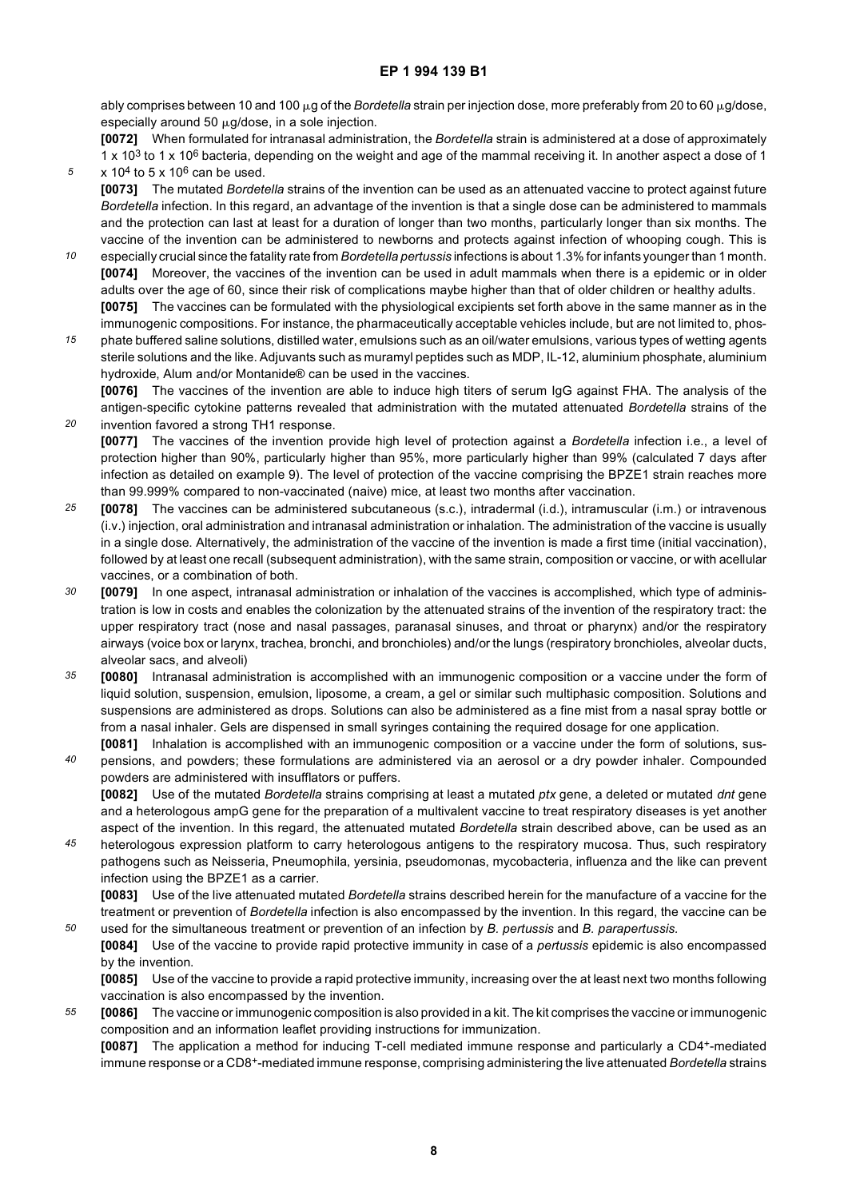ably comprises between 10 and 100 μg of the *Bordetella* strain per injection dose, more preferably from 20 to 60 μg/dose, especially around 50 μg/dose, in a sole injection.

**[0072]** When formulated for intranasal administration, the *Bordetella* strain is administered at a dose of approximately $1 \times 10^3$ to $1 \times 10^6$ bacteria, depending on the weight and age of the mammal receiving it. In another aspect a dose of $1 \times 10^4$ to $5 \times 10^6$ can be used.

**[0073]** The mutated *Bordetella* strains of the invention can be used as an attenuated vaccine to protect against future *Bordetella* infection. In this regard, an advantage of the invention is that a single dose can be administered to mammals and the protection can last at least for a duration of longer than two months, particularly longer than six months. The vaccine of the invention can be administered to newborns and protects against infection of whooping cough. This is especially crucial since the fatality rate from *Bordetella pertussis* infections is about 1.3% for infants younger than 1 month.

**[0074]** Moreover, the vaccines of the invention can be used in adult mammals when there is a epidemic or in older adults over the age of 60, since their risk of complications maybe higher than that of older children or healthy adults.

**[0075]** The vaccines can be formulated with the physiological excipients set forth above in the same manner as in the immunogenic compositions. For instance, the pharmaceutically acceptable vehicles include, but are not limited to, phosphate buffered saline solutions, distilled water, emulsions such as an oil/water emulsions, various types of wetting agents sterile solutions and the like. Adjuvants such as muramyl peptides such as MDP, IL-12, aluminium phosphate, aluminium hydroxide, Alum and/or Montanide® can be used in the vaccines.

**[0076]** The vaccines of the invention are able to induce high titers of serum IgG against FHA. The analysis of the antigen-specific cytokine patterns revealed that administration with the mutated attenuated *Bordetella* strains of the invention favored a strong TH1 response.

**[0077]** The vaccines of the invention provide high level of protection against a *Bordetella* infection i.e., a level of protection higher than 90%, particularly higher than 95%, more particularly higher than 99% (calculated 7 days after infection as detailed on example 9). The level of protection of the vaccine comprising the BPZE1 strain reaches more than 99.999% compared to non-vaccinated (naive) mice, at least two months after vaccination.

**[0078]** The vaccines can be administered subcutaneous (s.c.), intradermal (i.d.), intramuscular (i.m.) or intravenous (i.v.) injection, oral administration and intranasal administration or inhalation. The administration of the vaccine is usually in a single dose. Alternatively, the administration of the vaccine of the invention is made a first time (initial vaccination), followed by at least one recall (subsequent administration), with the same strain, composition or vaccine, or with acellular vaccines, or a combination of both.

**[0079]** In one aspect, intranasal administration or inhalation of the vaccines is accomplished, which type of administration is low in costs and enables the colonization by the attenuated strains of the invention of the respiratory tract: the upper respiratory tract (nose and nasal passages, paranasal sinuses, and throat or pharynx) and/or the respiratory airways (voice box or larynx, trachea, bronchi, and bronchioles) and/or the lungs (respiratory bronchioles, alveolar ducts, alveolar sacs, and alveoli)

**[0080]** Intranasal administration is accomplished with an immunogenic composition or a vaccine under the form of liquid solution, suspension, emulsion, liposome, a cream, a gel or similar such multiphasic composition. Solutions and suspensions are administered as drops. Solutions can also be administered as a fine mist from a nasal spray bottle or from a nasal inhaler. Gels are dispensed in small syringes containing the required dosage for one application.

**[0081]** Inhalation is accomplished with an immunogenic composition or a vaccine under the form of solutions, suspensions, and powders; these formulations are administered via an aerosol or a dry powder inhaler. Compounded powders are administered with insufflators or puffers.

**[0082]** Use of the mutated *Bordetella* strains comprising at least a mutated *ptx* gene, a deleted or mutated *dnt* gene and a heterologous ampG gene for the preparation of a multivalent vaccine to treat respiratory diseases is yet another aspect of the invention. In this regard, the attenuated mutated *Bordetella* strain described above, can be used as an heterologous expression platform to carry heterologous antigens to the respiratory mucosa. Thus, such respiratory pathogens such as Neisseria, Pneumophila, yersinia, pseudomonas, mycobacteria, influenza and the like can prevent infection using the BPZE1 as a carrier.

**[0083]** Use of the live attenuated mutated *Bordetella* strains described herein for the manufacture of a vaccine for the treatment or prevention of *Bordetella* infection is also encompassed by the invention. In this regard, the vaccine can be used for the simultaneous treatment or prevention of an infection by *B. pertussis* and *B. parapertussis.*

**[0084]** Use of the vaccine to provide rapid protective immunity in case of a *pertussis* epidemic is also encompassed by the invention.

**[0085]** Use of the vaccine to provide a rapid protective immunity, increasing over the at least next two months following vaccination is also encompassed by the invention.

**[0086]** The vaccine or immunogenic composition is also provided in a kit. The kit comprises the vaccine or immunogenic composition and an information leaflet providing instructions for immunization.

**[0087]** The application a method for inducing T-cell mediated immune response and particularly a $CD4^+$-mediated immune response or a $CD8^+$-mediated immune response, comprising administering the live attenuated *Bordetella* strains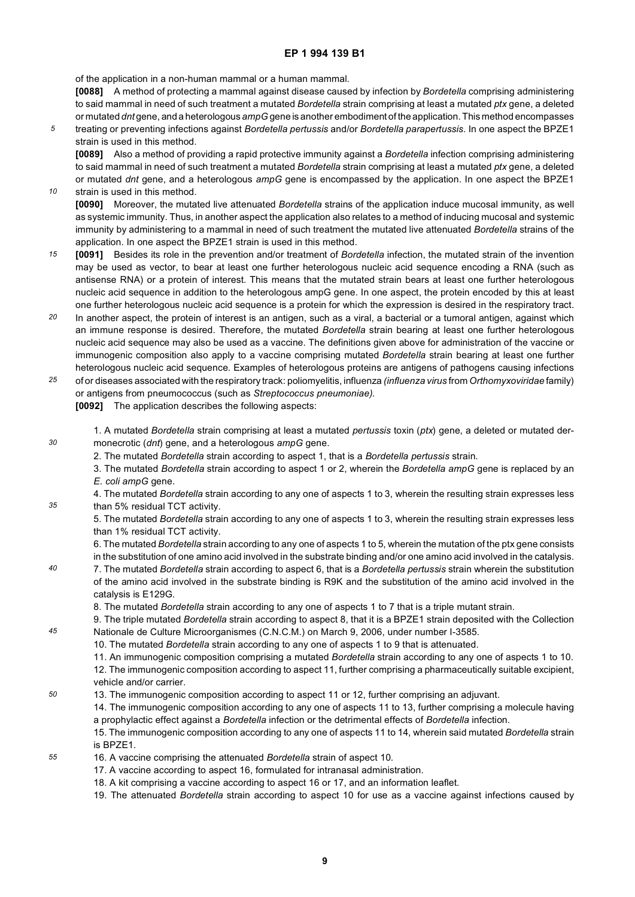of the application in a non-human mammal or a human mammal.

**[0088]** A method of protecting a mammal against disease caused by infection by *Bordetella* comprising administering to said mammal in need of such treatment a mutated *Bordetella* strain comprising at least a mutated *ptx* gene, a deleted or mutated *dnt* gene, and a heterologous *ampG* gene is another embodiment of the application. This method encompasses treating or preventing infections against *Bordetella pertussis* and/or *Bordetella parapertussis*. In one aspect the BPZE1 strain is used in this method.

**[0089]** Also a method of providing a rapid protective immunity against a *Bordetella* infection comprising administering to said mammal in need of such treatment a mutated *Bordetella* strain comprising at least a mutated *ptx* gene, a deleted or mutated *dnt* gene, and a heterologous *ampG* gene is encompassed by the application. In one aspect the BPZE1 strain is used in this method.

**[0090]** Moreover, the mutated live attenuated *Bordetella* strains of the application induce mucosal immunity, as well as systemic immunity. Thus, in another aspect the application also relates to a method of inducing mucosal and systemic immunity by administering to a mammal in need of such treatment the mutated live attenuated *Bordetella* strains of the application. In one aspect the BPZE1 strain is used in this method.

**[0091]** Besides its role in the prevention and/or treatment of *Bordetella* infection, the mutated strain of the invention may be used as vector, to bear at least one further heterologous nucleic acid sequence encoding a RNA (such as antisense RNA) or a protein of interest. This means that the mutated strain bears at least one further heterologous nucleic acid sequence in addition to the heterologous ampG gene. In one aspect, the protein encoded by this at least one further heterologous nucleic acid sequence is a protein for which the expression is desired in the respiratory tract. In another aspect, the protein of interest is an antigen, such as a viral, a bacterial or a tumoral antigen, against which an immune response is desired. Therefore, the mutated *Bordetella* strain bearing at least one further heterologous nucleic acid sequence may also be used as a vaccine. The definitions given above for administration of the vaccine or immunogenic composition also apply to a vaccine comprising mutated *Bordetella* strain bearing at least one further heterologous nucleic acid sequence. Examples of heterologous proteins are antigens of pathogens causing infections of or diseases associated with the respiratory track: poliomyelitis, influenza *(influenza virus* from *Orthomyxoviridae* family) or antigens from pneumococcus (such as *Streptococcus pneumoniae).*

**[0092]** The application describes the following aspects:

1. A mutated *Bordetella* strain comprising at least a mutated *pertussis* toxin (*ptx*) gene, a deleted or mutated dermonecrotic (*dnt*) gene, and a heterologous *ampG* gene.
2. The mutated *Bordetella* strain according to aspect 1, that is a *Bordetella pertussis* strain.
3. The mutated *Bordetella* strain according to aspect 1 or 2, wherein the *Bordetella ampG* gene is replaced by an *E. coli ampG* gene.
4. The mutated *Bordetella* strain according to any one of aspects 1 to 3, wherein the resulting strain expresses less than 5% residual TCT activity.
5. The mutated *Bordetella* strain according to any one of aspects 1 to 3, wherein the resulting strain expresses less than 1% residual TCT activity.
6. The mutated *Bordetella* strain according to any one of aspects 1 to 5, wherein the mutation of the ptx gene consists in the substitution of one amino acid involved in the substrate binding and/or one amino acid involved in the catalysis.
7. The mutated *Bordetella* strain according to aspect 6, that is a *Bordetella pertussis* strain wherein the substitution of the amino acid involved in the substrate binding is R9K and the substitution of the amino acid involved in the catalysis is E129G.
8. The mutated *Bordetella* strain according to any one of aspects 1 to 7 that is a triple mutant strain.
9. The triple mutated *Bordetella* strain according to aspect 8, that it is a BPZE1 strain deposited with the Collection Nationale de Culture Microorganismes (C.N.C.M.) on March 9, 2006, under number I-3585.
10. The mutated *Bordetella* strain according to any one of aspects 1 to 9 that is attenuated.
11. An immunogenic composition comprising a mutated *Bordetella* strain according to any one of aspects 1 to 10.
12. The immunogenic composition according to aspect 11, further comprising a pharmaceutically suitable excipient, vehicle and/or carrier.
13. The immunogenic composition according to aspect 11 or 12, further comprising an adjuvant.
14. The immunogenic composition according to any one of aspects 11 to 13, further comprising a molecule having a prophylactic effect against a *Bordetella* infection or the detrimental effects of *Bordetella* infection.
15. The immunogenic composition according to any one of aspects 11 to 14, wherein said mutated *Bordetella* strain is BPZE1.
16. A vaccine comprising the attenuated *Bordetella* strain of aspect 10.
17. A vaccine according to aspect 16, formulated for intranasal administration.
18. A kit comprising a vaccine according to aspect 16 or 17, and an information leaflet.
19. The attenuated *Bordetella* strain according to aspect 10 for use as a vaccine against infections caused by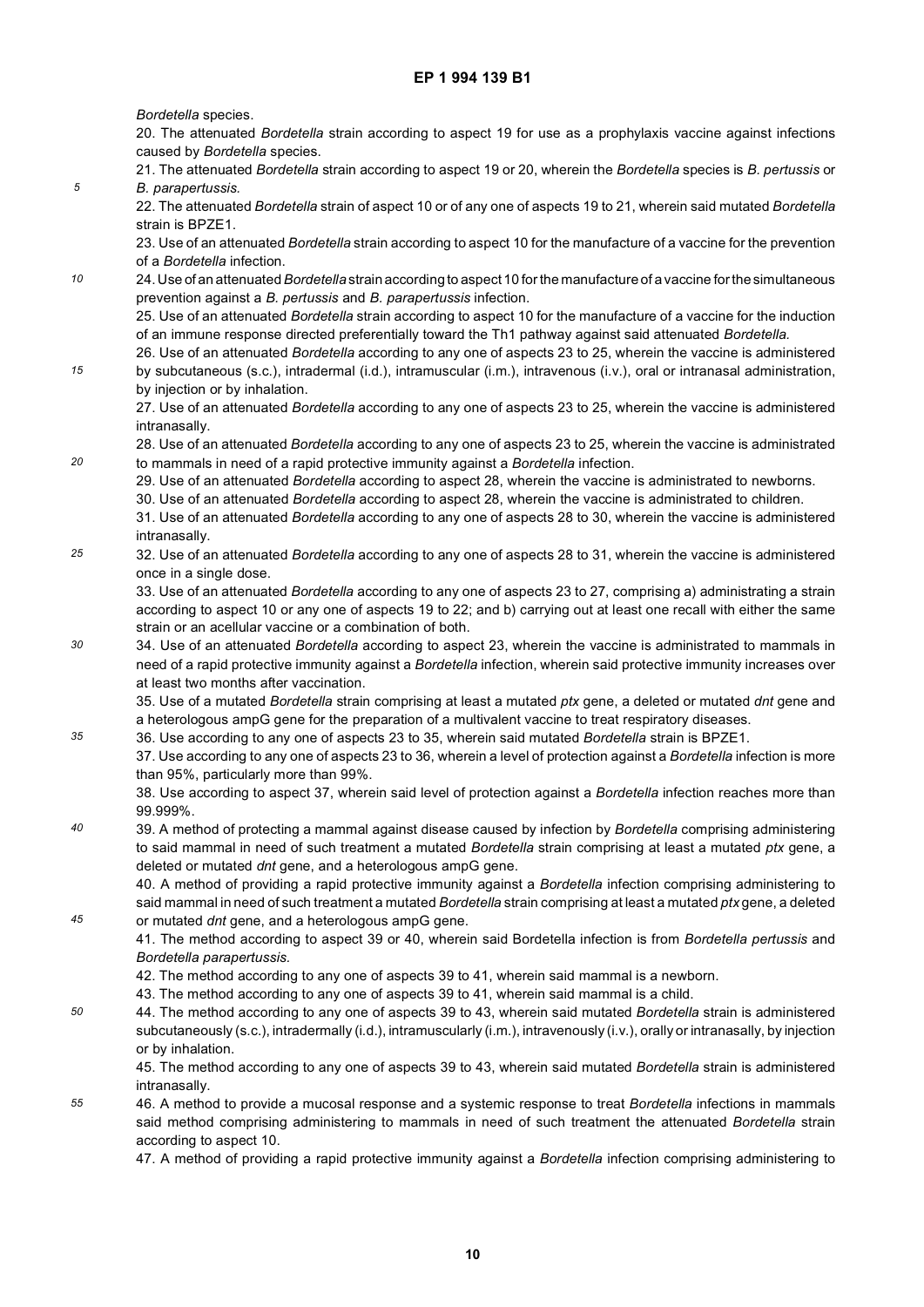*Bordetella* species.

20. The attenuated *Bordetella* strain according to aspect 19 for use as a prophylaxis vaccine against infections caused by *Bordetella* species.

21. The attenuated *Bordetella* strain according to aspect 19 or 20, wherein the *Bordetella* species is *B. pertussis* or *B. parapertussis.*

22. The attenuated *Bordetella* strain of aspect 10 or of any one of aspects 19 to 21, wherein said mutated *Bordetella* strain is BPZE1.

23. Use of an attenuated *Bordetella* strain according to aspect 10 for the manufacture of a vaccine for the prevention of a *Bordetella* infection.

24. Use of an attenuated *Bordetella* strain according to aspect 10 for the manufacture of a vaccine for the simultaneous prevention against a *B. pertussis* and *B. parapertussis* infection.

25. Use of an attenuated *Bordetella* strain according to aspect 10 for the manufacture of a vaccine for the induction of an immune response directed preferentially toward the Th1 pathway against said attenuated *Bordetella.*

26. Use of an attenuated *Bordetella* according to any one of aspects 23 to 25, wherein the vaccine is administered by subcutaneous (s.c.), intradermal (i.d.), intramuscular (i.m.), intravenous (i.v.), oral or intranasal administration, by injection or by inhalation.

27. Use of an attenuated *Bordetella* according to any one of aspects 23 to 25, wherein the vaccine is administered intranasally.

28. Use of an attenuated *Bordetella* according to any one of aspects 23 to 25, wherein the vaccine is administrated to mammals in need of a rapid protective immunity against a *Bordetella* infection.

29. Use of an attenuated *Bordetella* according to aspect 28, wherein the vaccine is administrated to newborns.

30. Use of an attenuated *Bordetella* according to aspect 28, wherein the vaccine is administrated to children.

31. Use of an attenuated *Bordetella* according to any one of aspects 28 to 30, wherein the vaccine is administered intranasally.

32. Use of an attenuated *Bordetella* according to any one of aspects 28 to 31, wherein the vaccine is administered once in a single dose.

33. Use of an attenuated *Bordetella* according to any one of aspects 23 to 27, comprising a) administrating a strain according to aspect 10 or any one of aspects 19 to 22; and b) carrying out at least one recall with either the same strain or an acellular vaccine or a combination of both.

34. Use of an attenuated *Bordetella* according to aspect 23, wherein the vaccine is administrated to mammals in need of a rapid protective immunity against a *Bordetella* infection, wherein said protective immunity increases over at least two months after vaccination.

35. Use of a mutated *Bordetella* strain comprising at least a mutated *ptx* gene, a deleted or mutated *dnt* gene and a heterologous ampG gene for the preparation of a multivalent vaccine to treat respiratory diseases.

36. Use according to any one of aspects 23 to 35, wherein said mutated *Bordetella* strain is BPZE1.

37. Use according to any one of aspects 23 to 36, wherein a level of protection against a *Bordetella* infection is more than 95%, particularly more than 99%.

38. Use according to aspect 37, wherein said level of protection against a *Bordetella* infection reaches more than 99.999%.

39. A method of protecting a mammal against disease caused by infection by *Bordetella* comprising administering to said mammal in need of such treatment a mutated *Bordetella* strain comprising at least a mutated *ptx* gene, a deleted or mutated *dnt* gene, and a heterologous ampG gene.

40. A method of providing a rapid protective immunity against a *Bordetella* infection comprising administering to said mammal in need of such treatment a mutated *Bordetella* strain comprising at least a mutated *ptx* gene, a deleted or mutated *dnt* gene, and a heterologous ampG gene.

41. The method according to aspect 39 or 40, wherein said Bordetella infection is from *Bordetella pertussis* and *Bordetella parapertussis.*

42. The method according to any one of aspects 39 to 41, wherein said mammal is a newborn.

43. The method according to any one of aspects 39 to 41, wherein said mammal is a child.

44. The method according to any one of aspects 39 to 43, wherein said mutated *Bordetella* strain is administered subcutaneously (s.c.), intradermally (i.d.), intramuscularly (i.m.), intravenously (i.v.), orally or intranasally, by injection or by inhalation.

45. The method according to any one of aspects 39 to 43, wherein said mutated *Bordetella* strain is administered intranasally.

46. A method to provide a mucosal response and a systemic response to treat *Bordetella* infections in mammals said method comprising administering to mammals in need of such treatment the attenuated *Bordetella* strain according to aspect 10.

47. A method of providing a rapid protective immunity against a *Bordetella* infection comprising administering to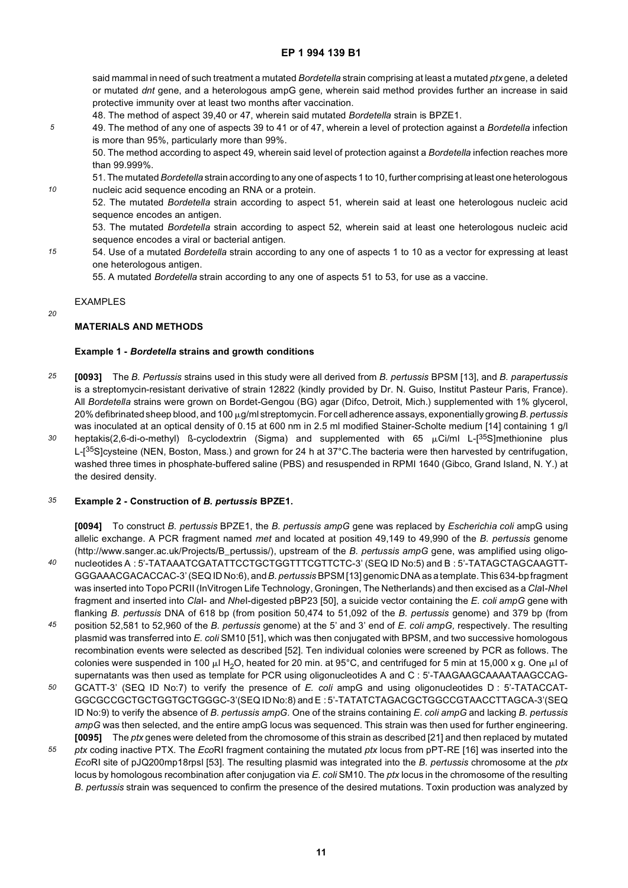said mammal in need of such treatment a mutated *Bordetella* strain comprising at least a mutated *ptx* gene, a deleted or mutated *dnt* gene, and a heterologous ampG gene, wherein said method provides further an increase in said protective immunity over at least two months after vaccination.

48. The method of aspect 39,40 or 47, wherein said mutated *Bordetella* strain is BPZE1.

49. The method of any one of aspects 39 to 41 or of 47, wherein a level of protection against a *Bordetella* infection is more than 95%, particularly more than 99%.

50. The method according to aspect 49, wherein said level of protection against a *Bordetella* infection reaches more than 99.999%.

51. The mutated *Bordetella* strain according to any one of aspects 1 to 10, further comprising at least one heterologous nucleic acid sequence encoding an RNA or a protein.

52. The mutated *Bordetella* strain according to aspect 51, wherein said at least one heterologous nucleic acid sequence encodes an antigen.

53. The mutated *Bordetella* strain according to aspect 52, wherein said at least one heterologous nucleic acid sequence encodes a viral or bacterial antigen.

54. Use of a mutated *Bordetella* strain according to any one of aspects 1 to 10 as a vector for expressing at least one heterologous antigen.

55. A mutated *Bordetella* strain according to any one of aspects 51 to 53, for use as a vaccine.

EXAMPLES

## MATERIALS AND METHODS

### Example 1 - *Bordetella* strains and growth conditions

**[0093]** The *B. Pertussis* strains used in this study were all derived from *B. pertussis* BPSM [13], and *B. parapertussis* is a streptomycin-resistant derivative of strain 12822 (kindly provided by Dr. N. Guiso, Institut Pasteur Paris, France). All *Bordetella* strains were grown on Bordet-Gengou (BG) agar (Difco, Detroit, Mich.) supplemented with 1% glycerol, 20% defibrinated sheep blood, and 100 μg/ml streptomycin. For cell adherence assays, exponentially growing *B. pertussis* was inoculated at an optical density of 0.15 at 600 nm in 2.5 ml modified Stainer-Scholte medium [14] containing 1 g/l heptakis(2,6-di-o-methyl) ß-cyclodextrin (Sigma) and supplemented with 65 μCi/ml L-[$^{35}$S]methionine plus L-[$^{35}$S]cysteine (NEN, Boston, Mass.) and grown for 24 h at 37°C.The bacteria were then harvested by centrifugation, washed three times in phosphate-buffered saline (PBS) and resuspended in RPMI 1640 (Gibco, Grand Island, N. Y.) at the desired density.

### Example 2 - Construction of *B. pertussis* BPZE1.

**[0094]** To construct *B. pertussis* BPZE1, the *B. pertussis ampG* gene was replaced by *Escherichia coli* ampG using allelic exchange. A PCR fragment named *met* and located at position 49,149 to 49,990 of the *B. pertussis* genome (http://www.sanger.ac.uk/Projects/B_pertussis/), upstream of the *B. pertussis ampG* gene, was amplified using oligonucleotides A : 5'-TATAAATCGATATTCCTGCTGGTTTCGTTCTC-3' (SEQ ID No:5) and B : 5'-TATAGCTAGCAAGTT-GGGAAACGACACCAC-3' (SEQ ID No:6), and *B. pertussis* BPSM [13] genomic DNA as a template. This 634-bp fragment was inserted into Topo PCRII (InVitrogen Life Technology, Groningen, The Netherlands) and then excised as a *Cla*I-*Nhe*I fragment and inserted into *Cla*I- and *Nhe*I-digested pBP23 [50], a suicide vector containing the *E. coli ampG* gene with flanking *B. pertussis* DNA of 618 bp (from position 50,474 to 51,092 of the *B. pertussis* genome) and 379 bp (from position 52,581 to 52,960 of the *B. pertussis* genome) at the 5' and 3' end of *E. coli ampG,* respectively. The resulting plasmid was transferred into *E. coli* SM10 [51], which was then conjugated with BPSM, and two successive homologous recombination events were selected as described [52]. Ten individual colonies were screened by PCR as follows. The colonies were suspended in 100 μl $H_2O$, heated for 20 min. at 95°C, and centrifuged for 5 min at 15,000 x g. One μl of supernatants was then used as template for PCR using oligonucleotides A and C : 5'-TAAGAAGCAAAATAAGCCAG-GCATT-3' (SEQ ID No:7) to verify the presence of *E. coli* ampG and using oligonucleotides D : 5'-TATACCAT-GGCGCCGCTGCTGGTGCTGGGC-3'(SEQ ID No:8) and E : 5'-TATATCTAGACGCTGGCCGTAACCTTAGCA-3'(SEQ ID No:9) to verify the absence of *B. pertussis ampG*. One of the strains containing *E. coli ampG* and lacking *B. pertussis ampG* was then selected, and the entire ampG locus was sequenced. This strain was then used for further engineering.

**[0095]** The *ptx* genes were deleted from the chromosome of this strain as described [21] and then replaced by mutated *ptx* coding inactive PTX. The *Eco*RI fragment containing the mutated *ptx* locus from pPT-RE [16] was inserted into the *Eco*RI site of pJQ200mp18rpsl [53]. The resulting plasmid was integrated into the *B. pertussis* chromosome at the *ptx* locus by homologous recombination after conjugation via *E. coli* SM10. The *ptx* locus in the chromosome of the resulting *B. pertussis* strain was sequenced to confirm the presence of the desired mutations. Toxin production was analyzed by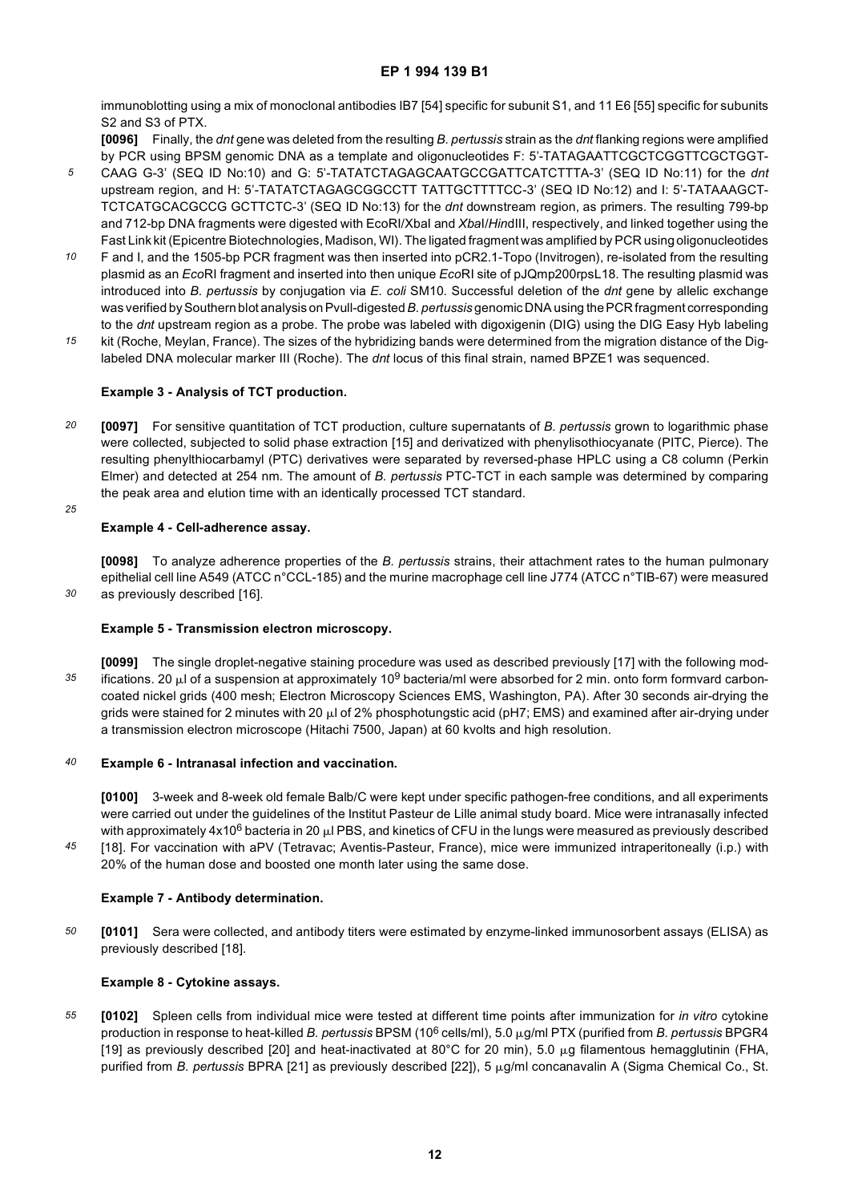immunoblotting using a mix of monoclonal antibodies IB7 [54] specific for subunit S1, and 11 E6 [55] specific for subunits S2 and S3 of PTX.

**[0096]** Finally, the *dnt* gene was deleted from the resulting *B. pertussis* strain as the *dnt* flanking regions were amplified by PCR using BPSM genomic DNA as a template and oligonucleotides F: 5'-TATAGAATTCGCTCGGTTCGCTGGT-CAAG G-3' (SEQ ID No:10) and G: 5'-TATATCTAGAGCAATGCCGATTCATCTTTA-3' (SEQ ID No:11) for the *dnt* upstream region, and H: 5'-TATATCTAGAGCGGCCTT TATTGCTTTTCC-3' (SEQ ID No:12) and I: 5'-TATAAAGCT-TCTCATGCACGCCG GCTTCTC-3' (SEQ ID No:13) for the *dnt* downstream region, as primers. The resulting 799-bp and 712-bp DNA fragments were digested with EcoRI/XbaI and *XbaI*/*Hin*dIII, respectively, and linked together using the Fast Link kit (Epicentre Biotechnologies, Madison, WI). The ligated fragment was amplified by PCR using oligonucleotides F and I, and the 1505-bp PCR fragment was then inserted into pCR2.1-Topo (Invitrogen), re-isolated from the resulting plasmid as an *Eco*RI fragment and inserted into then unique *Eco*RI site of pJQmp200rpsL18. The resulting plasmid was introduced into *B. pertussis* by conjugation via *E. coli* SM10. Successful deletion of the *dnt* gene by allelic exchange was verified by Southern blot analysis on PvuII-digested *B. pertussis* genomic DNA using the PCR fragment corresponding to the *dnt* upstream region as a probe. The probe was labeled with digoxigenin (DIG) using the DIG Easy Hyb labeling kit (Roche, Meylan, France). The sizes of the hybridizing bands were determined from the migration distance of the Dig-labeled DNA molecular marker III (Roche). The *dnt* locus of this final strain, named BPZE1 was sequenced.

**Example 3 - Analysis of TCT production.**

**[0097]** For sensitive quantitation of TCT production, culture supernatants of *B. pertussis* grown to logarithmic phase were collected, subjected to solid phase extraction [15] and derivatized with phenylisothiocyanate (PITC, Pierce). The resulting phenylthiocarbamyl (PTC) derivatives were separated by reversed-phase HPLC using a C8 column (Perkin Elmer) and detected at 254 nm. The amount of *B. pertussis* PTC-TCT in each sample was determined by comparing the peak area and elution time with an identically processed TCT standard.

**Example 4 - Cell-adherence assay.**

**[0098]** To analyze adherence properties of the *B. pertussis* strains, their attachment rates to the human pulmonary epithelial cell line A549 (ATCC n°CCL-185) and the murine macrophage cell line J774 (ATCC n°TIB-67) were measured as previously described [16].

**Example 5 - Transmission electron microscopy.**

**[0099]** The single droplet-negative staining procedure was used as described previously [17] with the following modifications. 20 µl of a suspension at approximately $10^9$ bacteria/ml were absorbed for 2 min. onto form formvard carbon-coated nickel grids (400 mesh; Electron Microscopy Sciences EMS, Washington, PA). After 30 seconds air-drying the grids were stained for 2 minutes with 20 µl of 2% phosphotungstic acid (pH7; EMS) and examined after air-drying under a transmission electron microscope (Hitachi 7500, Japan) at 60 kvolts and high resolution.

**Example 6 - Intranasal infection and vaccination.**

**[0100]** 3-week and 8-week old female Balb/C were kept under specific pathogen-free conditions, and all experiments were carried out under the guidelines of the Institut Pasteur de Lille animal study board. Mice were intranasally infected with approximately $4 \times 10^6$ bacteria in 20 µl PBS, and kinetics of CFU in the lungs were measured as previously described [18]. For vaccination with aPV (Tetravac; Aventis-Pasteur, France), mice were immunized intraperitoneally (i.p.) with 20% of the human dose and boosted one month later using the same dose.

**Example 7 - Antibody determination.**

**[0101]** Sera were collected, and antibody titers were estimated by enzyme-linked immunosorbent assays (ELISA) as previously described [18].

**Example 8 - Cytokine assays.**

**[0102]** Spleen cells from individual mice were tested at different time points after immunization for *in vitro* cytokine production in response to heat-killed *B. pertussis* BPSM ($10^6$ cells/ml), 5.0 µg/ml PTX (purified from *B. pertussis* BPGR4 [19] as previously described [20] and heat-inactivated at 80°C for 20 min), 5.0 µg filamentous hemagglutinin (FHA, purified from *B. pertussis* BPRA [21] as previously described [22]), 5 µg/ml concanavalin A (Sigma Chemical Co., St.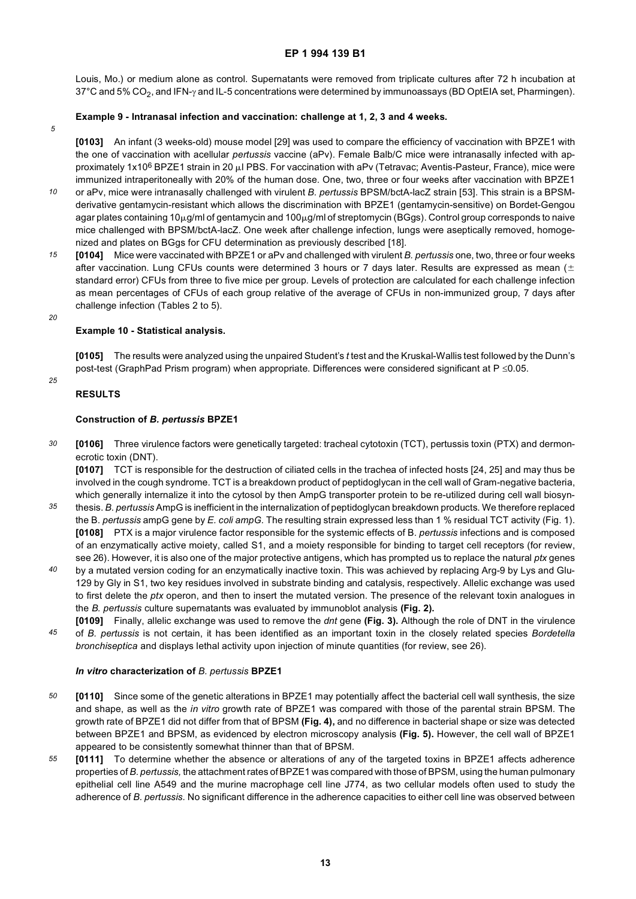Louis, Mo.) or medium alone as control. Supernatants were removed from triplicate cultures after 72 h incubation at 37°C and 5% $CO_2$, and IFN-γ and IL-5 concentrations were determined by immunoassays (BD OptEIA set, Pharmingen).

**Example 9 - Intranasal infection and vaccination: challenge at 1, 2, 3 and 4 weeks.**

**[0103]** An infant (3 weeks-old) mouse model [29] was used to compare the efficiency of vaccination with BPZE1 with the one of vaccination with acellular *pertussis* vaccine (aPv). Female Balb/C mice were intranasally infected with approximately $1x10^6$ BPZE1 strain in 20 μl PBS. For vaccination with aPv (Tetravac; Aventis-Pasteur, France), mice were immunized intraperitoneally with 20% of the human dose. One, two, three or four weeks after vaccination with BPZE1 or aPv, mice were intranasally challenged with virulent *B. pertussis* BPSM/bctA-lacZ strain [53]. This strain is a BPSM-derivative gentamycin-resistant which allows the discrimination with BPZE1 (gentamycin-sensitive) on Bordet-Gengou agar plates containing 10μg/ml of gentamycin and 100μg/ml of streptomycin (BGgs). Control group corresponds to naive mice challenged with BPSM/bctA-lacZ. One week after challenge infection, lungs were aseptically removed, homogenized and plates on BGgs for CFU determination as previously described [18].

**[0104]** Mice were vaccinated with BPZE1 or aPv and challenged with virulent *B. pertussis* one, two, three or four weeks after vaccination. Lung CFUs counts were determined 3 hours or 7 days later. Results are expressed as mean (± standard error) CFUs from three to five mice per group. Levels of protection are calculated for each challenge infection as mean percentages of CFUs of each group relative of the average of CFUs in non-immunized group, 7 days after challenge infection (Tables 2 to 5).

**Example 10 - Statistical analysis.**

**[0105]** The results were analyzed using the unpaired Student's *t* test and the Kruskal-Wallis test followed by the Dunn's post-test (GraphPad Prism program) when appropriate. Differences were considered significant at P ≤0.05.

## RESULTS

### Construction of *B. pertussis* BPZE1

**[0106]** Three virulence factors were genetically targeted: tracheal cytotoxin (TCT), pertussis toxin (PTX) and dermonecrotic toxin (DNT).

**[0107]** TCT is responsible for the destruction of ciliated cells in the trachea of infected hosts [24, 25] and may thus be involved in the cough syndrome. TCT is a breakdown product of peptidoglycan in the cell wall of Gram-negative bacteria, which generally internalize it into the cytosol by then AmpG transporter protein to be re-utilized during cell wall biosynthesis. *B. pertussis* AmpG is inefficient in the internalization of peptidoglycan breakdown products. We therefore replaced the B. *pertussis* ampG gene by *E. coli ampG.* The resulting strain expressed less than 1 % residual TCT activity (Fig. 1).

**[0108]** PTX is a major virulence factor responsible for the systemic effects of B. *pertussis* infections and is composed of an enzymatically active moiety, called S1, and a moiety responsible for binding to target cell receptors (for review, see 26). However, it is also one of the major protective antigens, which has prompted us to replace the natural *ptx* genes by a mutated version coding for an enzymatically inactive toxin. This was achieved by replacing Arg-9 by Lys and Glu-129 by Gly in S1, two key residues involved in substrate binding and catalysis, respectively. Allelic exchange was used to first delete the *ptx* operon, and then to insert the mutated version. The presence of the relevant toxin analogues in the *B. pertussis* culture supernatants was evaluated by immunoblot analysis **(Fig. 2).**

**[0109]** Finally, allelic exchange was used to remove the *dnt* gene **(Fig. 3).** Although the role of DNT in the virulence of *B. pertussis* is not certain, it has been identified as an important toxin in the closely related species *Bordetella bronchiseptica* and displays lethal activity upon injection of minute quantities (for review, see 26).

### *In vitro* characterization of *B. pertussis* BPZE1

**[0110]** Since some of the genetic alterations in BPZE1 may potentially affect the bacterial cell wall synthesis, the size and shape, as well as the *in vitro* growth rate of BPZE1 was compared with those of the parental strain BPSM. The growth rate of BPZE1 did not differ from that of BPSM **(Fig. 4),** and no difference in bacterial shape or size was detected between BPZE1 and BPSM, as evidenced by electron microscopy analysis **(Fig. 5).** However, the cell wall of BPZE1 appeared to be consistently somewhat thinner than that of BPSM.

**[0111]** To determine whether the absence or alterations of any of the targeted toxins in BPZE1 affects adherence properties of *B. pertussis,* the attachment rates of BPZE1 was compared with those of BPSM, using the human pulmonary epithelial cell line A549 and the murine macrophage cell line J774, as two cellular models often used to study the adherence of *B. pertussis*. No significant difference in the adherence capacities to either cell line was observed between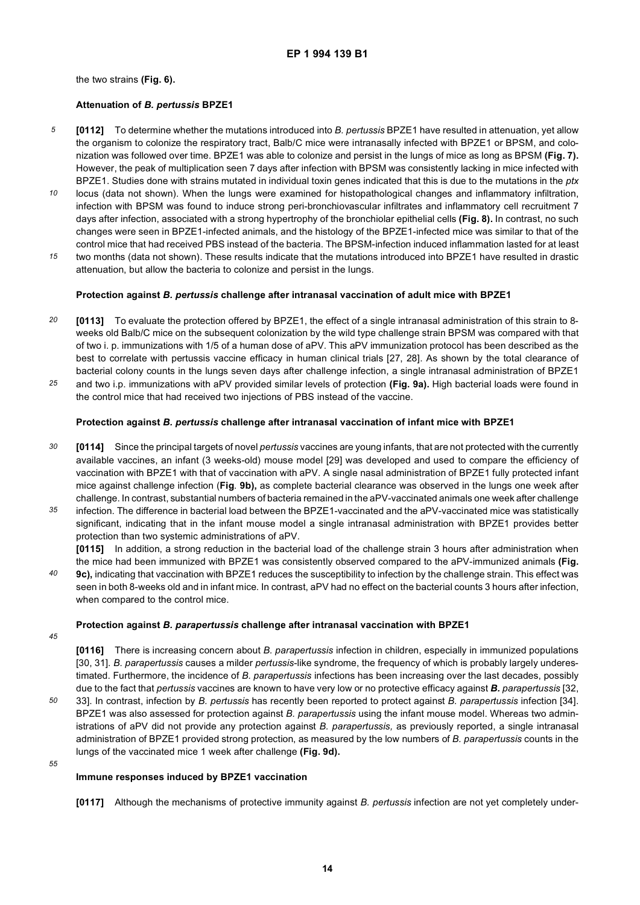the two strains **(Fig. 6).**

### Attenuation of *B. pertussis* BPZE1

**[0112]** To determine whether the mutations introduced into *B. pertussis* BPZE1 have resulted in attenuation, yet allow the organism to colonize the respiratory tract, Balb/C mice were intranasally infected with BPZE1 or BPSM, and colonization was followed over time. BPZE1 was able to colonize and persist in the lungs of mice as long as BPSM **(Fig. 7).** However, the peak of multiplication seen 7 days after infection with BPSM was consistently lacking in mice infected with BPZE1. Studies done with strains mutated in individual toxin genes indicated that this is due to the mutations in the *ptx* locus (data not shown). When the lungs were examined for histopathological changes and inflammatory infiltration, infection with BPSM was found to induce strong peri-bronchiovascular infiltrates and inflammatory cell recruitment 7 days after infection, associated with a strong hypertrophy of the bronchiolar epithelial cells **(Fig. 8).** In contrast, no such changes were seen in BPZE1-infected animals, and the histology of the BPZE1-infected mice was similar to that of the control mice that had received PBS instead of the bacteria. The BPSM-infection induced inflammation lasted for at least two months (data not shown). These results indicate that the mutations introduced into BPZE1 have resulted in drastic attenuation, but allow the bacteria to colonize and persist in the lungs.

### Protection against *B. pertussis* challenge after intranasal vaccination of adult mice with BPZE1

**[0113]** To evaluate the protection offered by BPZE1, the effect of a single intranasal administration of this strain to 8-weeks old Balb/C mice on the subsequent colonization by the wild type challenge strain BPSM was compared with that of two i. p. immunizations with 1/5 of a human dose of aPV. This aPV immunization protocol has been described as the best to correlate with pertussis vaccine efficacy in human clinical trials [27, 28]. As shown by the total clearance of bacterial colony counts in the lungs seven days after challenge infection, a single intranasal administration of BPZE1 and two i.p. immunizations with aPV provided similar levels of protection **(Fig. 9a).** High bacterial loads were found in the control mice that had received two injections of PBS instead of the vaccine.

### Protection against *B. pertussis* challenge after intranasal vaccination of infant mice with BPZE1

**[0114]** Since the principal targets of novel *pertussis* vaccines are young infants, that are not protected with the currently available vaccines, an infant (3 weeks-old) mouse model [29] was developed and used to compare the efficiency of vaccination with BPZE1 with that of vaccination with aPV. A single nasal administration of BPZE1 fully protected infant mice against challenge infection (**Fig**. **9b),** as complete bacterial clearance was observed in the lungs one week after challenge. In contrast, substantial numbers of bacteria remained in the aPV-vaccinated animals one week after challenge infection. The difference in bacterial load between the BPZE1-vaccinated and the aPV-vaccinated mice was statistically significant, indicating that in the infant mouse model a single intranasal administration with BPZE1 provides better protection than two systemic administrations of aPV.

**[0115]** In addition, a strong reduction in the bacterial load of the challenge strain 3 hours after administration when the mice had been immunized with BPZE1 was consistently observed compared to the aPV-immunized animals **(Fig. 9c),** indicating that vaccination with BPZE1 reduces the susceptibility to infection by the challenge strain. This effect was seen in both 8-weeks old and in infant mice. In contrast, aPV had no effect on the bacterial counts 3 hours after infection, when compared to the control mice.

### Protection against *B. parapertussis* challenge after intranasal vaccination with BPZE1

**[0116]** There is increasing concern about *B. parapertussis* infection in children, especially in immunized populations [30, 31]. *B. parapertussis* causes a milder *pertussis*-like syndrome, the frequency of which is probably largely underestimated. Furthermore, the incidence of *B. parapertussis* infections has been increasing over the last decades, possibly due to the fact that *pertussis* vaccines are known to have very low or no protective efficacy against ***B.*** *parapertussis* [32, 33]. In contrast, infection by *B. pertussis* has recently been reported to protect against *B. parapertussis* infection [34]. BPZE1 was also assessed for protection against *B. parapertussis* using the infant mouse model. Whereas two administrations of aPV did not provide any protection against *B. parapertussis,* as previously reported, a single intranasal administration of BPZE1 provided strong protection, as measured by the low numbers of *B. parapertussis* counts in the lungs of the vaccinated mice 1 week after challenge **(Fig. 9d).**

### Immune responses induced by BPZE1 vaccination

**[0117]** Although the mechanisms of protective immunity against *B. pertussis* infection are not yet completely under-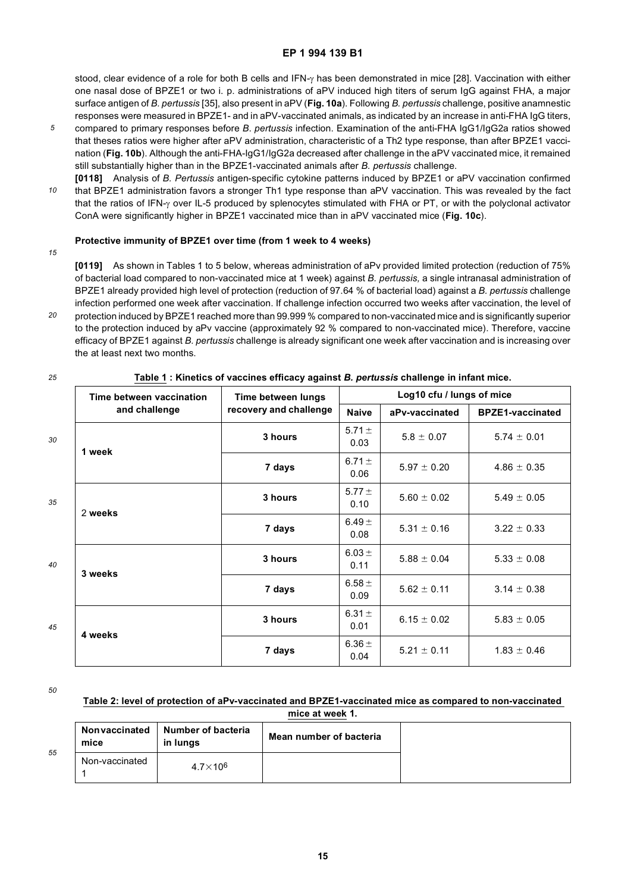stood, clear evidence of a role for both B cells and IFN-γ has been demonstrated in mice [28]. Vaccination with either one nasal dose of BPZE1 or two i. p. administrations of aPV induced high titers of serum IgG against FHA, a major surface antigen of *B. pertussis* [35], also present in aPV (**Fig. 10a**). Following *B. pertussis* challenge, positive anamnestic responses were measured in BPZE1- and in aPV-vaccinated animals, as indicated by an increase in anti-FHA IgG titers, compared to primary responses before *B. pertussis* infection. Examination of the anti-FHA IgG1/IgG2a ratios showed that theses ratios were higher after aPV administration, characteristic of a Th2 type response, than after BPZE1 vaccination (**Fig. 10b**). Although the anti-FHA-IgG1/IgG2a decreased after challenge in the aPV vaccinated mice, it remained still substantially higher than in the BPZE1-vaccinated animals after *B. pertussis* challenge.

**[0118]** Analysis of *B. Pertussis* antigen-specific cytokine patterns induced by BPZE1 or aPV vaccination confirmed that BPZE1 administration favors a stronger Th1 type response than aPV vaccination. This was revealed by the fact that the ratios of IFN-γ over IL-5 produced by splenocytes stimulated with FHA or PT, or with the polyclonal activator ConA were significantly higher in BPZE1 vaccinated mice than in aPV vaccinated mice (**Fig. 10c**).

**Protective immunity of BPZE1 over time (from 1 week to 4 weeks)**

**[0119]** As shown in Tables 1 to 5 below, whereas administration of aPv provided limited protection (reduction of 75% of bacterial load compared to non-vaccinated mice at 1 week) against *B. pertussis,* a single intranasal administration of BPZE1 already provided high level of protection (reduction of 97.64 % of bacterial load) against a *B. pertussis* challenge infection performed one week after vaccination. If challenge infection occurred two weeks after vaccination, the level of protection induced by BPZE1 reached more than 99.999 % compared to non-vaccinated mice and is significantly superior to the protection induced by aPv vaccine (approximately 92 % compared to non-vaccinated mice). Therefore, vaccine efficacy of BPZE1 against *B. pertussis* challenge is already significant one week after vaccination and is increasing over the at least next two months.

**Table 1 : Kinetics of vaccines efficacy against *B. pertussis* challenge in infant mice.**

| Time between vaccination and challenge | Time between lungs recovery and challenge | Log10 cfu / lungs of mice | | |
|---|---|---|---|---|
| | | **Naive** | **aPv-vaccinated** | **BPZE1-vaccinated** |
| 1 week | 3 hours | 5.71 ± 0.03 | 5.8 ± 0.07 | 5.74 ± 0.01 |
| | 7 days | 6.71 ± 0.06 | 5.97 ± 0.20 | 4.86 ± 0.35 |
| 2 weeks | 3 hours | 5.77 ± 0.10 | 5.60 ± 0.02 | 5.49 ± 0.05 |
| | 7 days | 6.49 ± 0.08 | 5.31 ± 0.16 | 3.22 ± 0.33 |
| 3 weeks | 3 hours | 6.03 ± 0.11 | 5.88 ± 0.04 | 5.33 ± 0.08 |
| | 7 days | 6.58 ± 0.09 | 5.62 ± 0.11 | 3.14 ± 0.38 |
| 4 weeks | 3 hours | 6.31 ± 0.01 | 6.15 ± 0.02 | 5.83 ± 0.05 |
| | 7 days | 6.36 ± 0.04 | 5.21 ± 0.11 | 1.83 ± 0.46 |

**Table 2: level of protection of aPv-vaccinated and BPZE1-vaccinated mice as compared to non-vaccinated mice at week 1.**

| Nonvaccinated mice | Number of bacteria in lungs | Mean number of bacteria | |
|---|---|---|---|
| Non-vaccinated 1 | $4.7 \times 10^6$ | | |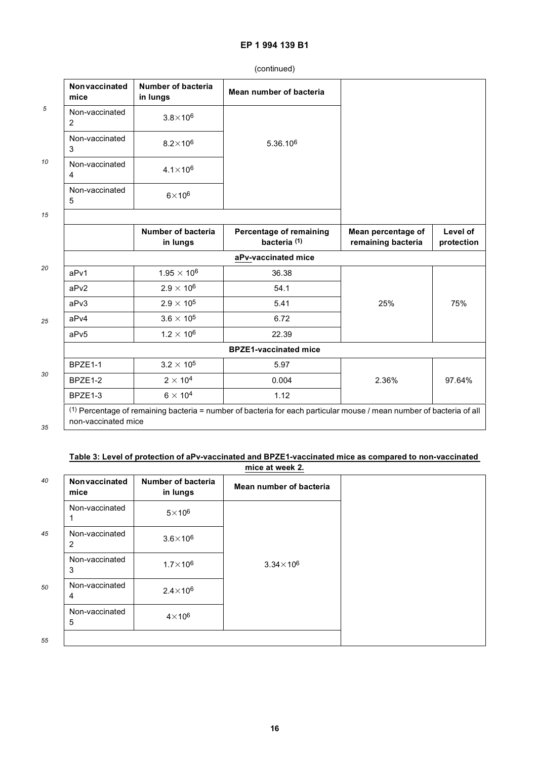(continued)

| Nonvaccinated mice | Number of bacteria in lungs | Mean number of bacteria | | |
|---|---|---|---|---|
| Non-vaccinated 2 | $3.8\times10^6$ | $5.36.10^6$ | | |
| Non-vaccinated 3 | $8.2\times10^6$ | | | |
| Non-vaccinated 4 | $4.1\times10^6$ | | | |
| Non-vaccinated 5 | $6\times10^6$ | | | |
| | | | | |
| | Number of bacteria in lungs | Percentage of remaining bacteria (1) | Mean percentage of remaining bacteria | Level of protection |
| | | aPv-vaccinated mice | | |
| aPv1 | $1.95 \times 10^6$ | 36.38 | 25% | 75% |
| aPv2 | $2.9 \times 10^6$ | 54.1 | | |
| aPv3 | $2.9 \times 10^5$ | 5.41 | | |
| aPv4 | $3.6 \times 10^5$ | 6.72 | | |
| aPv5 | $1.2 \times 10^6$ | 22.39 | | |
| | | BPZE1-vaccinated mice | | |
| BPZE1-1 | $3.2 \times 10^5$ | 5.97 | 2.36% | 97.64% |
| BPZE1-2 | $2 \times 10^4$ | 0.004 | | |
| BPZE1-3 | $6 \times 10^4$ | 1.12 | | |

(1) Percentage of remaining bacteria = number of bacteria for each particular mouse / mean number of bacteria of all non-vaccinated mice

**Table 3: Level of protection of aPv-vaccinated and BPZE1-vaccinated mice as compared to non-vaccinated mice at week 2.**

| Nonvaccinated mice | Number of bacteria in lungs | Mean number of bacteria | |
|---|---|---|---|
| Non-vaccinated 1 | $5\times10^6$ | $3.34\times10^6$ | |
| Non-vaccinated 2 | $3.6\times10^6$ | | |
| Non-vaccinated 3 | $1.7\times10^6$ | | |
| Non-vaccinated 4 | $2.4\times10^6$ | | |
| Non-vaccinated 5 | $4\times10^6$ | | |
| | | | |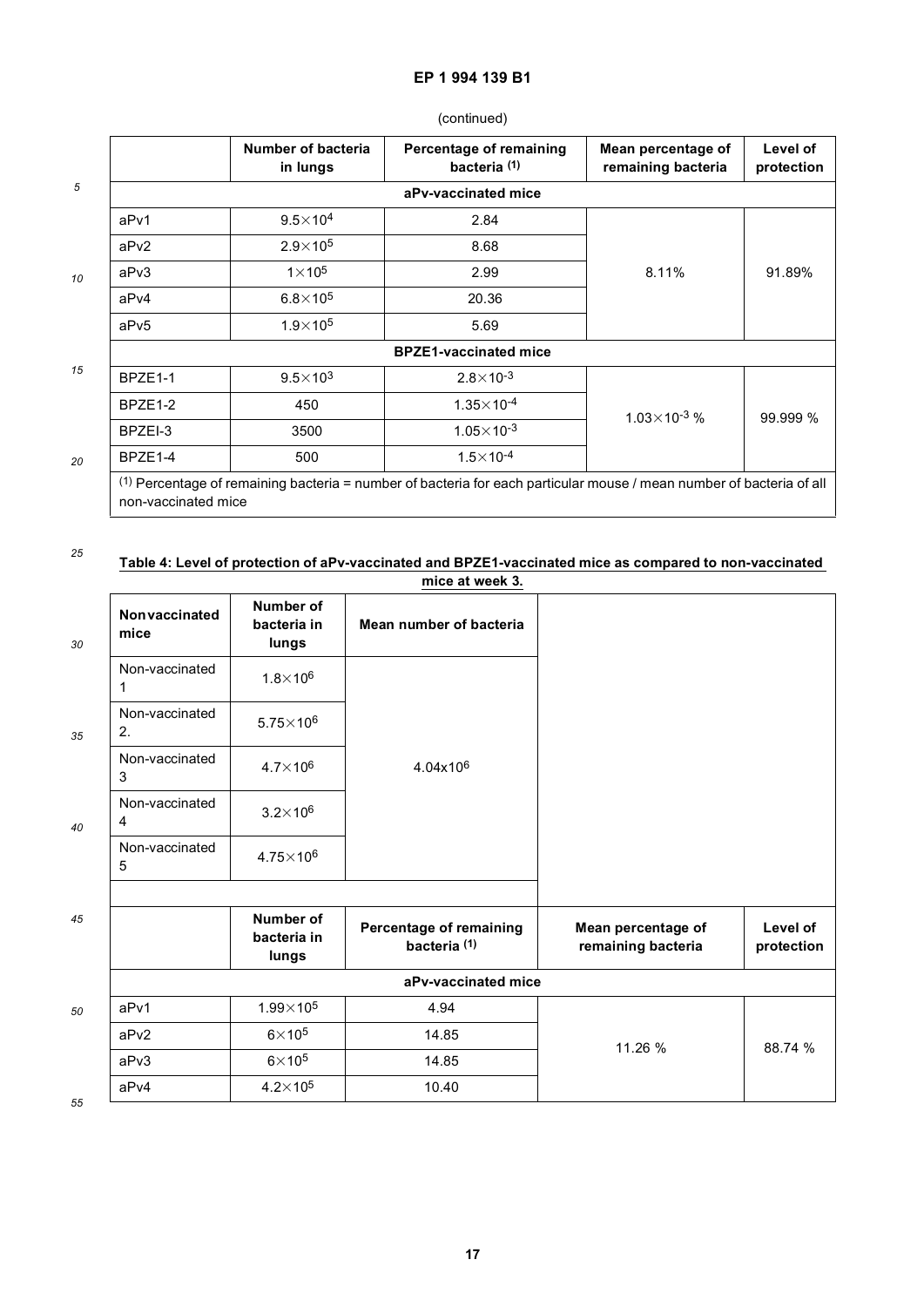(continued)

| | Number of bacteria in lungs | Percentage of remaining bacteria (1) | Mean percentage of remaining bacteria | Level of protection |
|---|---|---|---|---|
| **aPv-vaccinated mice** | | | | |
| aPv1 | $9.5\times10^4$ | 2.84 | 8.11% | 91.89% |
| aPv2 | $2.9\times10^5$ | 8.68 | | |
| aPv3 | $1\times10^5$ | 2.99 | | |
| aPv4 | $6.8\times10^5$ | 20.36 | | |
| aPv5 | $1.9\times10^5$ | 5.69 | | |
| **BPZE1-vaccinated mice** | | | | |
| BPZE1-1 | $9.5\times10^3$ | $2.8\times10^{-3}$ | $1.03\times10^{-3}$ % | 99.999 % |
| BPZE1-2 | 450 | $1.35\times10^{-4}$ | | |
| BPZEI-3 | 3500 | $1.05\times10^{-3}$ | | |
| BPZE1-4 | 500 | $1.5\times10^{-4}$ | | |

(1) Percentage of remaining bacteria = number of bacteria for each particular mouse / mean number of bacteria of all non-vaccinated mice

**Table 4: Level of protection of aPv-vaccinated and BPZE1-vaccinated mice as compared to non-vaccinated mice at week 3.**

| Nonvaccinated mice | Number of bacteria in lungs | Mean number of bacteria | | |
|---|---|---|---|---|
| Non-vaccinated 1 | $1.8\times10^6$ | $4.04\times10^6$ | | |
| Non-vaccinated 2. | $5.75\times10^6$ | | | |
| Non-vaccinated 3 | $4.7\times10^6$ | | | |
| Non-vaccinated 4 | $3.2\times10^6$ | | | |
| Non-vaccinated 5 | $4.75\times10^6$ | | | |
| | | | | |
| | **Number of bacteria in lungs** | **Percentage of remaining bacteria (1)** | **Mean percentage of remaining bacteria** | **Level of protection** |
| **aPv-vaccinated mice** | | | | |
| aPv1 | $1.99\times10^5$ | 4.94 | 11.26 % | 88.74 % |
| aPv2 | $6\times10^5$ | 14.85 | | |
| aPv3 | $6\times10^5$ | 14.85 | | |
| aPv4 | $4.2\times10^5$ | 10.40 | | |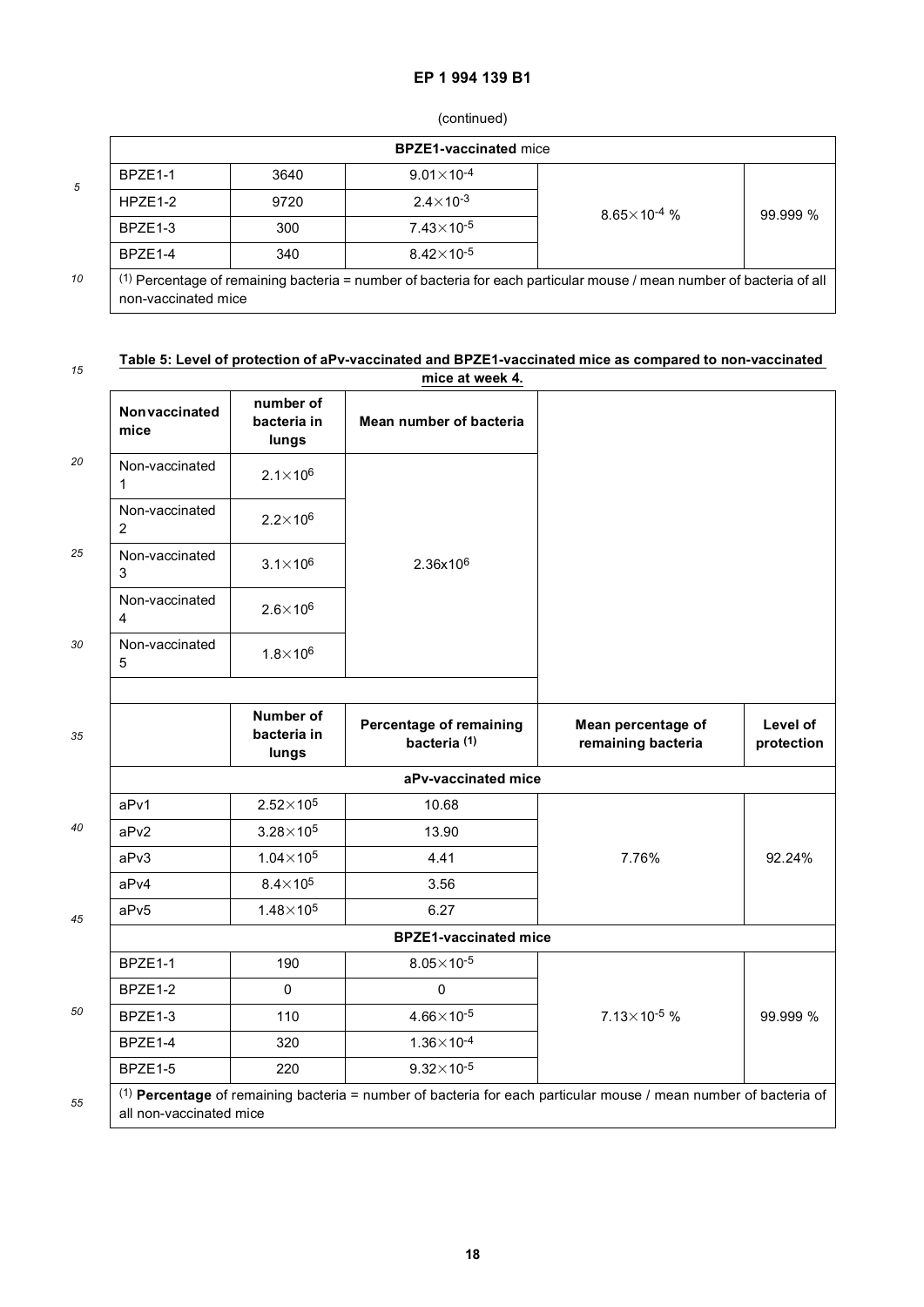(continued)

| | | | | |
|---|---|---|---|---|
| **BPZE1-vaccinated** mice | | | | |
| BPZE1-1 | 3640 | $9.01\times10^{-4}$ | $8.65\times10^{-4}$ % | 99.999 % |
| HPZE1-2 | 9720 | $2.4\times10^{-3}$ | | |
| BPZE1-3 | 300 | $7.43\times10^{-5}$ | | |
| BPZE1-4 | 340 | $8.42\times10^{-5}$ | | |
| (1) Percentage of remaining bacteria = number of bacteria for each particular mouse / mean number of bacteria of all non-vaccinated mice | | | | |

**Table 5: Level of protection of aPv-vaccinated and BPZE1-vaccinated mice as compared to non-vaccinated mice at week 4.**

| **Nonvaccinated mice** | **number of bacteria in lungs** | **Mean number of bacteria** | | |
|---|---|---|---|---|
| Non-vaccinated 1 | $2.1\times10^{6}$ | $2.36\text{x}10^{6}$ | | |
| Non-vaccinated 2 | $2.2\times10^{6}$ | | | |
| Non-vaccinated 3 | $3.1\times10^{6}$ | | | |
| Non-vaccinated 4 | $2.6\times10^{6}$ | | | |
| Non-vaccinated 5 | $1.8\times10^{6}$ | | | |
| | | | | |
| | **Number of bacteria in lungs** | **Percentage of remaining bacteria (1)** | **Mean percentage of remaining bacteria** | **Level of protection** |
| **aPv-vaccinated mice** | | | | |
| aPv1 | $2.52\times10^{5}$ | 10.68 | 7.76% | 92.24% |
| aPv2 | $3.28\times10^{5}$ | 13.90 | | |
| aPv3 | $1.04\times10^{5}$ | 4.41 | | |
| aPv4 | $8.4\times10^{5}$ | 3.56 | | |
| aPv5 | $1.48\times10^{5}$ | 6.27 | | |
| **BPZE1-vaccinated mice** | | | | |
| BPZE1-1 | 190 | $8.05\times10^{-5}$ | $7.13\times10^{-5}$ % | 99.999 % |
| BPZE1-2 | 0 | 0 | | |
| BPZE1-3 | 110 | $4.66\times10^{-5}$ | | |
| BPZE1-4 | 320 | $1.36\times10^{-4}$ | | |
| BPZE1-5 | 220 | $9.32\times10^{-5}$ | | |
| (1) **Percentage** of remaining bacteria = number of bacteria for each particular mouse / mean number of bacteria of all non-vaccinated mice | | | | |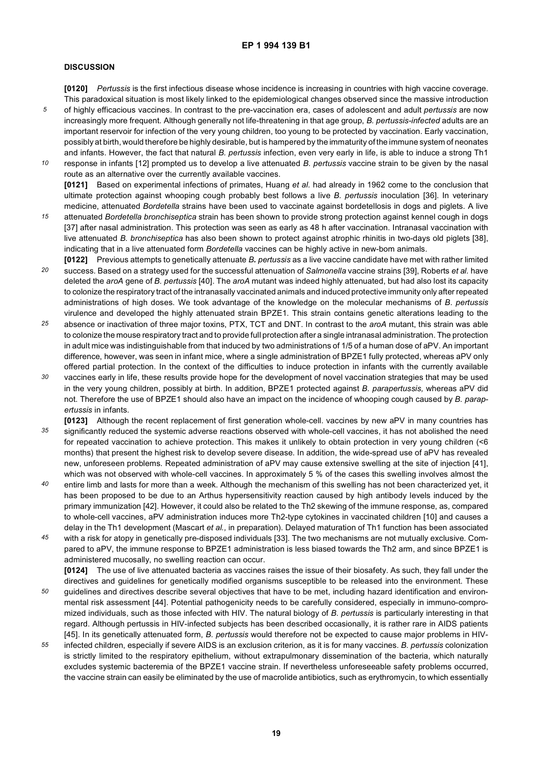## DISCUSSION

**[0120]** *Pertussis* is the first infectious disease whose incidence is increasing in countries with high vaccine coverage. This paradoxical situation is most likely linked to the epidemiological changes observed since the massive introduction of highly efficacious vaccines. In contrast to the pre-vaccination era, cases of adolescent and adult *pertussis* are now increasingly more frequent. Although generally not life-threatening in that age group, *B. pertussis-infected* adults are an important reservoir for infection of the very young children, too young to be protected by vaccination. Early vaccination, possibly at birth, would therefore be highly desirable, but is hampered by the immaturity of the immune system of neonates and infants. However, the fact that natural *B. pertussis* infection, even very early in life, is able to induce a strong Th1 response in infants [12] prompted us to develop a live attenuated *B. pertussis* vaccine strain to be given by the nasal route as an alternative over the currently available vaccines.

**[0121]** Based on experimental infections of primates, Huang *et al.* had already in 1962 come to the conclusion that ultimate protection against whooping cough probably best follows a live *B. pertussis* inoculation [36]. In veterinary medicine, attenuated *Bordetella* strains have been used to vaccinate against bordetellosis in dogs and piglets. A live attenuated *Bordetella bronchiseptica* strain has been shown to provide strong protection against kennel cough in dogs [37] after nasal administration. This protection was seen as early as 48 h after vaccination. Intranasal vaccination with live attenuated *B. bronchiseptica* has also been shown to protect against atrophic rhinitis in two-days old piglets [38], indicating that in a live attenuated form *Bordetella* vaccines can be highly active in new-bom animals.

**[0122]** Previous attempts to genetically attenuate *B. pertussis* as a live vaccine candidate have met with rather limited success. Based on a strategy used for the successful attenuation of *Salmonella* vaccine strains [39], Roberts *et al.* have deleted the *aroA* gene of *B. pertussis* [40]. The *aroA* mutant was indeed highly attenuated, but had also lost its capacity to colonize the respiratory tract of the intranasally vaccinated animals and induced protective immunity only after repeated administrations of high doses. We took advantage of the knowledge on the molecular mechanisms of *B. pertussis* virulence and developed the highly attenuated strain BPZE1. This strain contains genetic alterations leading to the absence or inactivation of three major toxins, PTX, TCT and DNT. In contrast to the *aroA* mutant, this strain was able to colonize the mouse respiratory tract and to provide full protection after a single intranasal administration. The protection in adult mice was indistinguishable from that induced by two administrations of 1/5 of a human dose of aPV. An important difference, however, was seen in infant mice, where a single administration of BPZE1 fully protected, whereas aPV only offered partial protection. In the context of the difficulties to induce protection in infants with the currently available vaccines early in life, these results provide hope for the development of novel vaccination strategies that may be used in the very young children, possibly at birth. In addition, BPZE1 protected against *B. parapertussis,* whereas aPV did not. Therefore the use of BPZE1 should also have an impact on the incidence of whooping cough caused by *B. parapertussis* in infants.

**[0123]** Although the recent replacement of first generation whole-cell. vaccines by new aPV in many countries has significantly reduced the systemic adverse reactions observed with whole-cell vaccines, it has not abolished the need for repeated vaccination to achieve protection. This makes it unlikely to obtain protection in very young children (<6 months) that present the highest risk to develop severe disease. In addition, the wide-spread use of aPV has revealed new, unforeseen problems. Repeated administration of aPV may cause extensive swelling at the site of injection [41], which was not observed with whole-cell vaccines. In approximately 5 % of the cases this swelling involves almost the entire limb and lasts for more than a week. Although the mechanism of this swelling has not been characterized yet, it has been proposed to be due to an Arthus hypersensitivity reaction caused by high antibody levels induced by the primary immunization [42]. However, it could also be related to the Th2 skewing of the immune response, as, compared to whole-cell vaccines, aPV administration induces more Th2-type cytokines in vaccinated children [10] and causes a delay in the Th1 development (Mascart *et al.,* in preparation). Delayed maturation of Th1 function has been associated with a risk for atopy in genetically pre-disposed individuals [33]. The two mechanisms are not mutually exclusive. Compared to aPV, the immune response to BPZE1 administration is less biased towards the Th2 arm, and since BPZE1 is administered mucosally, no swelling reaction can occur.

**[0124]** The use of live attenuated bacteria as vaccines raises the issue of their biosafety. As such, they fall under the directives and guidelines for genetically modified organisms susceptible to be released into the environment. These guidelines and directives describe several objectives that have to be met, including hazard identification and environmental risk assessment [44]. Potential pathogenicity needs to be carefully considered, especially in immuno-compromized individuals, such as those infected with HIV. The natural biology of *B. pertussis* is particularly interesting in that regard. Although pertussis in HIV-infected subjects has been described occasionally, it is rather rare in AIDS patients [45]. In its genetically attenuated form, *B. pertussis* would therefore not be expected to cause major problems in HIV-infected children, especially if severe AIDS is an exclusion criterion, as it is for many vaccines. *B. pertussis* colonization is strictly limited to the respiratory epithelium, without extrapulmonary dissemination of the bacteria, which naturally excludes systemic bacteremia of the BPZE1 vaccine strain. If nevertheless unforeseeable safety problems occurred, the vaccine strain can easily be eliminated by the use of macrolide antibiotics, such as erythromycin, to which essentially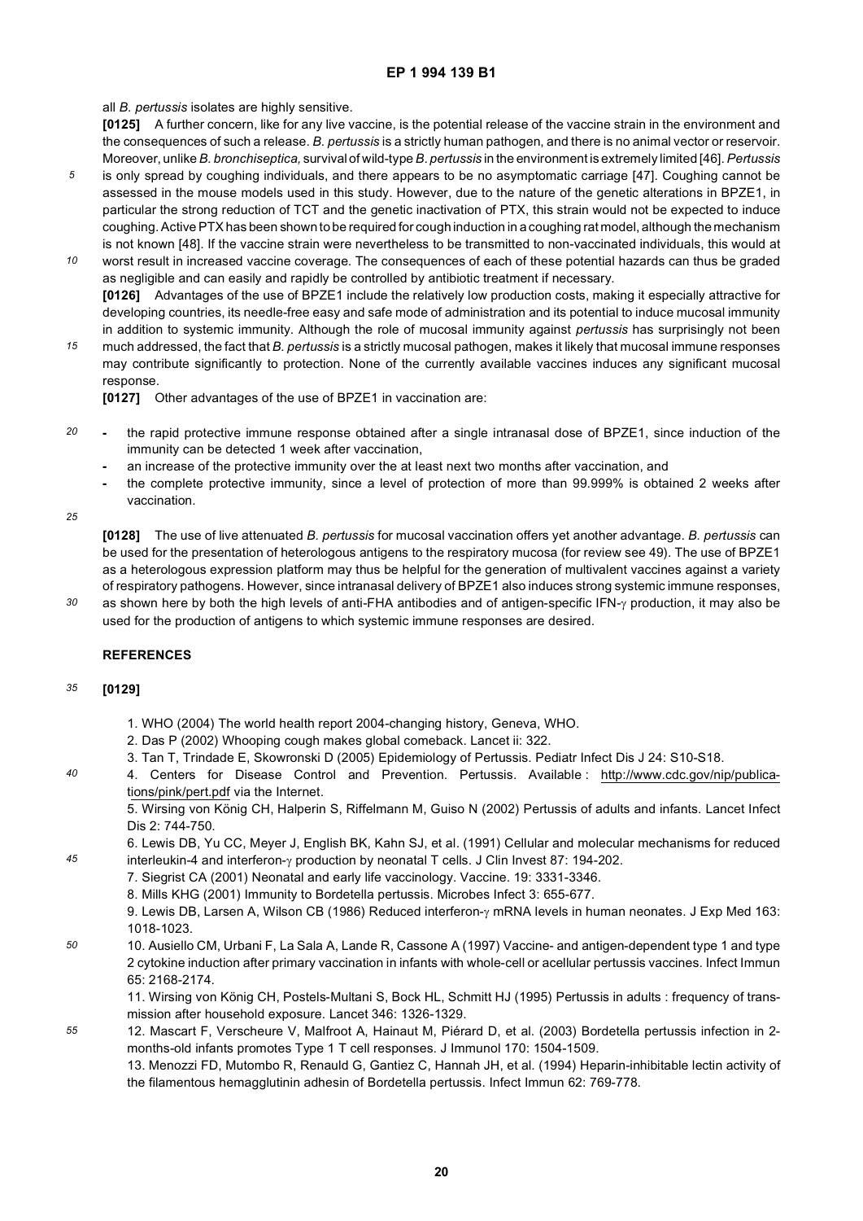all *B. pertussis* isolates are highly sensitive.

**[0125]** A further concern, like for any live vaccine, is the potential release of the vaccine strain in the environment and the consequences of such a release. *B. pertussis* is a strictly human pathogen, and there is no animal vector or reservoir. Moreover, unlike *B. bronchiseptica,* survival of wild-type *B. pertussis* in the environment is extremely limited [46]. *Pertussis* is only spread by coughing individuals, and there appears to be no asymptomatic carriage [47]. Coughing cannot be assessed in the mouse models used in this study. However, due to the nature of the genetic alterations in BPZE1, in particular the strong reduction of TCT and the genetic inactivation of PTX, this strain would not be expected to induce coughing. Active PTX has been shown to be required for cough induction in a coughing rat model, although the mechanism is not known [48]. If the vaccine strain were nevertheless to be transmitted to non-vaccinated individuals, this would at worst result in increased vaccine coverage. The consequences of each of these potential hazards can thus be graded as negligible and can easily and rapidly be controlled by antibiotic treatment if necessary.

**[0126]** Advantages of the use of BPZE1 include the relatively low production costs, making it especially attractive for developing countries, its needle-free easy and safe mode of administration and its potential to induce mucosal immunity in addition to systemic immunity. Although the role of mucosal immunity against *pertussis* has surprisingly not been much addressed, the fact that *B. pertussis* is a strictly mucosal pathogen, makes it likely that mucosal immune responses may contribute significantly to protection. None of the currently available vaccines induces any significant mucosal response.

**[0127]** Other advantages of the use of BPZE1 in vaccination are:

- the rapid protective immune response obtained after a single intranasal dose of BPZE1, since induction of the immunity can be detected 1 week after vaccination,
- an increase of the protective immunity over the at least next two months after vaccination, and
- the complete protective immunity, since a level of protection of more than 99.999% is obtained 2 weeks after vaccination.

**[0128]** The use of live attenuated *B. pertussis* for mucosal vaccination offers yet another advantage. *B. pertussis* can be used for the presentation of heterologous antigens to the respiratory mucosa (for review see 49). The use of BPZE1 as a heterologous expression platform may thus be helpful for the generation of multivalent vaccines against a variety of respiratory pathogens. However, since intranasal delivery of BPZE1 also induces strong systemic immune responses, as shown here by both the high levels of anti-FHA antibodies and of antigen-specific IFN-$\gamma$ production, it may also be used for the production of antigens to which systemic immune responses are desired.

## REFERENCES

**[0129]**

1. WHO (2004) The world health report 2004-changing history, Geneva, WHO.
2. Das P (2002) Whooping cough makes global comeback. Lancet ii: 322.
3. Tan T, Trindade E, Skowronski D (2005) Epidemiology of Pertussis. Pediatr Infect Dis J 24: S10-S18.
4. Centers for Disease Control and Prevention. Pertussis. Available : http://www.cdc.gov/nip/publications/pink/pert.pdf via the Internet.
5. Wirsing von König CH, Halperin S, Riffelmann M, Guiso N (2002) Pertussis of adults and infants. Lancet Infect Dis 2: 744-750.
6. Lewis DB, Yu CC, Meyer J, English BK, Kahn SJ, et al. (1991) Cellular and molecular mechanisms for reduced interleukin-4 and interferon-$\gamma$ production by neonatal T cells. J Clin Invest 87: 194-202.
7. Siegrist CA (2001) Neonatal and early life vaccinology. Vaccine. 19: 3331-3346.
8. Mills KHG (2001) Immunity to Bordetella pertussis. Microbes Infect 3: 655-677.
9. Lewis DB, Larsen A, Wilson CB (1986) Reduced interferon-$\gamma$ mRNA levels in human neonates. J Exp Med 163: 1018-1023.
10. Ausiello CM, Urbani F, La Sala A, Lande R, Cassone A (1997) Vaccine- and antigen-dependent type 1 and type 2 cytokine induction after primary vaccination in infants with whole-cell or acellular pertussis vaccines. Infect Immun 65: 2168-2174.
11. Wirsing von König CH, Postels-Multani S, Bock HL, Schmitt HJ (1995) Pertussis in adults : frequency of transmission after household exposure. Lancet 346: 1326-1329.
12. Mascart F, Verscheure V, Malfroot A, Hainaut M, Piérard D, et al. (2003) Bordetella pertussis infection in 2-months-old infants promotes Type 1 T cell responses. J Immunol 170: 1504-1509.
13. Menozzi FD, Mutombo R, Renauld G, Gantiez C, Hannah JH, et al. (1994) Heparin-inhibitable lectin activity of the filamentous hemagglutinin adhesin of Bordetella pertussis. Infect Immun 62: 769-778.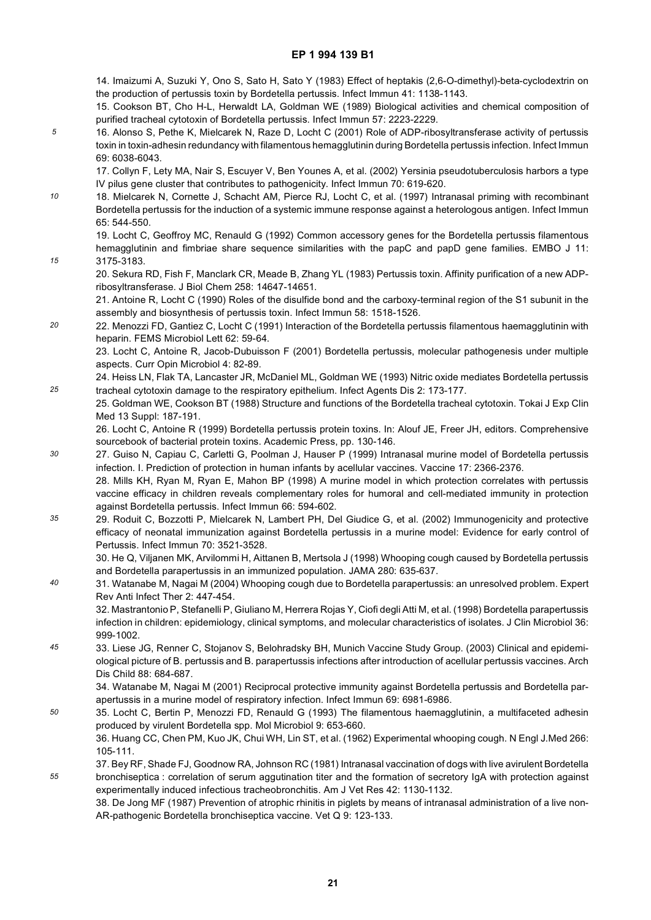14. Imaizumi A, Suzuki Y, Ono S, Sato H, Sato Y (1983) Effect of heptakis (2,6-O-dimethyl)-beta-cyclodextrin on the production of pertussis toxin by Bordetella pertussis. Infect Immun 41: 1138-1143.

15. Cookson BT, Cho H-L, Herwaldt LA, Goldman WE (1989) Biological activities and chemical composition of purified tracheal cytotoxin of Bordetella pertussis. Infect Immun 57: 2223-2229.

16. Alonso S, Pethe K, Mielcarek N, Raze D, Locht C (2001) Role of ADP-ribosyltransferase activity of pertussis toxin in toxin-adhesin redundancy with filamentous hemagglutinin during Bordetella pertussis infection. Infect Immun 69: 6038-6043.

17. Collyn F, Lety MA, Nair S, Escuyer V, Ben Younes A, et al. (2002) Yersinia pseudotuberculosis harbors a type IV pilus gene cluster that contributes to pathogenicity. Infect Immun 70: 619-620.

18. Mielcarek N, Cornette J, Schacht AM, Pierce RJ, Locht C, et al. (1997) Intranasal priming with recombinant Bordetella pertussis for the induction of a systemic immune response against a heterologous antigen. Infect Immun 65: 544-550.

19. Locht C, Geoffroy MC, Renauld G (1992) Common accessory genes for the Bordetella pertussis filamentous hemagglutinin and fimbriae share sequence similarities with the papC and papD gene families. EMBO J 11: 3175-3183.

20. Sekura RD, Fish F, Manclark CR, Meade B, Zhang YL (1983) Pertussis toxin. Affinity purification of a new ADP-ribosyltransferase. J Biol Chem 258: 14647-14651.

21. Antoine R, Locht C (1990) Roles of the disulfide bond and the carboxy-terminal region of the S1 subunit in the assembly and biosynthesis of pertussis toxin. Infect Immun 58: 1518-1526.

22. Menozzi FD, Gantiez C, Locht C (1991) Interaction of the Bordetella pertussis filamentous haemagglutinin with heparin. FEMS Microbiol Lett 62: 59-64.

23. Locht C, Antoine R, Jacob-Dubuisson F (2001) Bordetella pertussis, molecular pathogenesis under multiple aspects. Curr Opin Microbiol 4: 82-89.

24. Heiss LN, Flak TA, Lancaster JR, McDaniel ML, Goldman WE (1993) Nitric oxide mediates Bordetella pertussis tracheal cytotoxin damage to the respiratory epithelium. Infect Agents Dis 2: 173-177.

25. Goldman WE, Cookson BT (1988) Structure and functions of the Bordetella tracheal cytotoxin. Tokai J Exp Clin Med 13 Suppl: 187-191.

26. Locht C, Antoine R (1999) Bordetella pertussis protein toxins. In: Alouf JE, Freer JH, editors. Comprehensive sourcebook of bacterial protein toxins. Academic Press, pp. 130-146.

27. Guiso N, Capiau C, Carletti G, Poolman J, Hauser P (1999) Intranasal murine model of Bordetella pertussis infection. I. Prediction of protection in human infants by acellular vaccines. Vaccine 17: 2366-2376.

28. Mills KH, Ryan M, Ryan E, Mahon BP (1998) A murine model in which protection correlates with pertussis vaccine efficacy in children reveals complementary roles for humoral and cell-mediated immunity in protection against Bordetella pertussis. Infect Immun 66: 594-602.

29. Roduit C, Bozzotti P, Mielcarek N, Lambert PH, Del Giudice G, et al. (2002) Immunogenicity and protective efficacy of neonatal immunization against Bordetella pertussis in a murine model: Evidence for early control of Pertussis. Infect Immun 70: 3521-3528.

30. He Q, Viljanen MK, Arvilommi H, Aittanen B, Mertsola J (1998) Whooping cough caused by Bordetella pertussis and Bordetella parapertussis in an immunized population. JAMA 280: 635-637.

31. Watanabe M, Nagai M (2004) Whooping cough due to Bordetella parapertussis: an unresolved problem. Expert Rev Anti Infect Ther 2: 447-454.

32. Mastrantonio P, Stefanelli P, Giuliano M, Herrera Rojas Y, Ciofi degli Atti M, et al. (1998) Bordetella parapertussis infection in children: epidemiology, clinical symptoms, and molecular characteristics of isolates. J Clin Microbiol 36: 999-1002.

33. Liese JG, Renner C, Stojanov S, Belohradsky BH, Munich Vaccine Study Group. (2003) Clinical and epidemiological picture of B. pertussis and B. parapertussis infections after introduction of acellular pertussis vaccines. Arch Dis Child 88: 684-687.

34. Watanabe M, Nagai M (2001) Reciprocal protective immunity against Bordetella pertussis and Bordetella parapertussis in a murine model of respiratory infection. Infect Immun 69: 6981-6986.

35. Locht C, Bertin P, Menozzi FD, Renauld G (1993) The filamentous haemagglutinin, a multifaceted adhesin produced by virulent Bordetella spp. Mol Microbiol 9: 653-660.

36. Huang CC, Chen PM, Kuo JK, Chui WH, Lin ST, et al. (1962) Experimental whooping cough. N Engl J.Med 266: 105-111.

37. Bey RF, Shade FJ, Goodnow RA, Johnson RC (1981) Intranasal vaccination of dogs with live avirulent Bordetella bronchiseptica : correlation of serum agglutination titer and the formation of secretory IgA with protection against experimentally induced infectious tracheobronchitis. Am J Vet Res 42: 1130-1132.

38. De Jong MF (1987) Prevention of atrophic rhinitis in piglets by means of intranasal administration of a live non-AR-pathogenic Bordetella bronchiseptica vaccine. Vet Q 9: 123-133.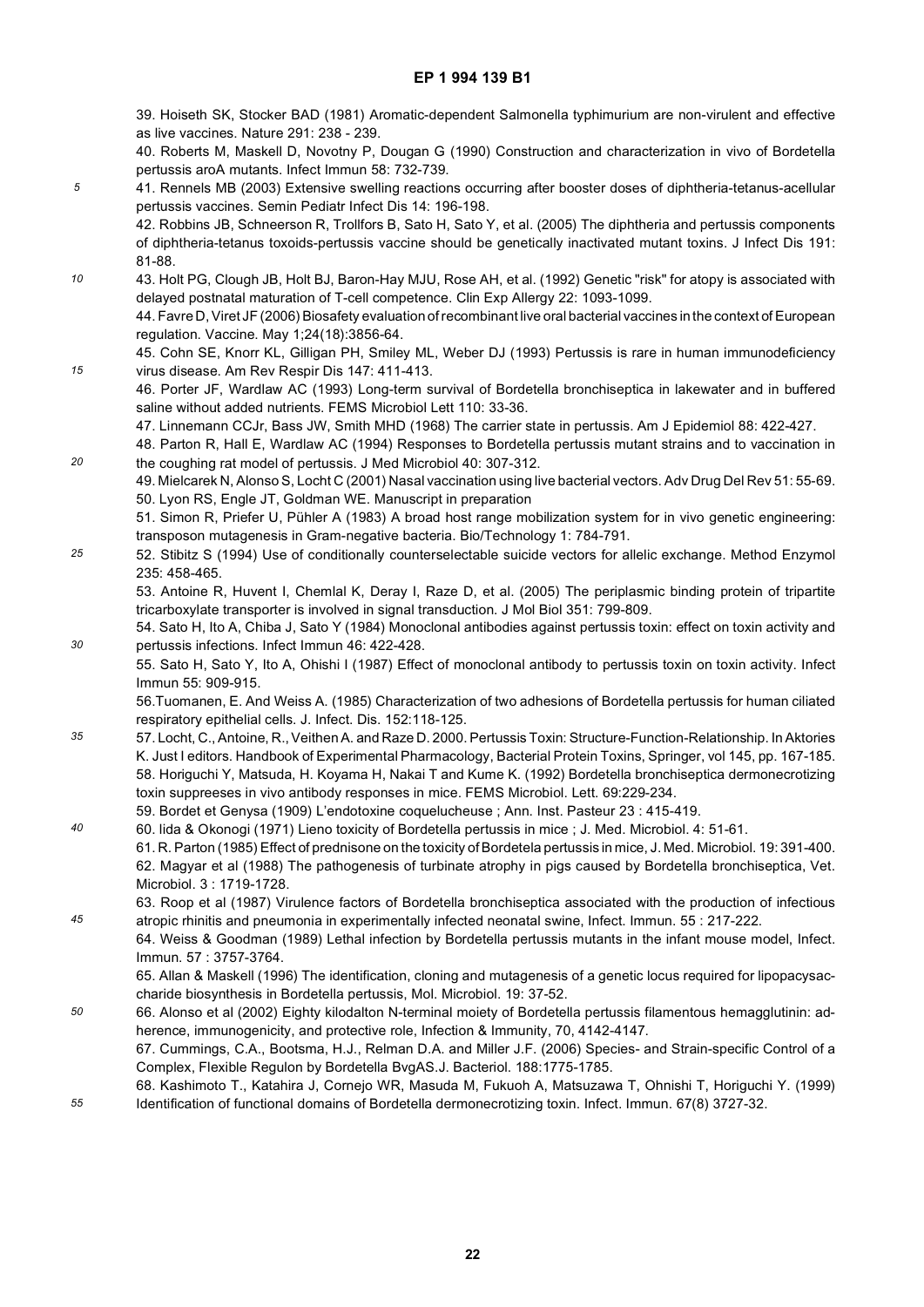39. Hoiseth SK, Stocker BAD (1981) Aromatic-dependent Salmonella typhimurium are non-virulent and effective as live vaccines. Nature 291: 238 - 239.

40. Roberts M, Maskell D, Novotny P, Dougan G (1990) Construction and characterization in vivo of Bordetella pertussis aroA mutants. Infect Immun 58: 732-739.

41. Rennels MB (2003) Extensive swelling reactions occurring after booster doses of diphtheria-tetanus-acellular pertussis vaccines. Semin Pediatr Infect Dis 14: 196-198.

42. Robbins JB, Schneerson R, Trollfors B, Sato H, Sato Y, et al. (2005) The diphtheria and pertussis components of diphtheria-tetanus toxoids-pertussis vaccine should be genetically inactivated mutant toxins. J Infect Dis 191: 81-88.

43. Holt PG, Clough JB, Holt BJ, Baron-Hay MJU, Rose AH, et al. (1992) Genetic "risk" for atopy is associated with delayed postnatal maturation of T-cell competence. Clin Exp Allergy 22: 1093-1099.

44. Favre D, Viret JF (2006) Biosafety evaluation of recombinant live oral bacterial vaccines in the context of European regulation. Vaccine. May 1;24(18):3856-64.

45. Cohn SE, Knorr KL, Gilligan PH, Smiley ML, Weber DJ (1993) Pertussis is rare in human immunodeficiency virus disease. Am Rev Respir Dis 147: 411-413.

46. Porter JF, Wardlaw AC (1993) Long-term survival of Bordetella bronchiseptica in lakewater and in buffered saline without added nutrients. FEMS Microbiol Lett 110: 33-36.

47. Linnemann CCJr, Bass JW, Smith MHD (1968) The carrier state in pertussis. Am J Epidemiol 88: 422-427.

48. Parton R, Hall E, Wardlaw AC (1994) Responses to Bordetella pertussis mutant strains and to vaccination in the coughing rat model of pertussis. J Med Microbiol 40: 307-312.

49. Mielcarek N, Alonso S, Locht C (2001) Nasal vaccination using live bacterial vectors. Adv Drug Del Rev 51: 55-69.

50. Lyon RS, Engle JT, Goldman WE. Manuscript in preparation

51. Simon R, Priefer U, Pühler A (1983) A broad host range mobilization system for in vivo genetic engineering: transposon mutagenesis in Gram-negative bacteria. Bio/Technology 1: 784-791.

52. Stibitz S (1994) Use of conditionally counterselectable suicide vectors for allelic exchange. Method Enzymol 235: 458-465.

53. Antoine R, Huvent I, Chemlal K, Deray I, Raze D, et al. (2005) The periplasmic binding protein of tripartite tricarboxylate transporter is involved in signal transduction. J Mol Biol 351: 799-809.

54. Sato H, Ito A, Chiba J, Sato Y (1984) Monoclonal antibodies against pertussis toxin: effect on toxin activity and pertussis infections. Infect Immun 46: 422-428.

55. Sato H, Sato Y, Ito A, Ohishi I (1987) Effect of monoclonal antibody to pertussis toxin on toxin activity. Infect Immun 55: 909-915.

56.Tuomanen, E. And Weiss A. (1985) Characterization of two adhesions of Bordetella pertussis for human ciliated respiratory epithelial cells. J. Infect. Dis. 152:118-125.

57. Locht, C., Antoine, R., Veithen A. and Raze D. 2000. Pertussis Toxin: Structure-Function-Relationship. In Aktories K. Just I editors. Handbook of Experimental Pharmacology, Bacterial Protein Toxins, Springer, vol 145, pp. 167-185.

58. Horiguchi Y, Matsuda, H. Koyama H, Nakai T and Kume K. (1992) Bordetella bronchiseptica dermonecrotizing toxin suppreeses in vivo antibody responses in mice. FEMS Microbiol. Lett. 69:229-234.

59. Bordet et Genysa (1909) L'endotoxine coquelucheuse ; Ann. Inst. Pasteur 23 : 415-419.

60. Iida & Okonogi (1971) Lieno toxicity of Bordetella pertussis in mice ; J. Med. Microbiol. 4: 51-61.

61. R. Parton (1985) Effect of prednisone on the toxicity of Bordetela pertussis in mice, J. Med. Microbiol. 19: 391-400.

62. Magyar et al (1988) The pathogenesis of turbinate atrophy in pigs caused by Bordetella bronchiseptica, Vet. Microbiol. 3 : 1719-1728.

63. Roop et al (1987) Virulence factors of Bordetella bronchiseptica associated with the production of infectious atropic rhinitis and pneumonia in experimentally infected neonatal swine, Infect. Immun. 55 : 217-222.

64. Weiss & Goodman (1989) Lethal infection by Bordetella pertussis mutants in the infant mouse model, Infect. Immun. 57 : 3757-3764.

65. Allan & Maskell (1996) The identification, cloning and mutagenesis of a genetic locus required for lipopacysaccharide biosynthesis in Bordetella pertussis, Mol. Microbiol. 19: 37-52.

66. Alonso et al (2002) Eighty kilodalton N-terminal moiety of Bordetella pertussis filamentous hemagglutinin: adherence, immunogenicity, and protective role, Infection & Immunity, 70, 4142-4147.

67. Cummings, C.A., Bootsma, H.J., Relman D.A. and Miller J.F. (2006) Species- and Strain-specific Control of a Complex, Flexible Regulon by Bordetella BvgAS.J. Bacteriol. 188:1775-1785.

68. Kashimoto T., Katahira J, Cornejo WR, Masuda M, Fukuoh A, Matsuzawa T, Ohnishi T, Horiguchi Y. (1999) Identification of functional domains of Bordetella dermonecrotizing toxin. Infect. Immun. 67(8) 3727-32.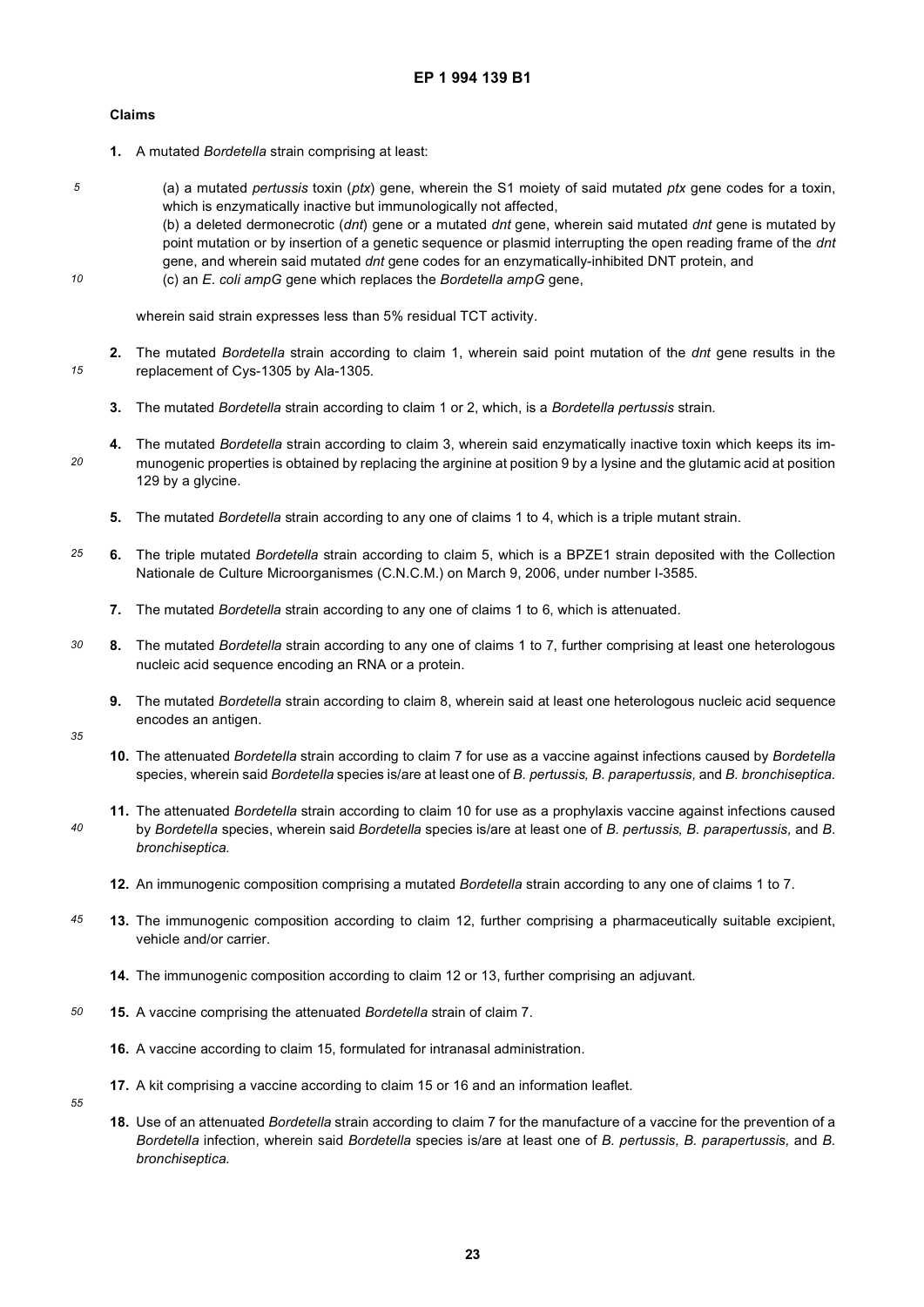## Claims

1. A mutated *Bordetella* strain comprising at least:

    (a) a mutated *pertussis* toxin (*ptx*) gene, wherein the S1 moiety of said mutated *ptx* gene codes for a toxin, which is enzymatically inactive but immunologically not affected,
    (b) a deleted dermonecrotic (*dnt*) gene or a mutated *dnt* gene, wherein said mutated *dnt* gene is mutated by point mutation or by insertion of a genetic sequence or plasmid interrupting the open reading frame of the *dnt* gene, and wherein said mutated *dnt* gene codes for an enzymatically-inhibited DNT protein, and
    (c) an *E. coli ampG* gene which replaces the *Bordetella ampG* gene,

    wherein said strain expresses less than 5% residual TCT activity.

2. The mutated *Bordetella* strain according to claim 1, wherein said point mutation of the *dnt* gene results in the replacement of Cys-1305 by Ala-1305.

3. The mutated *Bordetella* strain according to claim 1 or 2, which, is a *Bordetella pertussis* strain.

4. The mutated *Bordetella* strain according to claim 3, wherein said enzymatically inactive toxin which keeps its immunogenic properties is obtained by replacing the arginine at position 9 by a lysine and the glutamic acid at position 129 by a glycine.

5. The mutated *Bordetella* strain according to any one of claims 1 to 4, which is a triple mutant strain.

6. The triple mutated *Bordetella* strain according to claim 5, which is a BPZE1 strain deposited with the Collection Nationale de Culture Microorganismes (C.N.C.M.) on March 9, 2006, under number I-3585.

7. The mutated *Bordetella* strain according to any one of claims 1 to 6, which is attenuated.

8. The mutated *Bordetella* strain according to any one of claims 1 to 7, further comprising at least one heterologous nucleic acid sequence encoding an RNA or a protein.

9. The mutated *Bordetella* strain according to claim 8, wherein said at least one heterologous nucleic acid sequence encodes an antigen.

10. The attenuated *Bordetella* strain according to claim 7 for use as a vaccine against infections caused by *Bordetella* species, wherein said *Bordetella* species is/are at least one of *B. pertussis, B. parapertussis,* and *B. bronchiseptica.*

11. The attenuated *Bordetella* strain according to claim 10 for use as a prophylaxis vaccine against infections caused by *Bordetella* species, wherein said *Bordetella* species is/are at least one of *B. pertussis, B. parapertussis,* and *B. bronchiseptica.*

12. An immunogenic composition comprising a mutated *Bordetella* strain according to any one of claims 1 to 7.

13. The immunogenic composition according to claim 12, further comprising a pharmaceutically suitable excipient, vehicle and/or carrier.

14. The immunogenic composition according to claim 12 or 13, further comprising an adjuvant.

15. A vaccine comprising the attenuated *Bordetella* strain of claim 7.

16. A vaccine according to claim 15, formulated for intranasal administration.

17. A kit comprising a vaccine according to claim 15 or 16 and an information leaflet.

18. Use of an attenuated *Bordetella* strain according to claim 7 for the manufacture of a vaccine for the prevention of a *Bordetella* infection, wherein said *Bordetella* species is/are at least one of *B. pertussis, B. parapertussis,* and *B. bronchiseptica.*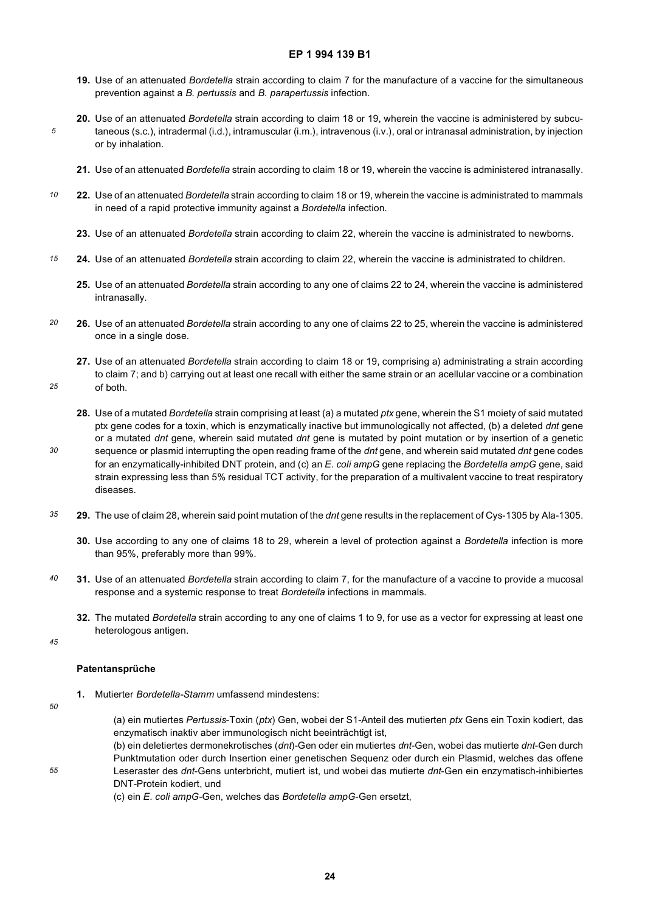**19.** Use of an attenuated *Bordetella* strain according to claim 7 for the manufacture of a vaccine for the simultaneous prevention against a *B. pertussis* and *B. parapertussis* infection.

**20.** Use of an attenuated *Bordetella* strain according to claim 18 or 19, wherein the vaccine is administered by subcutaneous (s.c.), intradermal (i.d.), intramuscular (i.m.), intravenous (i.v.), oral or intranasal administration, by injection or by inhalation.

**21.** Use of an attenuated *Bordetella* strain according to claim 18 or 19, wherein the vaccine is administered intranasally.

**22.** Use of an attenuated *Bordetella* strain according to claim 18 or 19, wherein the vaccine is administrated to mammals in need of a rapid protective immunity against a *Bordetella* infection.

**23.** Use of an attenuated *Bordetella* strain according to claim 22, wherein the vaccine is administrated to newborns.

**24.** Use of an attenuated *Bordetella* strain according to claim 22, wherein the vaccine is administrated to children.

**25.** Use of an attenuated *Bordetella* strain according to any one of claims 22 to 24, wherein the vaccine is administered intranasally.

**26.** Use of an attenuated *Bordetella* strain according to any one of claims 22 to 25, wherein the vaccine is administered once in a single dose.

**27.** Use of an attenuated *Bordetella* strain according to claim 18 or 19, comprising a) administrating a strain according to claim 7; and b) carrying out at least one recall with either the same strain or an acellular vaccine or a combination of both.

**28.** Use of a mutated *Bordetella* strain comprising at least (a) a mutated *ptx* gene, wherein the S1 moiety of said mutated ptx gene codes for a toxin, which is enzymatically inactive but immunologically not affected, (b) a deleted *dnt* gene or a mutated *dnt* gene, wherein said mutated *dnt* gene is mutated by point mutation or by insertion of a genetic sequence or plasmid interrupting the open reading frame of the *dnt* gene, and wherein said mutated *dnt* gene codes for an enzymatically-inhibited DNT protein, and (c) an *E. coli ampG* gene replacing the *Bordetella ampG* gene, said strain expressing less than 5% residual TCT activity, for the preparation of a multivalent vaccine to treat respiratory diseases.

**29.** The use of claim 28, wherein said point mutation of the *dnt* gene results in the replacement of Cys-1305 by Ala-1305.

**30.** Use according to any one of claims 18 to 29, wherein a level of protection against a *Bordetella* infection is more than 95%, preferably more than 99%.

**31.** Use of an attenuated *Bordetella* strain according to claim 7, for the manufacture of a vaccine to provide a mucosal response and a systemic response to treat *Bordetella* infections in mammals.

**32.** The mutated *Bordetella* strain according to any one of claims 1 to 9, for use as a vector for expressing at least one heterologous antigen.

## Patentansprüche

**1.** Mutierter *Bordetella-Stamm* umfassend mindestens:

(a) ein mutiertes *Pertussis*-Toxin (*ptx*) Gen, wobei der S1-Anteil des mutierten *ptx* Gens ein Toxin kodiert, das enzymatisch inaktiv aber immunologisch nicht beeinträchtigt ist,
(b) ein deletiertes dermonekrotisches (*dnt*)-Gen oder ein mutiertes *dnt*-Gen, wobei das mutierte *dnt*-Gen durch Punktmutation oder durch Insertion einer genetischen Sequenz oder durch ein Plasmid, welches das offene Leseraster des *dnt*-Gens unterbricht, mutiert ist, und wobei das mutierte *dnt*-Gen ein enzymatisch-inhibiertes DNT-Protein kodiert, und
(c) ein *E. coli ampG*-Gen, welches das *Bordetella ampG*-Gen ersetzt,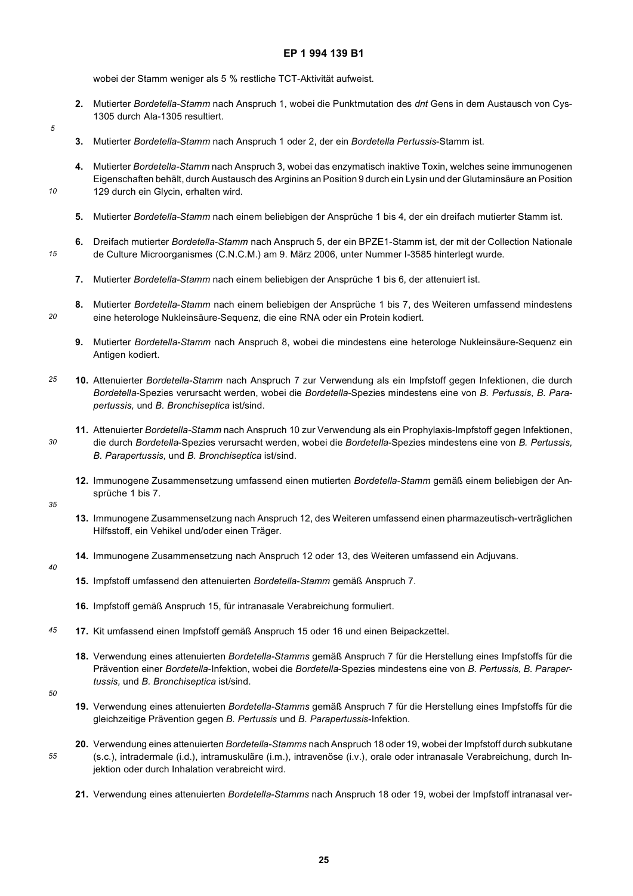wobei der Stamm weniger als 5 % restliche TCT-Aktivität aufweist.

2. Mutierter *Bordetella-Stamm* nach Anspruch 1, wobei die Punktmutation des *dnt* Gens in dem Austausch von Cys-1305 durch Ala-1305 resultiert.

3. Mutierter *Bordetella-Stamm* nach Anspruch 1 oder 2, der ein *Bordetella Pertussis*-Stamm ist.

4. Mutierter *Bordetella-Stamm* nach Anspruch 3, wobei das enzymatisch inaktive Toxin, welches seine immunogenen Eigenschaften behält, durch Austausch des Arginins an Position 9 durch ein Lysin und der Glutaminsäure an Position 129 durch ein Glycin, erhalten wird.

5. Mutierter *Bordetella-Stamm* nach einem beliebigen der Ansprüche 1 bis 4, der ein dreifach mutierter Stamm ist.

6. Dreifach mutierter *Bordetella-Stamm* nach Anspruch 5, der ein BPZE1-Stamm ist, der mit der Collection Nationale de Culture Microorganismes (C.N.C.M.) am 9. März 2006, unter Nummer I-3585 hinterlegt wurde.

7. Mutierter *Bordetella-Stamm* nach einem beliebigen der Ansprüche 1 bis 6, der attenuiert ist.

8. Mutierter *Bordetella-Stamm* nach einem beliebigen der Ansprüche 1 bis 7, des Weiteren umfassend mindestens eine heterologe Nukleinsäure-Sequenz, die eine RNA oder ein Protein kodiert.

9. Mutierter *Bordetella-Stamm* nach Anspruch 8, wobei die mindestens eine heterologe Nukleinsäure-Sequenz ein Antigen kodiert.

10. Attenuierter *Bordetella-Stamm* nach Anspruch 7 zur Verwendung als ein Impfstoff gegen Infektionen, die durch *Bordetella*-Spezies verursacht werden, wobei die *Bordetella*-Spezies mindestens eine von *B. Pertussis, B. Parapertussis,* und *B. Bronchiseptica* ist/sind.

11. Attenuierter *Bordetella-Stamm* nach Anspruch 10 zur Verwendung als ein Prophylaxis-Impfstoff gegen Infektionen, die durch *Bordetella*-Spezies verursacht werden, wobei die *Bordetella*-Spezies mindestens eine von *B. Pertussis, B. Parapertussis,* und *B. Bronchiseptica* ist/sind.

12. Immunogene Zusammensetzung umfassend einen mutierten *Bordetella-Stamm* gemäß einem beliebigen der Ansprüche 1 bis 7.

13. Immunogene Zusammensetzung nach Anspruch 12, des Weiteren umfassend einen pharmazeutisch-verträglichen Hilfsstoff, ein Vehikel und/oder einen Träger.

14. Immunogene Zusammensetzung nach Anspruch 12 oder 13, des Weiteren umfassend ein Adjuvans.

15. Impfstoff umfassend den attenuierten *Bordetella-Stamm* gemäß Anspruch 7.

16. Impfstoff gemäß Anspruch 15, für intranasale Verabreichung formuliert.

17. Kit umfassend einen Impfstoff gemäß Anspruch 15 oder 16 und einen Beipackzettel.

18. Verwendung eines attenuierten *Bordetella-Stamms* gemäß Anspruch 7 für die Herstellung eines Impfstoffs für die Prävention einer *Bordetella*-Infektion, wobei die *Bordetella*-Spezies mindestens eine von *B. Pertussis, B. Parapertussis,* und *B. Bronchiseptica* ist/sind.

19. Verwendung eines attenuierten *Bordetella-Stamms* gemäß Anspruch 7 für die Herstellung eines Impfstoffs für die gleichzeitige Prävention gegen *B. Pertussis* und *B. Parapertussis*-Infektion.

20. Verwendung eines attenuierten *Bordetella-Stamms* nach Anspruch 18 oder 19, wobei der Impfstoff durch subkutane (s.c.), intradermale (i.d.), intramuskuläre (i.m.), intravenöse (i.v.), orale oder intranasale Verabreichung, durch Injektion oder durch Inhalation verabreicht wird.

21. Verwendung eines attenuierten *Bordetella-Stamms* nach Anspruch 18 oder 19, wobei der Impfstoff intranasal ver-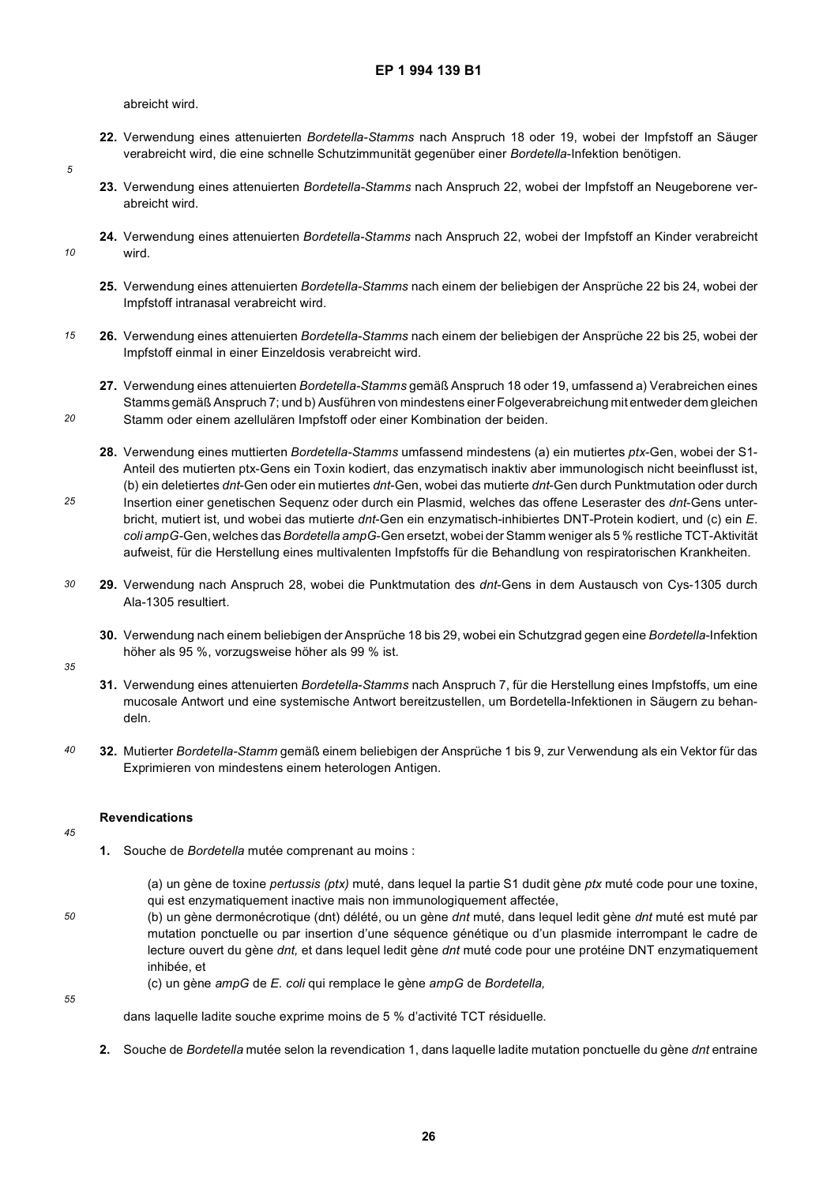abreicht wird.

22. Verwendung eines attenuierten *Bordetella-Stamms* nach Anspruch 18 oder 19, wobei der Impfstoff an Säuger verabreicht wird, die eine schnelle Schutzimmunität gegenüber einer *Bordetella*-Infektion benötigen.

23. Verwendung eines attenuierten *Bordetella-Stamms* nach Anspruch 22, wobei der Impfstoff an Neugeborene verabreicht wird.

24. Verwendung eines attenuierten *Bordetella-Stamms* nach Anspruch 22, wobei der Impfstoff an Kinder verabreicht wird.

25. Verwendung eines attenuierten *Bordetella-Stamms* nach einem der beliebigen der Ansprüche 22 bis 24, wobei der Impfstoff intranasal verabreicht wird.

26. Verwendung eines attenuierten *Bordetella-Stamms* nach einem der beliebigen der Ansprüche 22 bis 25, wobei der Impfstoff einmal in einer Einzeldosis verabreicht wird.

27. Verwendung eines attenuierten *Bordetella-Stamms* gemäß Anspruch 18 oder 19, umfassend a) Verabreichen eines Stamms gemäß Anspruch 7; und b) Ausführen von mindestens einer Folgeverabreichung mit entweder dem gleichen Stamm oder einem azellulären Impfstoff oder einer Kombination der beiden.

28. Verwendung eines muttierten *Bordetella-Stamms* umfassend mindestens (a) ein mutiertes *ptx*-Gen, wobei der S1-Anteil des mutierten ptx-Gens ein Toxin kodiert, das enzymatisch inaktiv aber immunologisch nicht beeinflusst ist, (b) ein deletiertes *dnt*-Gen oder ein mutiertes *dnt*-Gen, wobei das mutierte *dnt*-Gen durch Punktmutation oder durch Insertion einer genetischen Sequenz oder durch ein Plasmid, welches das offene Leseraster des *dnt*-Gens unterbricht, mutiert ist, und wobei das mutierte *dnt*-Gen ein enzymatisch-inhibiertes DNT-Protein kodiert, und (c) ein *E. coli ampG*-Gen, welches das *Bordetella ampG*-Gen ersetzt, wobei der Stamm weniger als 5 % restliche TCT-Aktivität aufweist, für die Herstellung eines multivalenten Impfstoffs für die Behandlung von respiratorischen Krankheiten.

29. Verwendung nach Anspruch 28, wobei die Punktmutation des *dnt*-Gens in dem Austausch von Cys-1305 durch Ala-1305 resultiert.

30. Verwendung nach einem beliebigen der Ansprüche 18 bis 29, wobei ein Schutzgrad gegen eine *Bordetella*-Infektion höher als 95 %, vorzugsweise höher als 99 % ist.

31. Verwendung eines attenuierten *Bordetella-Stamms* nach Anspruch 7, für die Herstellung eines Impfstoffs, um eine mucosale Antwort und eine systemische Antwort bereitzustellen, um Bordetella-Infektionen in Säugern zu behandeln.

32. Mutierter *Bordetella-Stamm* gemäß einem beliebigen der Ansprüche 1 bis 9, zur Verwendung als ein Vektor für das Exprimieren von mindestens einem heterologen Antigen.

## Revendications

1. Souche de *Bordetella* mutée comprenant au moins :

   (a) un gène de toxine *pertussis (ptx)* muté, dans lequel la partie S1 dudit gène *ptx* muté code pour une toxine, qui est enzymatiquement inactive mais non immunologiquement affectée,
   (b) un gène dermonécrotique (dnt) délété, ou un gène *dnt* muté, dans lequel ledit gène *dnt* muté est muté par mutation ponctuelle ou par insertion d'une séquence génétique ou d'un plasmide interrompant le cadre de lecture ouvert du gène *dnt,* et dans lequel ledit gène *dnt* muté code pour une protéine DNT enzymatiquement inhibée, et
   (c) un gène *ampG* de *E. coli* qui remplace le gène *ampG* de *Bordetella,*

   dans laquelle ladite souche exprime moins de 5 % d'activité TCT résiduelle.

2. Souche de *Bordetella* mutée selon la revendication 1, dans laquelle ladite mutation ponctuelle du gène *dnt* entraine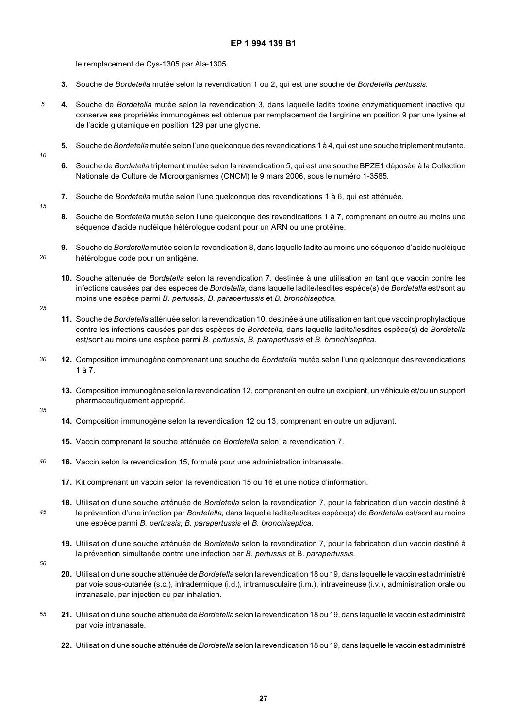le remplacement de Cys-1305 par Ala-1305.

**3.** Souche de *Bordetella* mutée selon la revendication 1 ou 2, qui est une souche de *Bordetella pertussis.*

**4.** Souche de *Bordetella* mutée selon la revendication 3, dans laquelle ladite toxine enzymatiquement inactive qui conserve ses propriétés immunogènes est obtenue par remplacement de l'arginine en position 9 par une lysine et de l'acide glutamique en position 129 par une glycine.

**5.** Souche de *Bordetella* mutée selon l'une quelconque des revendications 1 à 4, qui est une souche triplement mutante.

**6.** Souche de *Bordetella* triplement mutée selon la revendication 5, qui est une souche BPZE1 déposée à la Collection Nationale de Culture de Microorganismes (CNCM) le 9 mars 2006, sous le numéro 1-3585.

**7.** Souche de *Bordetella* mutée selon l'une quelconque des revendications 1 à 6, qui est atténuée.

**8.** Souche de *Bordetella* mutée selon l'une quelconque des revendications 1 à 7, comprenant en outre au moins une séquence d'acide nucléique hétérologue codant pour un ARN ou une protéine.

**9.** Souche de *Bordetella* mutée selon la revendication 8, dans laquelle ladite au moins une séquence d'acide nucléique hétérologue code pour un antigène.

**10.** Souche atténuée de *Bordetella* selon la revendication 7, destinée à une utilisation en tant que vaccin contre les infections causées par des espèces de *Bordetella,* dans laquelle ladite/lesdites espèce(s) de *Bordetella* est/sont au moins une espèce parmi *B. pertussis, B. parapertussis* et *B. bronchiseptica.*

**11.** Souche de *Bordetella* atténuée selon la revendication 10, destinée à une utilisation en tant que vaccin prophylactique contre les infections causées par des espèces de *Bordetella,* dans laquelle ladite/lesdites espèce(s) de *Bordetella* est/sont au moins une espèce parmi *B. pertussis, B. parapertussis* et *B. bronchiseptica.*

**12.** Composition immunogène comprenant une souche de *Bordetella* mutée selon l'une quelconque des revendications 1 à 7.

**13.** Composition immunogène selon la revendication 12, comprenant en outre un excipient, un véhicule et/ou un support pharmaceutiquement approprié.

**14.** Composition immunogène selon la revendication 12 ou 13, comprenant en outre un adjuvant.

**15.** Vaccin comprenant la souche atténuée de *Bordetella* selon la revendication 7.

**16.** Vaccin selon la revendication 15, formulé pour une administration intranasale.

**17.** Kit comprenant un vaccin selon la revendication 15 ou 16 et une notice d'information.

**18.** Utilisation d'une souche atténuée de *Bordetella* selon la revendication 7, pour la fabrication d'un vaccin destiné à la prévention d'une infection par *Bordetella,* dans laquelle ladite/lesdites espèce(s) de *Bordetella* est/sont au moins une espèce parmi *B. pertussis, B. parapertussis* et *B. bronchiseptica.*

**19.** Utilisation d'une souche atténuée de *Bordetella* selon la revendication 7, pour la fabrication d'un vaccin destiné à la prévention simultanée contre une infection par *B. pertussis* et B. *parapertussis.*

**20.** Utilisation d'une souche atténuée de *Bordetella* selon la revendication 18 ou 19, dans laquelle le vaccin est administré par voie sous-cutanée (s.c.), intradermique (i.d.), intramusculaire (i.m.), intraveineuse (i.v.), administration orale ou intranasale, par injection ou par inhalation.

**21.** Utilisation d'une souche atténuée de *Bordetella* selon la revendication 18 ou 19, dans laquelle le vaccin est administré par voie intranasale.

**22.** Utilisation d'une souche atténuée de *Bordetella* selon la revendication 18 ou 19, dans laquelle le vaccin est administré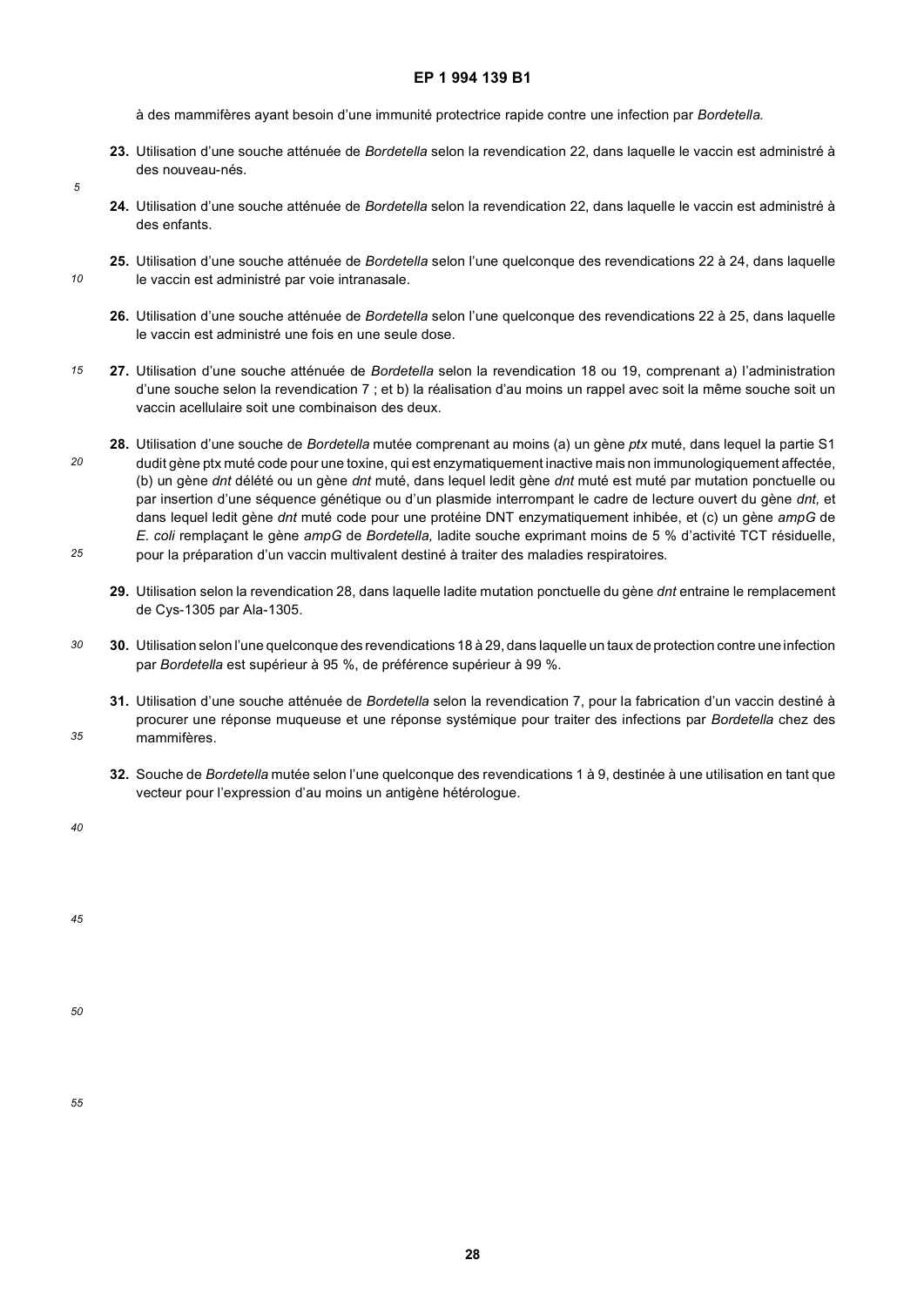à des mammifères ayant besoin d'une immunité protectrice rapide contre une infection par *Bordetella.*

**23.** Utilisation d'une souche atténuée de *Bordetella* selon la revendication 22, dans laquelle le vaccin est administré à des nouveau-nés.

**24.** Utilisation d'une souche atténuée de *Bordetella* selon la revendication 22, dans laquelle le vaccin est administré à des enfants.

**25.** Utilisation d'une souche atténuée de *Bordetella* selon l'une quelconque des revendications 22 à 24, dans laquelle le vaccin est administré par voie intranasale.

**26.** Utilisation d'une souche atténuée de *Bordetella* selon l'une quelconque des revendications 22 à 25, dans laquelle le vaccin est administré une fois en une seule dose.

**27.** Utilisation d'une souche atténuée de *Bordetella* selon la revendication 18 ou 19, comprenant a) l'administration d'une souche selon la revendication 7 ; et b) la réalisation d'au moins un rappel avec soit la même souche soit un vaccin acellulaire soit une combinaison des deux.

**28.** Utilisation d'une souche de *Bordetella* mutée comprenant au moins (a) un gène *ptx* muté, dans lequel la partie S1 dudit gène ptx muté code pour une toxine, qui est enzymatiquement inactive mais non immunologiquement affectée, (b) un gène *dnt* délété ou un gène *dnt* muté, dans lequel ledit gène *dnt* muté est muté par mutation ponctuelle ou par insertion d'une séquence génétique ou d'un plasmide interrompant le cadre de lecture ouvert du gène *dnt,* et dans lequel ledit gène *dnt* muté code pour une protéine DNT enzymatiquement inhibée, et (c) un gène *ampG* de *E. coli* remplaçant le gène *ampG* de *Bordetella,* ladite souche exprimant moins de 5 % d'activité TCT résiduelle, pour la préparation d'un vaccin multivalent destiné à traiter des maladies respiratoires.

**29.** Utilisation selon la revendication 28, dans laquelle ladite mutation ponctuelle du gène *dnt* entraine le remplacement de Cys-1305 par Ala-1305.

**30.** Utilisation selon l'une quelconque des revendications 18 à 29, dans laquelle un taux de protection contre une infection par *Bordetella* est supérieur à 95 %, de préférence supérieur à 99 %.

**31.** Utilisation d'une souche atténuée de *Bordetella* selon la revendication 7, pour la fabrication d'un vaccin destiné à procurer une réponse muqueuse et une réponse systémique pour traiter des infections par *Bordetella* chez des mammifères.

**32.** Souche de *Bordetella* mutée selon l'une quelconque des revendications 1 à 9, destinée à une utilisation en tant que vecteur pour l'expression d'au moins un antigène hétérologue.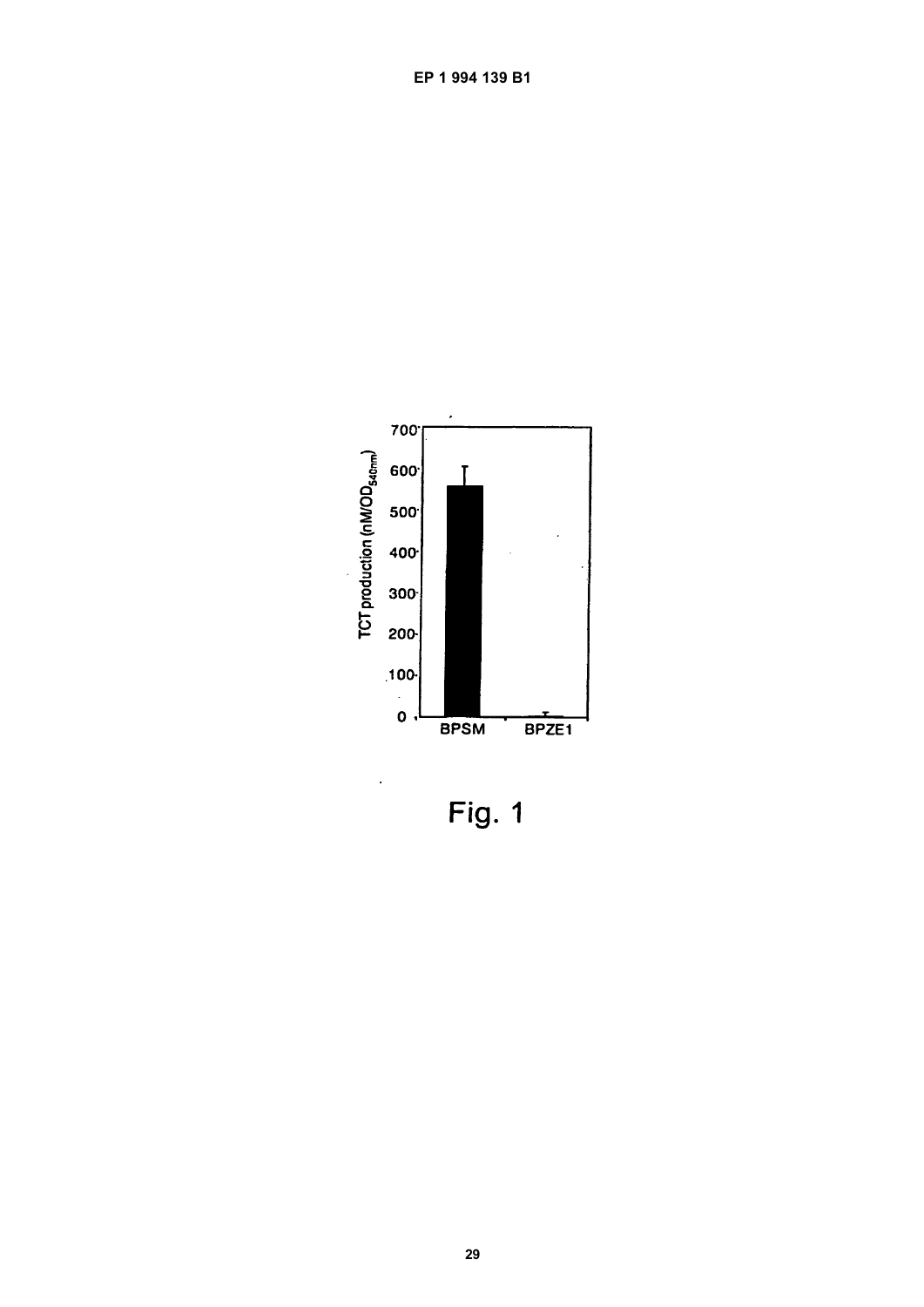Fig. 1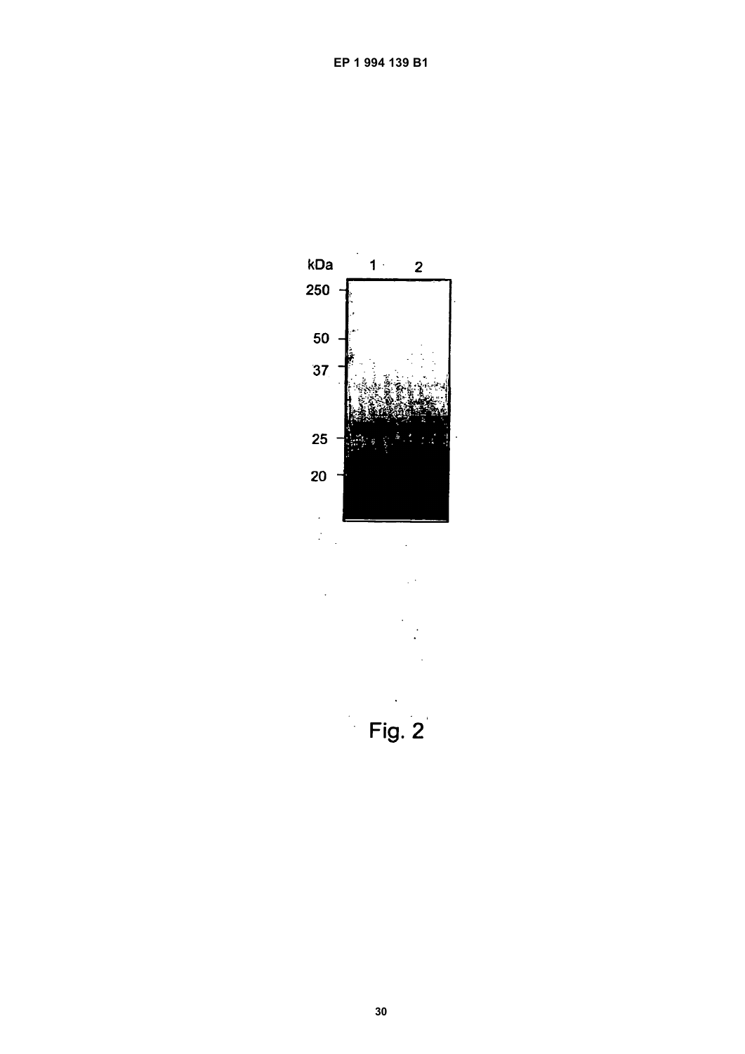kDa 1 2

250

50

37

25

20

Fig. 2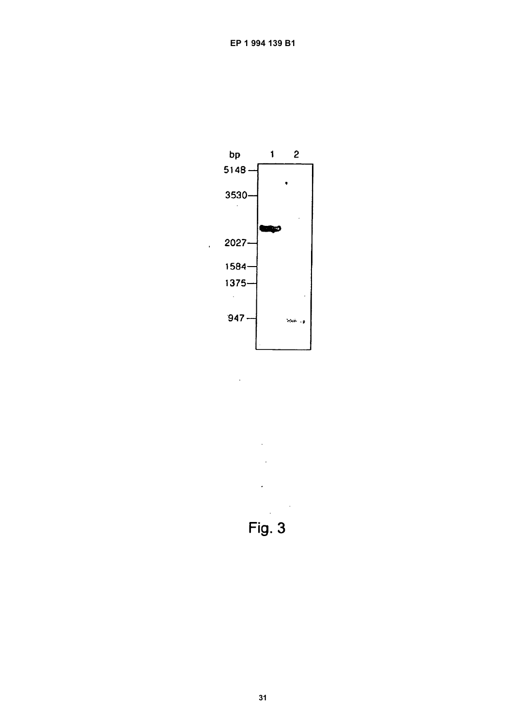bp 1 2

5148 —

3530 —

2027 —

1584 —

1375 —

947 —

Fig. 3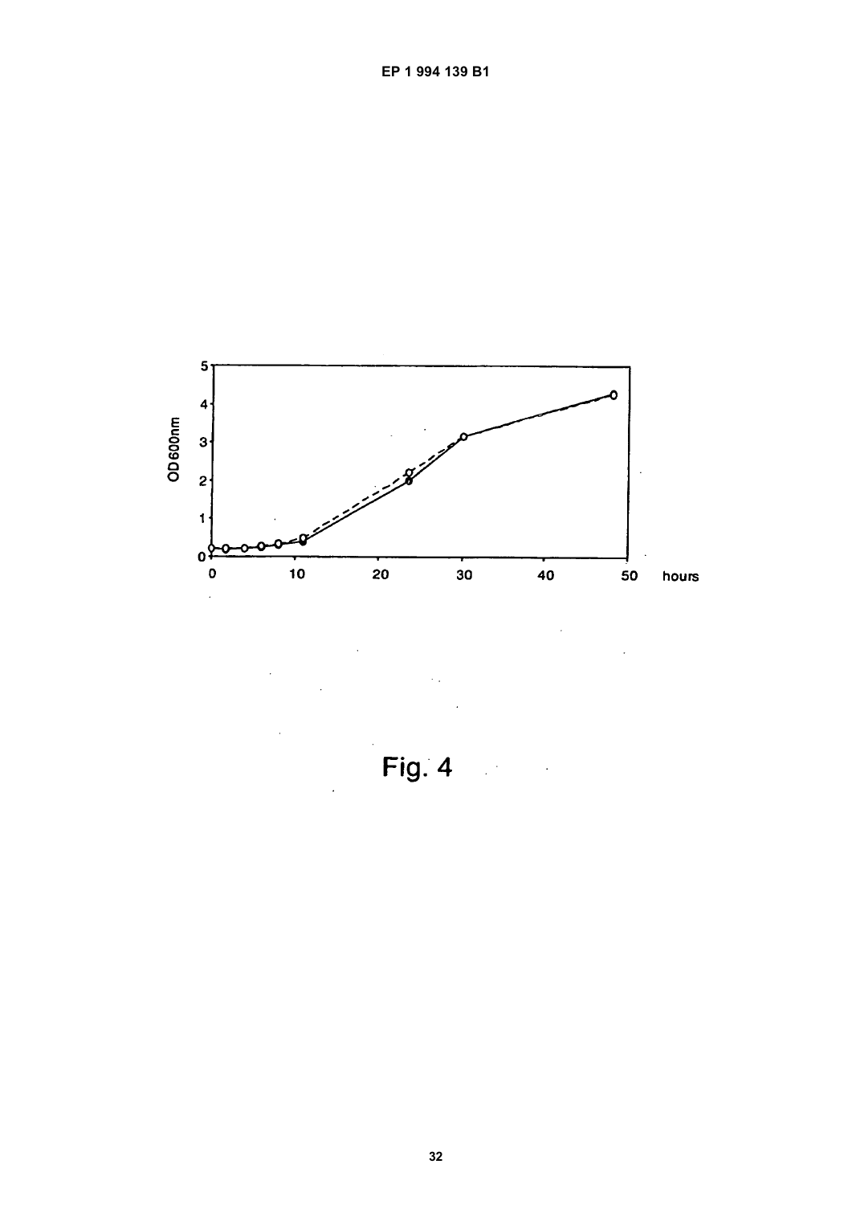Fig. 4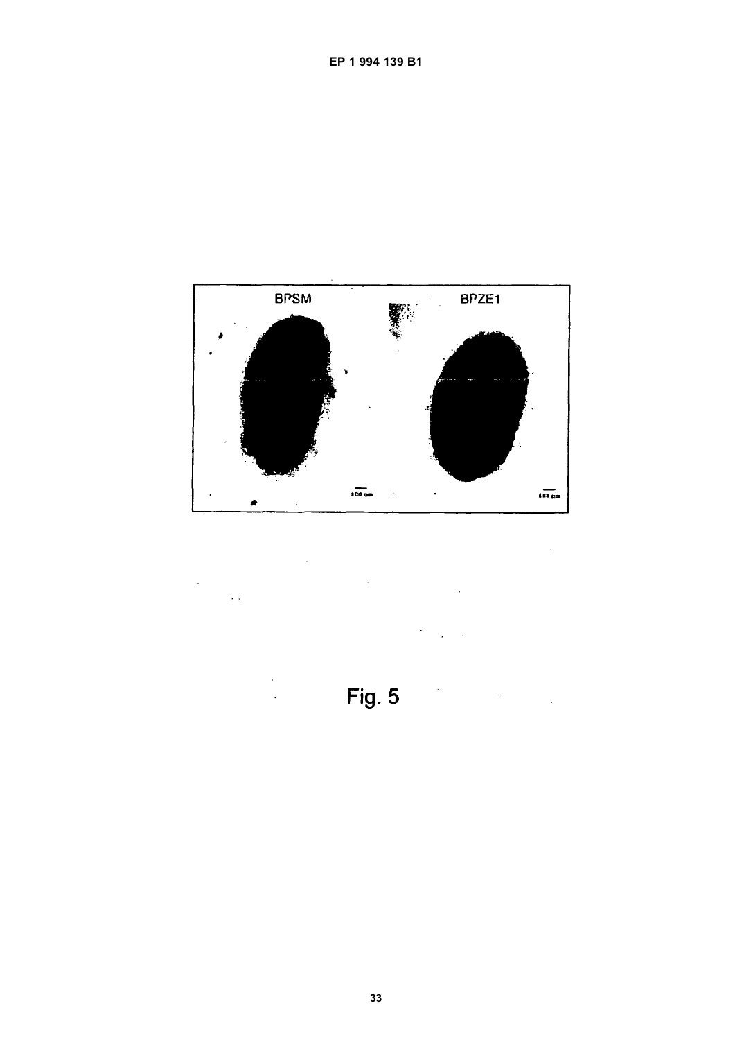BPSM

BPZE1

Fig. 5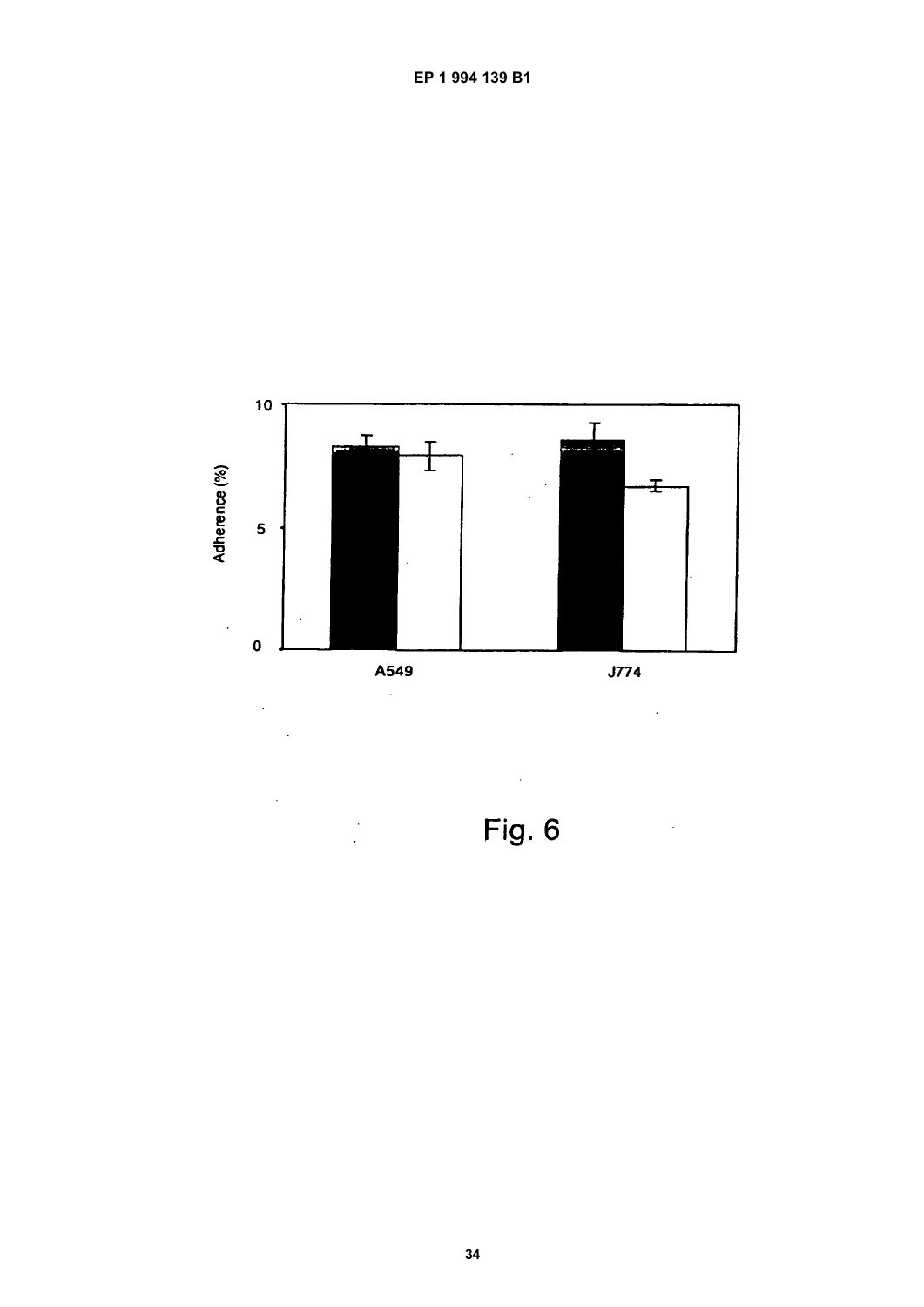Fig. 6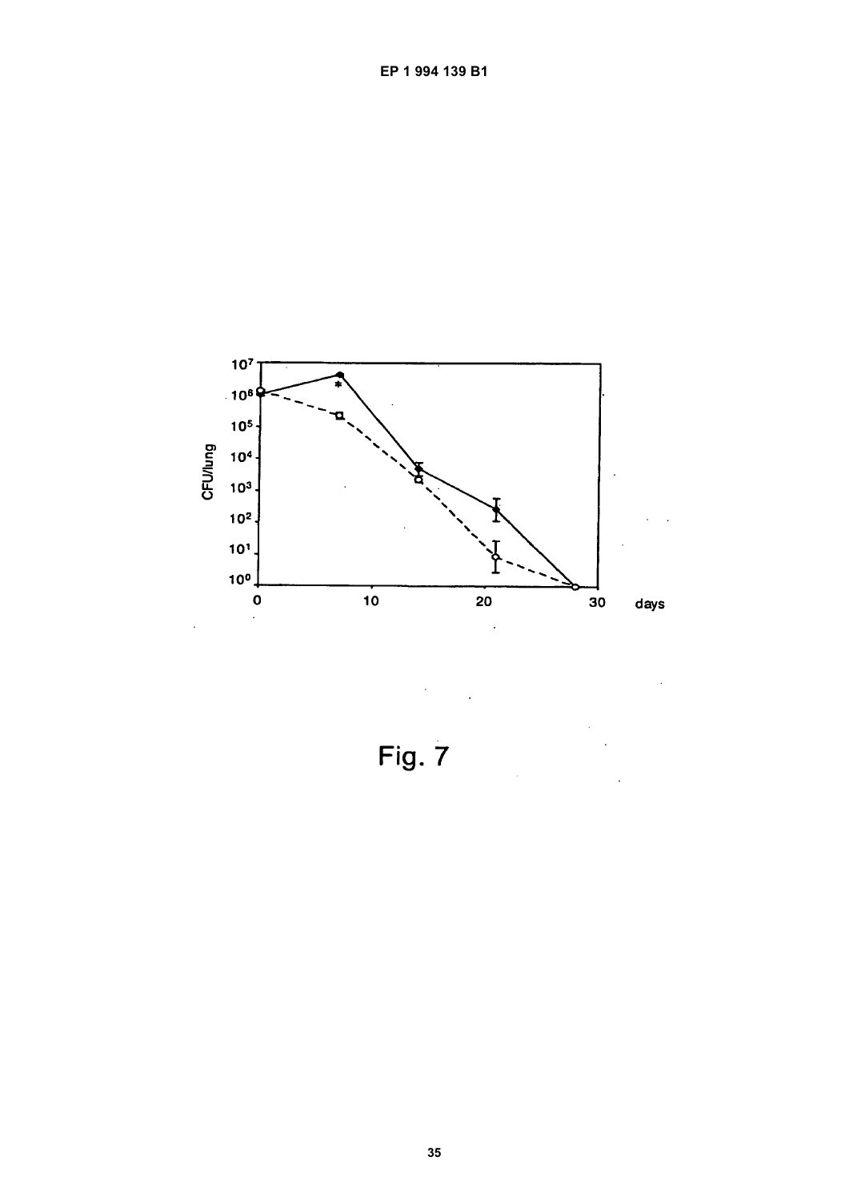Fig. 7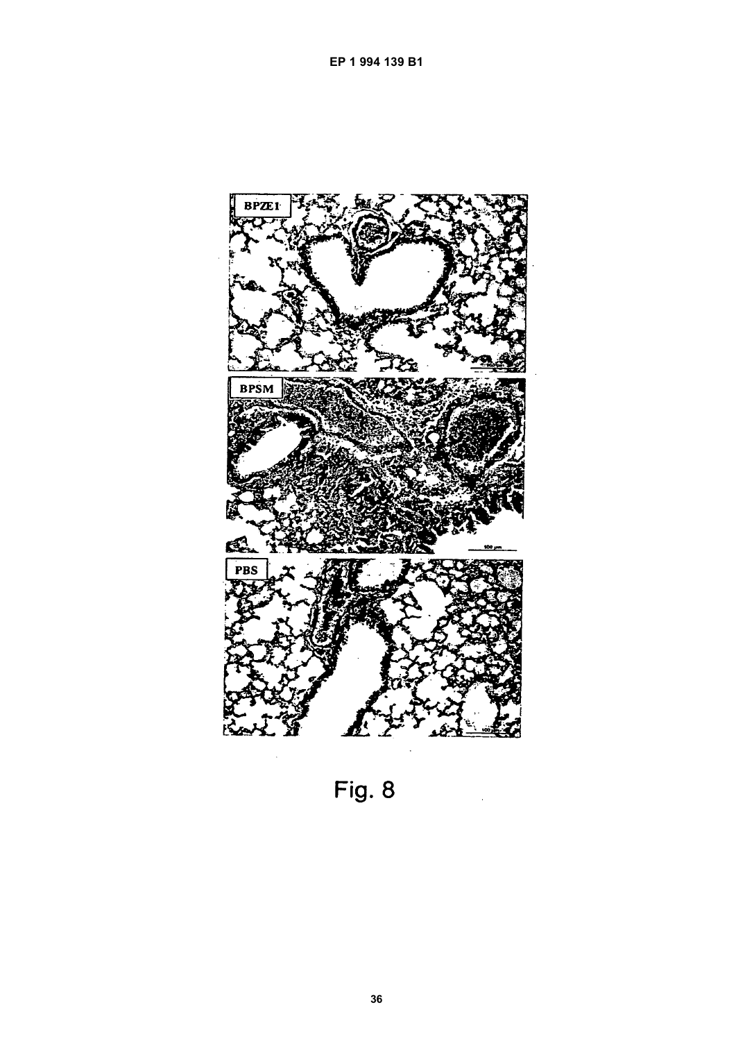Fig. 8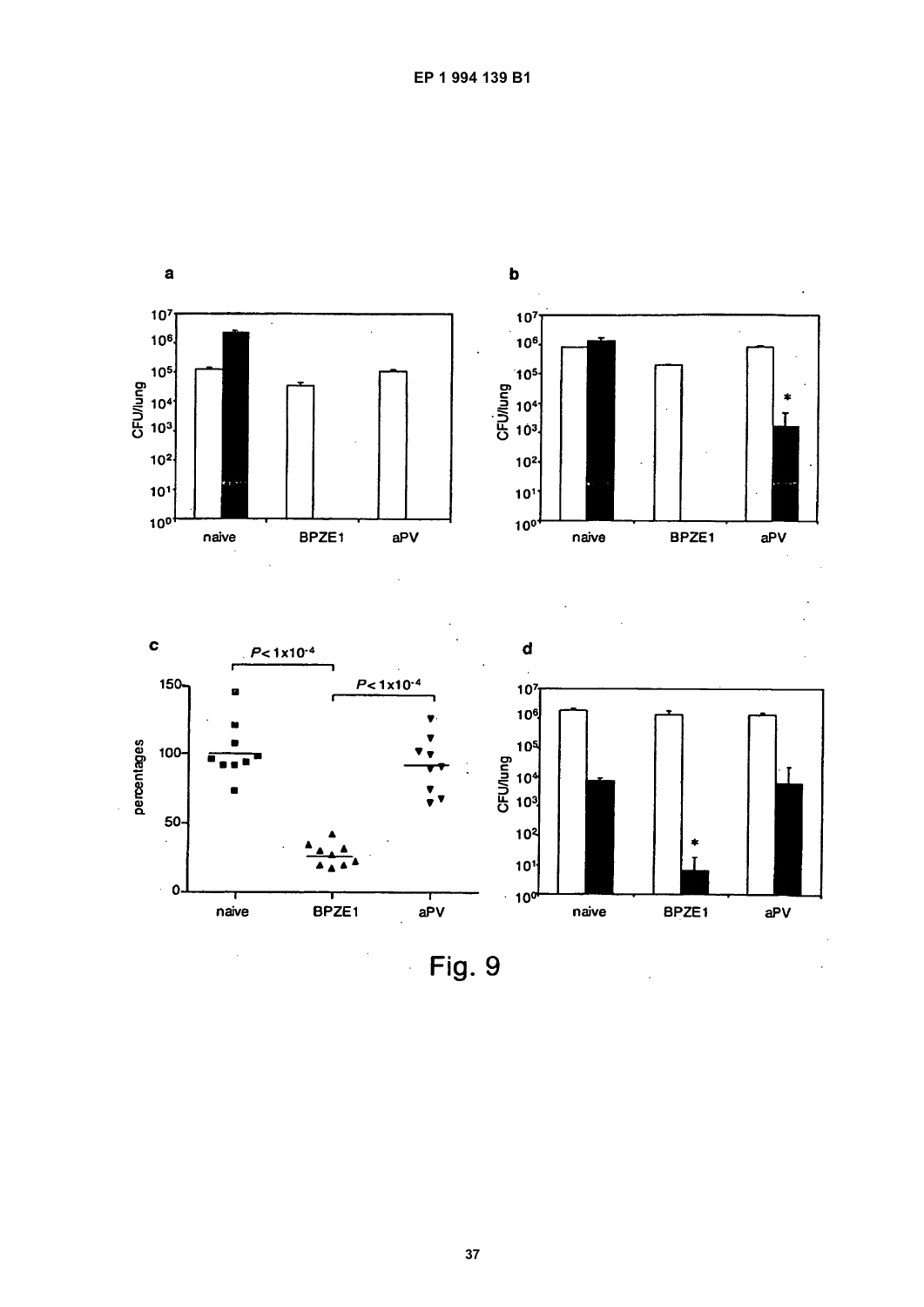Fig. 9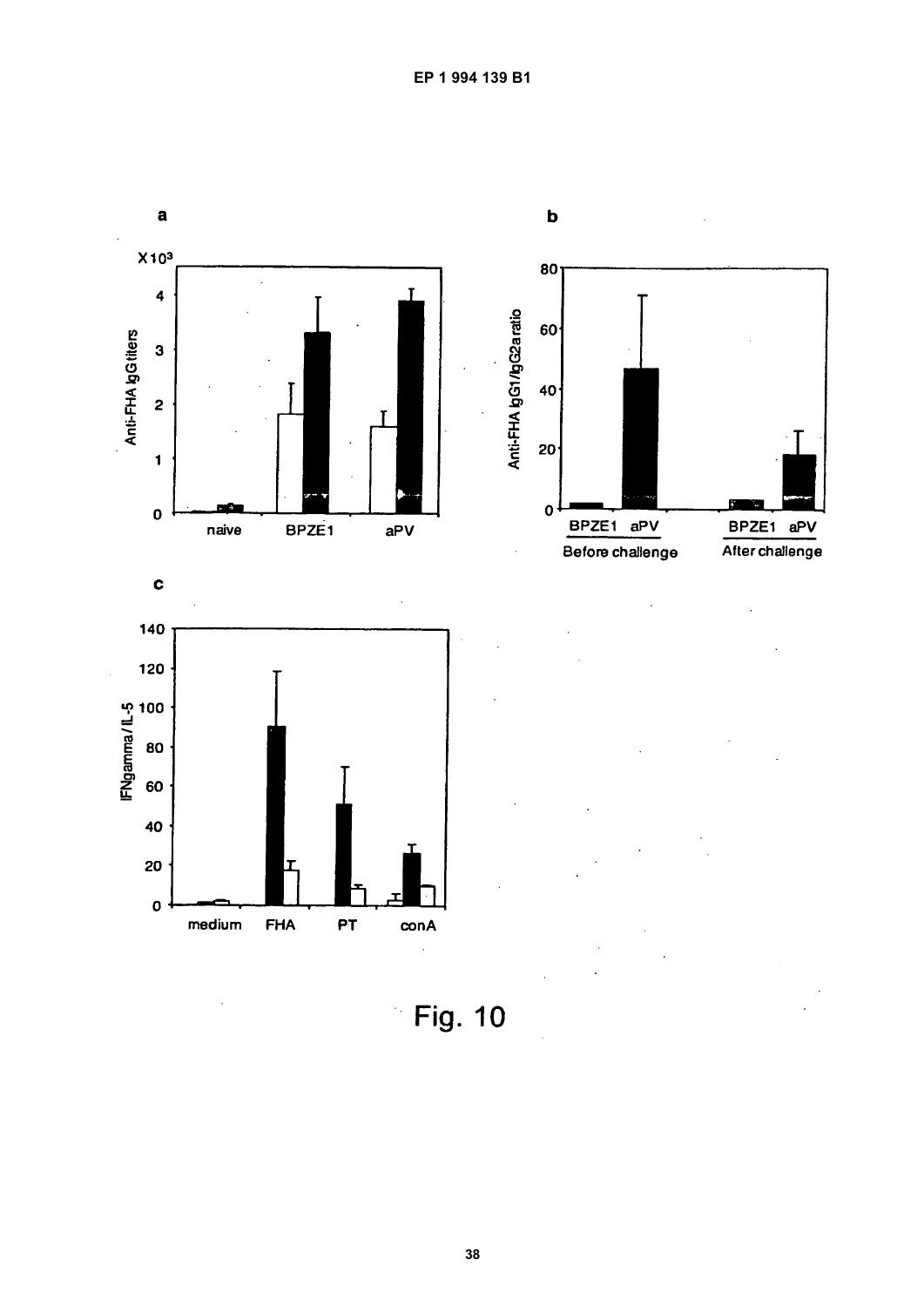**a**

X10³

Anti-FHA IgG titers

naive BPZE1 aPV

**b**

Anti-FHA IgG1/IgG2a ratio

BPZE1 aPV BPZE1 aPV

Before challenge After challenge

**c**

IFNgamma / IL-5

medium FHA PT conA

Fig. 10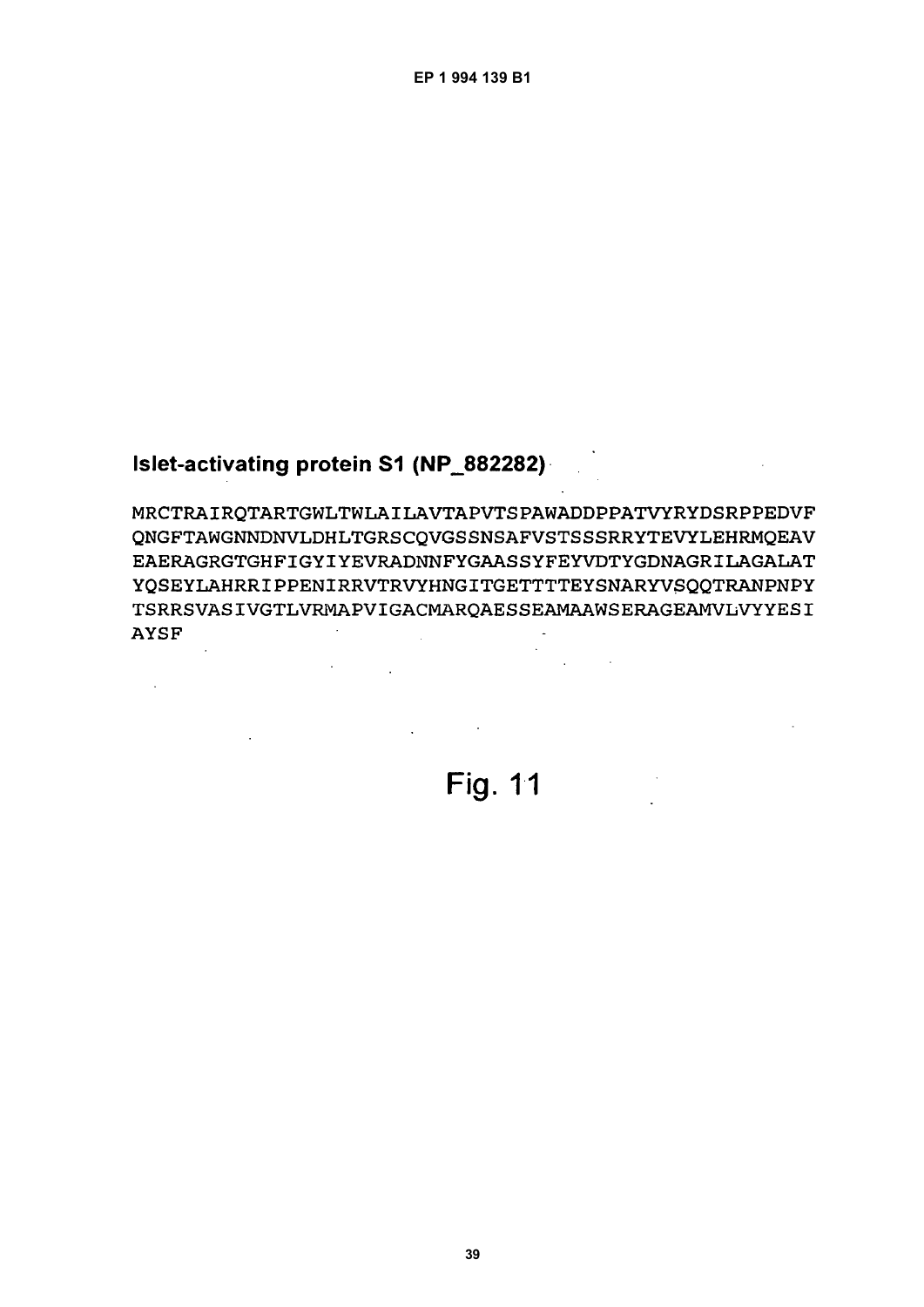## Islet-activating protein S1 (NP_882282)

```
MRCTRAIRQTARTGWLTWLAILAVTAPVTSPAWADDPPATVYRYDSRPPEDVF
QNGFTAWGNNDNVLDHLTGRSCQVGSSNSAFVSTSSSRRYTEVYLEHRMQEAV
EAERAGRGTGHFIGYIYEVRADNNFYGAASSYFEYVDTYGDNAGRILAGALAT
YQSEYLAHRRIPPENIRRVTRVYHNGITGETTTTEYSNARYVSQQTRANPNPY
TSRRSVASIVGTLVRMAPVIGACMARQAESSEAMAAWSERAGEAMVLVYYESI
AYSF
```

Fig. 11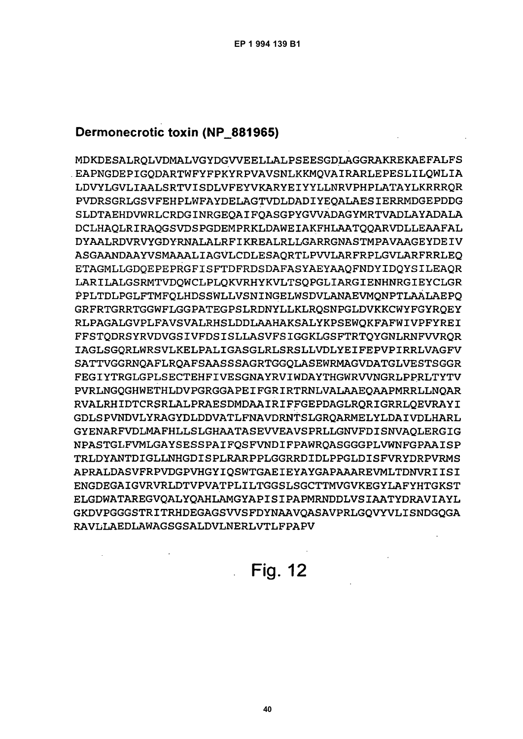## Dermonecrotic toxin (NP_881965)

```
MDKDESALRQLVDMALVGYDGVVEELLALPSEESGDLAGGRAKREKAEFALFS
EAPNGDEPIGQDARTWFYFPKYRPVAVSNLKKMQVAIRARLEPESLILQWLIA
LDVYLGVLIAALSRTVISDLVFEYVKARYEIYYLLNRVPHPLATAYLKRRRQR
PVDRSGRLGSVFEHPLWFAYDELAGTVDLDADIYEQALAESIERRMDGEPDDG
SLDTAEHDVWRLCRDGINRGEQAIFQASGPYGVVADAGYMRTVADLAYADALA
DCLHAQLRIRAQGSVDSPGDEMPRKLDAWEIAKFHLAATQQARVDLLEAAFAL
DYAALRDVRVYGDYRNALALRFIKREALRLLGARRGNASTMPAVAAGEYDEIV
ASGAANDAAYVSMAAALIAGVLCDLESAQRTLPVVLARFRPLGVLARFRRLEQ
ETAGMLLGDQEPEPRGFISFTDFRDSDAFASYAEYAAQFNDYIDQYSILEAQR
LARILALGSRMTVDQWCLPLQKVRHYKVLTSQPGLIARGIENHNRGIEYCLGR
PPLTDLPGLFTMFQLHDSSWLLVSNINGELWSDVLANAEVMQNPTLAALAEPQ
GRFRTGRRTGGWFLGGPATEGPSLRDNYLLKLRQSNPGLDVKKCWYFGYRQEY
RLPAGALGVPLFAVSVALRHSLDDLAAHAKSALYKPSEWQKFAFWIVPFYREI
FFSTQDRSYRVDVGSIVFDSISLLASVFSIGGKLGSFTRTQYGNLRNFVVRQR
IAGLSGQRLWRSVLKELPALIGASGLRLSRSLLVDLYEIFEPVPIRRLVAGFV
SATTVGGRNQAFLRQAFSAASSSAGRTGGQLASEWRMAGVDATGLVESTSGGR
FEGIYTRGLGPLSECTEHFIVESGNAYRVIWDAYTHGWRVVNGRLPPRLTYTV
PVRLNGQGHWETHLDVPGRGGAPEIFGRIRTRNLVALAAEQAAPMRRLLNQAR
RVALRHIDTCRSRLALPRAESDMDAAIRIFFGEPDAGLRQRIGRRLQEVRAYI
GDLSPVNDVLYRAGYDLDDVATLFNAVDRNTSLGRQARMELYLDAIVDLHARL
GYENARFVDLMAFHLLSLGHAATASEVVEAVSPRLLGNVFDISNVAQLERGIG
NPASTGLFVMLGAYSESSPAIFQSFVNDIFPAWRQASGGGPLVWNFGPAAISP
TRLDYANTDIGLLNHGDISPLRARPPLGGRRDIDLPPGLDISFVRYDRPVRMS
APRALDASVFRPVDGPVHGYIQSWTGAEIEYAYGAPAAAREVMLTDNVRIISI
ENGDEGAIGVRVRLDTVPVATPLILTGGSLSGCTTMVGVKEGYLAFYHTGKST
ELGDWATAREGVQALYQAHLAMGYAPISIPAPMRNDDLVSIAATYDRAVIAYL
GKDVPGGGSTRITRHDEGAGSVVSFDYNAAVQASAVPRLGQVYVLISNDGQGA
RAVLLAEDLAWAGSGSALDVLNERLVTLFPAPV
```

Fig. 12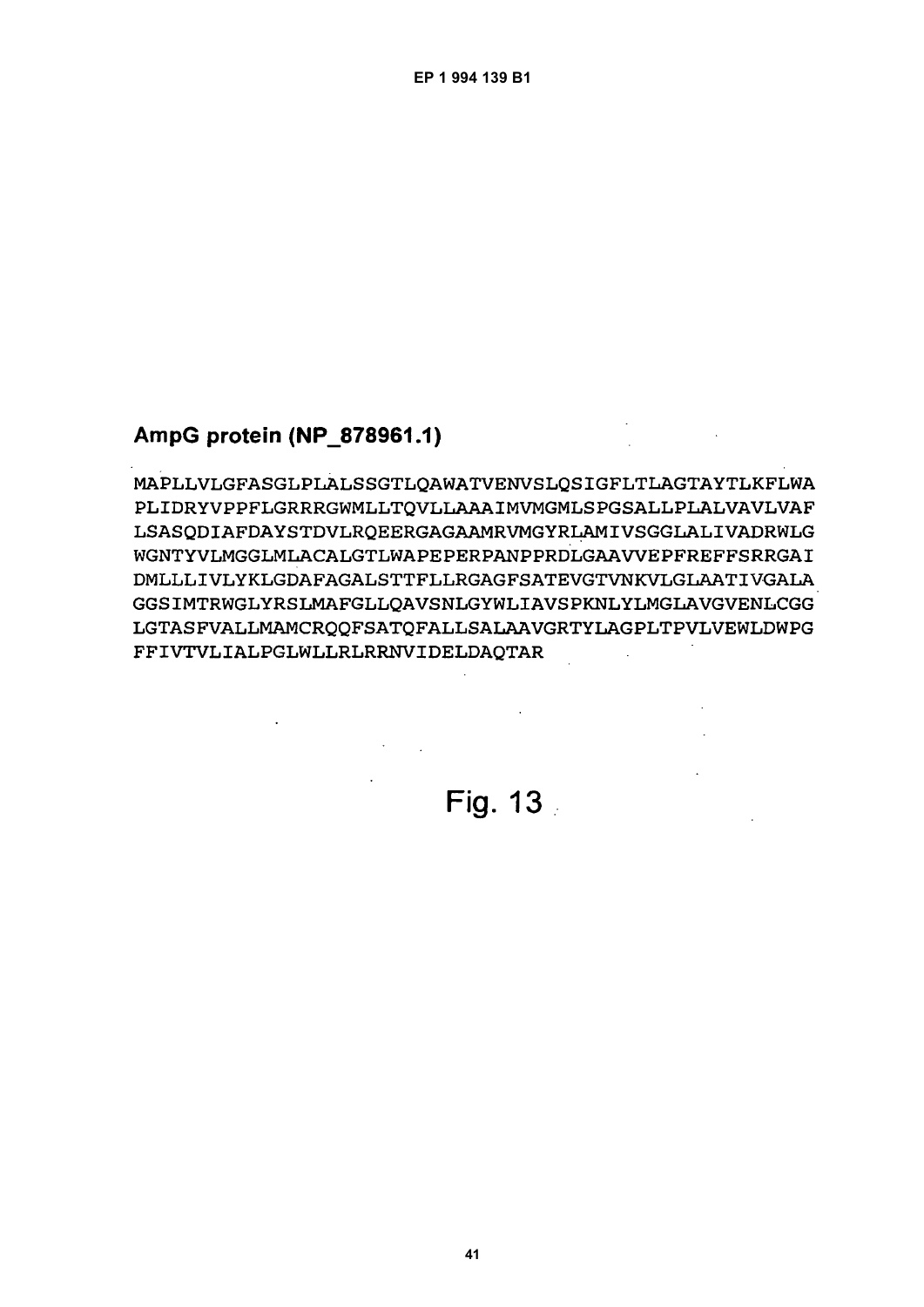## AmpG protein (NP_878961.1)

```
MAPLLVLGFASGLPLALSSGTLQAWATVENVSLQSIGFLTLAGTAYTLKFLWA
PLIDRYVPPFLGRRRGWMLLTQVLLAAAIMVMGMLSPGSALLPLALVAVLVAF
LSASQDIAFDAYSTDVLRQEERGAGAAMRVMGYRLAMIVSGGLALIVADRWLG
WGNTYVLMGGLMLACALGTLWAPEPERPANPPRDLGAAVVEPFREFFSRRGAI
DMLLLIVLYKLGDAFAGALSTTFLLRGAGFSATEVGTVNKVLGLAATIVGALA
GGSIMTRWGLYRSLMAFGLLQAVSNLGYWLIAVSPKNLYLMGLAVGVENLCGG
LGTASFVALLMAMCRQQFSATQFALLSALAAVGRTYLAGPLTPVLVEWLDWPG
FFIVTVLIALPGLWLLRLRRNVIDELDAQTAR
```

Fig. 13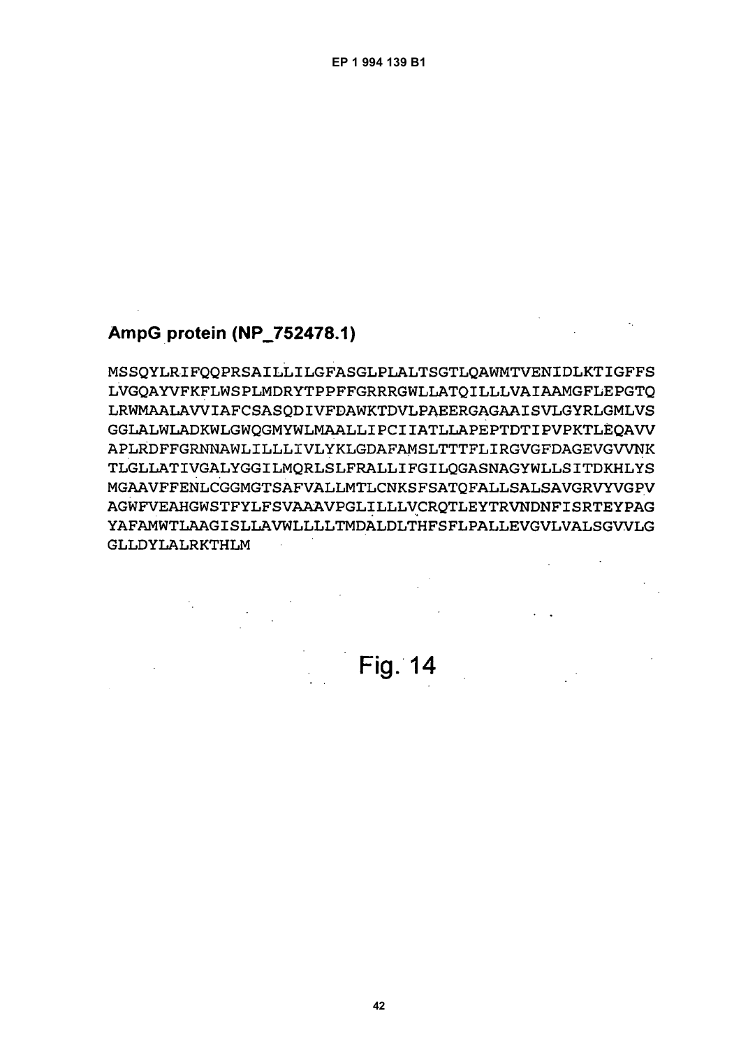## AmpG protein (NP_752478.1)

```
MSSQYLRIFQQPRSAILLILGFASGLPLALTSGTLQAWMTVENIDLKTIGFFS
LVGQAYVFKFLWSPLMDRYTPPFFGRRRGWLLATQILLLVAIAAMGFLEPGTQ
LRWMAALAVVIAFCSASQDIVFDAWKTDVLPAEERGAGAAISVLGYRLGMLVS
GGLALWLADKWLGWQGMYWLMAALLIPCIIATLLAPEPTDTIPVPKTLEQAVV
APLRDFFGRNNAWLILLLIVLYKLGDAFAMSLTTTFLIRGVGFDAGEVGVVNK
TLGLLATIVGALYGGILMQRLSLFRALLIFGILQGASNAGYWLLSITDKHLYS
MGAAVFFENLCGGMGTSAFVALLMTLCNKSFSATQFALLSALSAVGRVYVGPV
AGWFVEAHGWSTFYLFSVAAAVPGLILLLVCRQTLEYTRVNDNFISRTEYPAG
YAFAMWTLAAGISLLAVWLLLLTMDALDLTHFSFLPALLEVGVLVALSGVVLG
GLLDYLALRKTHLM
```

Fig. 14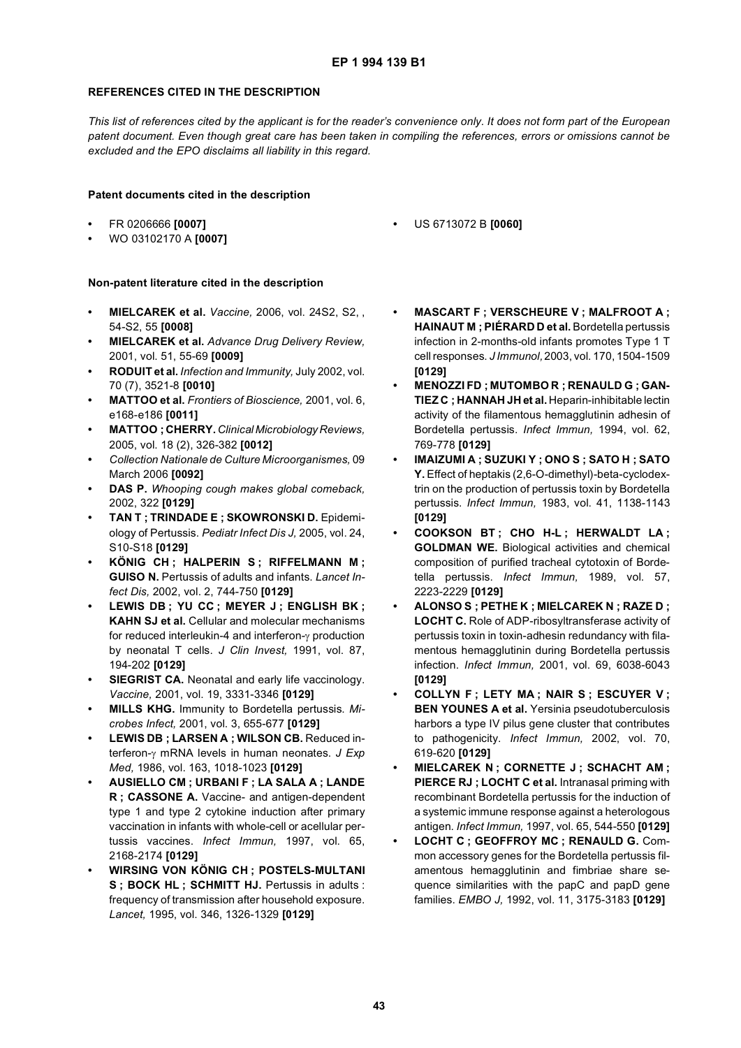## REFERENCES CITED IN THE DESCRIPTION

*This list of references cited by the applicant is for the reader's convenience only. It does not form part of the European patent document. Even though great care has been taken in compiling the references, errors or omissions cannot be excluded and the EPO disclaims all liability in this regard.*

### Patent documents cited in the description

- FR 0206666 **[0007]**
- WO 03102170 A **[0007]**
- US 6713072 B **[0060]**

### Non-patent literature cited in the description

- **MIELCAREK et al.** *Vaccine,* 2006, vol. 24S2, S2, , 54-S2, 55 **[0008]**
- **MIELCAREK et al.** *Advance Drug Delivery Review,* 2001, vol. 51, 55-69 **[0009]**
- **RODUIT et al.** *Infection and Immunity,* July 2002, vol. 70 (7), 3521-8 **[0010]**
- **MATTOO et al.** *Frontiers of Bioscience,* 2001, vol. 6, e168-e186 **[0011]**
- **MATTOO ; CHERRY.** *Clinical Microbiology Reviews,* 2005, vol. 18 (2), 326-382 **[0012]**
- *Collection Nationale de Culture Microorganismes,* 09 March 2006 **[0092]**
- **DAS P.** *Whooping cough makes global comeback,* 2002, 322 **[0129]**
- **TAN T ; TRINDADE E ; SKOWRONSKI D.** Epidemiology of Pertussis. *Pediatr Infect Dis J,* 2005, vol. 24, S10-S18 **[0129]**
- **KÖNIG CH ; HALPERIN S ; RIFFELMANN M ; GUISO N.** Pertussis of adults and infants. *Lancet Infect Dis,* 2002, vol. 2, 744-750 **[0129]**
- **LEWIS DB ; YU CC ; MEYER J ; ENGLISH BK ; KAHN SJ et al.** Cellular and molecular mechanisms for reduced interleukin-4 and interferon-γ production by neonatal T cells. *J Clin Invest,* 1991, vol. 87, 194-202 **[0129]**
- **SIEGRIST CA.** Neonatal and early life vaccinology. *Vaccine,* 2001, vol. 19, 3331-3346 **[0129]**
- **MILLS KHG.** Immunity to Bordetella pertussis. *Microbes Infect,* 2001, vol. 3, 655-677 **[0129]**
- **LEWIS DB ; LARSEN A ; WILSON CB.** Reduced interferon-γ mRNA levels in human neonates. *J Exp Med,* 1986, vol. 163, 1018-1023 **[0129]**
- **AUSIELLO CM ; URBANI F ; LA SALA A ; LANDE R ; CASSONE A.** Vaccine- and antigen-dependent type 1 and type 2 cytokine induction after primary vaccination in infants with whole-cell or acellular pertussis vaccines. *Infect Immun,* 1997, vol. 65, 2168-2174 **[0129]**
- **WIRSING VON KÖNIG CH ; POSTELS-MULTANI S ; BOCK HL ; SCHMITT HJ.** Pertussis in adults : frequency of transmission after household exposure. *Lancet,* 1995, vol. 346, 1326-1329 **[0129]**
- **MASCART F ; VERSCHEURE V ; MALFROOT A ; HAINAUT M ; PIÉRARD D et al.** Bordetella pertussis infection in 2-months-old infants promotes Type 1 T cell responses. *J Immunol,* 2003, vol. 170, 1504-1509 **[0129]**
- **MENOZZI FD ; MUTOMBO R ; RENAULD G ; GANTIEZ C ; HANNAH JH et al.** Heparin-inhibitable lectin activity of the filamentous hemagglutinin adhesin of Bordetella pertussis. *Infect Immun,* 1994, vol. 62, 769-778 **[0129]**
- **IMAIZUMI A ; SUZUKI Y ; ONO S ; SATO H ; SATO Y.** Effect of heptakis (2,6-O-dimethyl)-beta-cyclodextrin on the production of pertussis toxin by Bordetella pertussis. *Infect Immun,* 1983, vol. 41, 1138-1143 **[0129]**
- **COOKSON BT ; CHO H-L ; HERWALDT LA ; GOLDMAN WE.** Biological activities and chemical composition of purified tracheal cytotoxin of Bordetella pertussis. *Infect Immun,* 1989, vol. 57, 2223-2229 **[0129]**
- **ALONSO S ; PETHE K ; MIELCAREK N ; RAZE D ; LOCHT C.** Role of ADP-ribosyltransferase activity of pertussis toxin in toxin-adhesin redundancy with filamentous hemagglutinin during Bordetella pertussis infection. *Infect Immun,* 2001, vol. 69, 6038-6043 **[0129]**
- **COLLYN F ; LETY MA ; NAIR S ; ESCUYER V ; BEN YOUNES A et al.** Yersinia pseudotuberculosis harbors a type IV pilus gene cluster that contributes to pathogenicity. *Infect Immun,* 2002, vol. 70, 619-620 **[0129]**
- **MIELCAREK N ; CORNETTE J ; SCHACHT AM ; PIERCE RJ ; LOCHT C et al.** Intranasal priming with recombinant Bordetella pertussis for the induction of a systemic immune response against a heterologous antigen. *Infect Immun,* 1997, vol. 65, 544-550 **[0129]**
- **LOCHT C ; GEOFFROY MC ; RENAULD G.** Common accessory genes for the Bordetella pertussis filamentous hemagglutinin and fimbriae share sequence similarities with the papC and papD gene families. *EMBO J,* 1992, vol. 11, 3175-3183 **[0129]**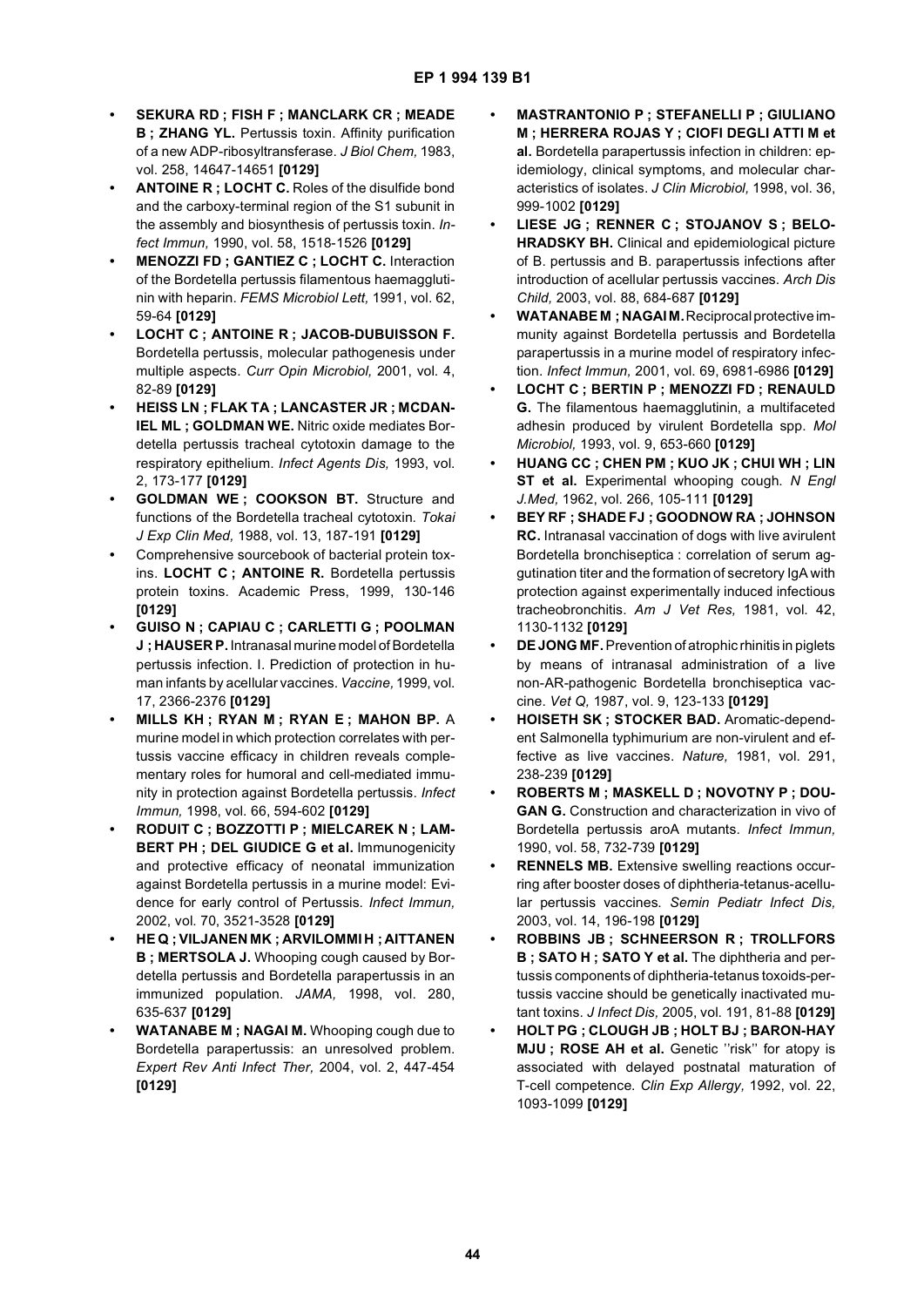- **SEKURA RD ; FISH F ; MANCLARK CR ; MEADE B ; ZHANG YL.** Pertussis toxin. Affinity purification of a new ADP-ribosyltransferase. *J Biol Chem,* 1983, vol. 258, 14647-14651 **[0129]**
- **ANTOINE R ; LOCHT C.** Roles of the disulfide bond and the carboxy-terminal region of the S1 subunit in the assembly and biosynthesis of pertussis toxin. *Infect Immun,* 1990, vol. 58, 1518-1526 **[0129]**
- **MENOZZI FD ; GANTIEZ C ; LOCHT C.** Interaction of the Bordetella pertussis filamentous haemagglutinin with heparin. *FEMS Microbiol Lett,* 1991, vol. 62, 59-64 **[0129]**
- **LOCHT C ; ANTOINE R ; JACOB-DUBUISSON F.** Bordetella pertussis, molecular pathogenesis under multiple aspects. *Curr Opin Microbiol,* 2001, vol. 4, 82-89 **[0129]**
- **HEISS LN ; FLAK TA ; LANCASTER JR ; MCDANIEL ML ; GOLDMAN WE.** Nitric oxide mediates Bordetella pertussis tracheal cytotoxin damage to the respiratory epithelium. *Infect Agents Dis,* 1993, vol. 2, 173-177 **[0129]**
- **GOLDMAN WE ; COOKSON BT.** Structure and functions of the Bordetella tracheal cytotoxin. *Tokai J Exp Clin Med,* 1988, vol. 13, 187-191 **[0129]**
- Comprehensive sourcebook of bacterial protein toxins. **LOCHT C ; ANTOINE R.** Bordetella pertussis protein toxins. Academic Press, 1999, 130-146 **[0129]**
- **GUISO N ; CAPIAU C ; CARLETTI G ; POOLMAN J ; HAUSER P.** Intranasal murine model of Bordetella pertussis infection. I. Prediction of protection in human infants by acellular vaccines. *Vaccine,* 1999, vol. 17, 2366-2376 **[0129]**
- **MILLS KH ; RYAN M ; RYAN E ; MAHON BP.** A murine model in which protection correlates with pertussis vaccine efficacy in children reveals complementary roles for humoral and cell-mediated immunity in protection against Bordetella pertussis. *Infect Immun,* 1998, vol. 66, 594-602 **[0129]**
- **RODUIT C ; BOZZOTTI P ; MIELCAREK N ; LAMBERT PH ; DEL GIUDICE G et al.** Immunogenicity and protective efficacy of neonatal immunization against Bordetella pertussis in a murine model: Evidence for early control of Pertussis. *Infect Immun,* 2002, vol. 70, 3521-3528 **[0129]**
- **HE Q ; VILJANEN MK ; ARVILOMMI H ; AITTANEN B ; MERTSOLA J.** Whooping cough caused by Bordetella pertussis and Bordetella parapertussis in an immunized population. *JAMA,* 1998, vol. 280, 635-637 **[0129]**
- **WATANABE M ; NAGAI M.** Whooping cough due to Bordetella parapertussis: an unresolved problem. *Expert Rev Anti Infect Ther,* 2004, vol. 2, 447-454 **[0129]**
- **MASTRANTONIO P ; STEFANELLI P ; GIULIANO M ; HERRERA ROJAS Y ; CIOFI DEGLI ATTI M et al.** Bordetella parapertussis infection in children: epidemiology, clinical symptoms, and molecular characteristics of isolates. *J Clin Microbiol,* 1998, vol. 36, 999-1002 **[0129]**
- **LIESE JG ; RENNER C ; STOJANOV S ; BELOHRADSKY BH.** Clinical and epidemiological picture of B. pertussis and B. parapertussis infections after introduction of acellular pertussis vaccines. *Arch Dis Child,* 2003, vol. 88, 684-687 **[0129]**
- **WATANABE M ; NAGAI M.** Reciprocal protective immunity against Bordetella pertussis and Bordetella parapertussis in a murine model of respiratory infection. *Infect Immun,* 2001, vol. 69, 6981-6986 **[0129]**
- **LOCHT C ; BERTIN P ; MENOZZI FD ; RENAULD G.** The filamentous haemagglutinin, a multifaceted adhesin produced by virulent Bordetella spp. *Mol Microbiol,* 1993, vol. 9, 653-660 **[0129]**
- **HUANG CC ; CHEN PM ; KUO JK ; CHUI WH ; LIN ST et al.** Experimental whooping cough. *N Engl J.Med,* 1962, vol. 266, 105-111 **[0129]**
- **BEY RF ; SHADE FJ ; GOODNOW RA ; JOHNSON RC.** Intranasal vaccination of dogs with live avirulent Bordetella bronchiseptica : correlation of serum agglutination titer and the formation of secretory IgA with protection against experimentally induced infectious tracheobronchitis. *Am J Vet Res,* 1981, vol. 42, 1130-1132 **[0129]**
- **DE JONG MF.** Prevention of atrophic rhinitis in piglets by means of intranasal administration of a live non-AR-pathogenic Bordetella bronchiseptica vaccine. *Vet Q,* 1987, vol. 9, 123-133 **[0129]**
- **HOISETH SK ; STOCKER BAD.** Aromatic-dependent Salmonella typhimurium are non-virulent and effective as live vaccines. *Nature,* 1981, vol. 291, 238-239 **[0129]**
- **ROBERTS M ; MASKELL D ; NOVOTNY P ; DOUGAN G.** Construction and characterization in vivo of Bordetella pertussis aroA mutants. *Infect Immun,* 1990, vol. 58, 732-739 **[0129]**
- **RENNELS MB.** Extensive swelling reactions occurring after booster doses of diphtheria-tetanus-acellular pertussis vaccines. *Semin Pediatr Infect Dis,* 2003, vol. 14, 196-198 **[0129]**
- **ROBBINS JB ; SCHNEERSON R ; TROLLFORS B ; SATO H ; SATO Y et al.** The diphtheria and pertussis components of diphtheria-tetanus toxoids-pertussis vaccine should be genetically inactivated mutant toxins. *J Infect Dis,* 2005, vol. 191, 81-88 **[0129]**
- **HOLT PG ; CLOUGH JB ; HOLT BJ ; BARON-HAY MJU ; ROSE AH et al.** Genetic ''risk'' for atopy is associated with delayed postnatal maturation of T-cell competence. *Clin Exp Allergy,* 1992, vol. 22, 1093-1099 **[0129]**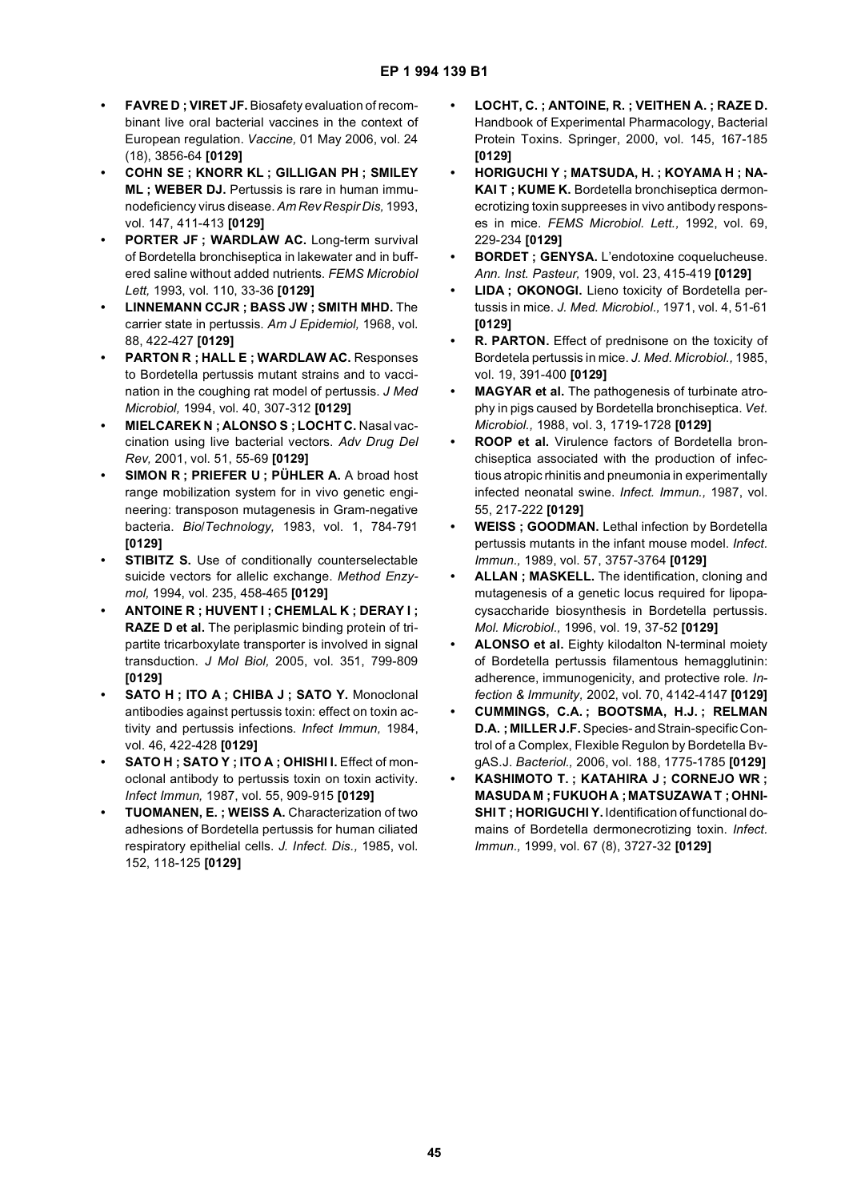- **FAVRE D ; VIRET JF.** Biosafety evaluation of recombinant live oral bacterial vaccines in the context of European regulation. *Vaccine,* 01 May 2006, vol. 24 (18), 3856-64 **[0129]**
- **COHN SE ; KNORR KL ; GILLIGAN PH ; SMILEY ML ; WEBER DJ.** Pertussis is rare in human immunodeficiency virus disease. *Am Rev Respir Dis,* 1993, vol. 147, 411-413 **[0129]**
- **PORTER JF ; WARDLAW AC.** Long-term survival of Bordetella bronchiseptica in lakewater and in buffered saline without added nutrients. *FEMS Microbiol Lett,* 1993, vol. 110, 33-36 **[0129]**
- **LINNEMANN CCJR ; BASS JW ; SMITH MHD.** The carrier state in pertussis. *Am J Epidemiol,* 1968, vol. 88, 422-427 **[0129]**
- **PARTON R ; HALL E ; WARDLAW AC.** Responses to Bordetella pertussis mutant strains and to vaccination in the coughing rat model of pertussis. *J Med Microbiol,* 1994, vol. 40, 307-312 **[0129]**
- **MIELCAREK N ; ALONSO S ; LOCHT C.** Nasal vaccination using live bacterial vectors. *Adv Drug Del Rev,* 2001, vol. 51, 55-69 **[0129]**
- **SIMON R ; PRIEFER U ; PÜHLER A.** A broad host range mobilization system for in vivo genetic engineering: transposon mutagenesis in Gram-negative bacteria. *Bio/Technology,* 1983, vol. 1, 784-791 **[0129]**
- **STIBITZ S.** Use of conditionally counterselectable suicide vectors for allelic exchange. *Method Enzymol,* 1994, vol. 235, 458-465 **[0129]**
- **ANTOINE R ; HUVENT I ; CHEMLAL K ; DERAY I ; RAZE D et al.** The periplasmic binding protein of tripartite tricarboxylate transporter is involved in signal transduction. *J Mol Biol,* 2005, vol. 351, 799-809 **[0129]**
- **SATO H ; ITO A ; CHIBA J ; SATO Y.** Monoclonal antibodies against pertussis toxin: effect on toxin activity and pertussis infections. *Infect Immun,* 1984, vol. 46, 422-428 **[0129]**
- **SATO H ; SATO Y ; ITO A ; OHISHI I.** Effect of monoclonal antibody to pertussis toxin on toxin activity. *Infect Immun,* 1987, vol. 55, 909-915 **[0129]**
- **TUOMANEN, E. ; WEISS A.** Characterization of two adhesions of Bordetella pertussis for human ciliated respiratory epithelial cells. *J. Infect. Dis.,* 1985, vol. 152, 118-125 **[0129]**
- **LOCHT, C. ; ANTOINE, R. ; VEITHEN A. ; RAZE D.** Handbook of Experimental Pharmacology, Bacterial Protein Toxins. Springer, 2000, vol. 145, 167-185 **[0129]**
- **HORIGUCHI Y ; MATSUDA, H. ; KOYAMA H ; NAKAI T ; KUME K.** Bordetella bronchiseptica dermonecrotizing toxin suppreeses in vivo antibody responses in mice. *FEMS Microbiol. Lett.,* 1992, vol. 69, 229-234 **[0129]**
- **BORDET ; GENYSA.** L'endotoxine coquelucheuse. *Ann. Inst. Pasteur,* 1909, vol. 23, 415-419 **[0129]**
- **LIDA ; OKONOGI.** Lieno toxicity of Bordetella pertussis in mice. *J. Med. Microbiol.,* 1971, vol. 4, 51-61 **[0129]**
- **R. PARTON.** Effect of prednisone on the toxicity of Bordetela pertussis in mice. *J. Med. Microbiol.,* 1985, vol. 19, 391-400 **[0129]**
- **MAGYAR et al.** The pathogenesis of turbinate atrophy in pigs caused by Bordetella bronchiseptica. *Vet. Microbiol.,* 1988, vol. 3, 1719-1728 **[0129]**
- **ROOP et al.** Virulence factors of Bordetella bronchiseptica associated with the production of infectious atropic rhinitis and pneumonia in experimentally infected neonatal swine. *Infect. Immun.,* 1987, vol. 55, 217-222 **[0129]**
- **WEISS ; GOODMAN.** Lethal infection by Bordetella pertussis mutants in the infant mouse model. *Infect. Immun.,* 1989, vol. 57, 3757-3764 **[0129]**
- **ALLAN ; MASKELL.** The identification, cloning and mutagenesis of a genetic locus required for lipopacysaccharide biosynthesis in Bordetella pertussis. *Mol. Microbiol.,* 1996, vol. 19, 37-52 **[0129]**
- **ALONSO et al.** Eighty kilodalton N-terminal moiety of Bordetella pertussis filamentous hemagglutinin: adherence, immunogenicity, and protective role. *Infection & Immunity,* 2002, vol. 70, 4142-4147 **[0129]**
- **CUMMINGS, C.A. ; BOOTSMA, H.J. ; RELMAN D.A. ; MILLER J.F.** Species- and Strain-specific Control of a Complex, Flexible Regulon by Bordetella BvgAS.J. *Bacteriol.,* 2006, vol. 188, 1775-1785 **[0129]**
- **KASHIMOTO T. ; KATAHIRA J ; CORNEJO WR ; MASUDA M ; FUKUOH A ; MATSUZAWA T ; OHNISHI T ; HORIGUCHI Y.** Identification of functional domains of Bordetella dermonecrotizing toxin. *Infect. Immun.,* 1999, vol. 67 (8), 3727-32 **[0129]**